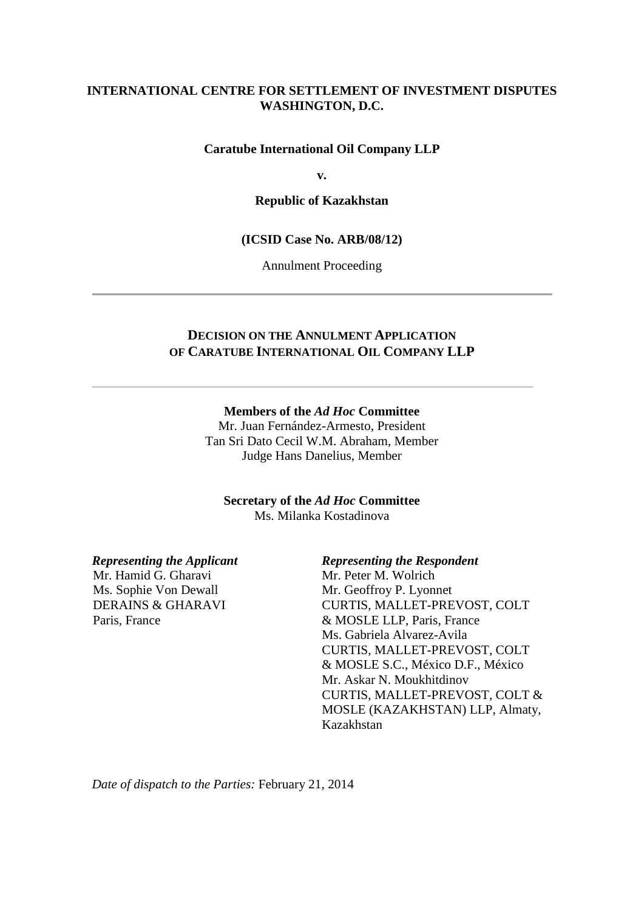**INTERNATIONAL CENTRE FOR SETTLEMENT OF INVESTMENT DISPUTES**
**WASHINGTON, D.C.**

**Caratube International Oil Company LLP**

**v.**

**Republic of Kazakhstan**

**(ICSID Case No. ARB/08/12)**

Annulment Proceeding

---

# DECISION ON THE ANNULMENT APPLICATION OF CARATUBE INTERNATIONAL OIL COMPANY LLP

---

**Members of the *Ad Hoc* Committee**
Mr. Juan Fernández-Armesto, President
Tan Sri Dato Cecil W.M. Abraham, Member
Judge Hans Danelius, Member

**Secretary of the *Ad Hoc* Committee**
Ms. Milanka Kostadinova

***Representing the Applicant***
Mr. Hamid G. Gharavi
Ms. Sophie Von Dewall
DERAINS & GHARAVI
Paris, France

***Representing the Respondent***
Mr. Peter M. Wolrich
Mr. Geoffroy P. Lyonnet
CURTIS, MALLET-PREVOST, COLT & MOSLE LLP, Paris, France
Ms. Gabriela Alvarez-Avila
CURTIS, MALLET-PREVOST, COLT & MOSLE S.C., México D.F., México
Mr. Askar N. Moukhitdinov
CURTIS, MALLET-PREVOST, COLT & MOSLE (KAZAKHSTAN) LLP, Almaty, Kazakhstan

*Date of dispatch to the Parties:* February 21, 2014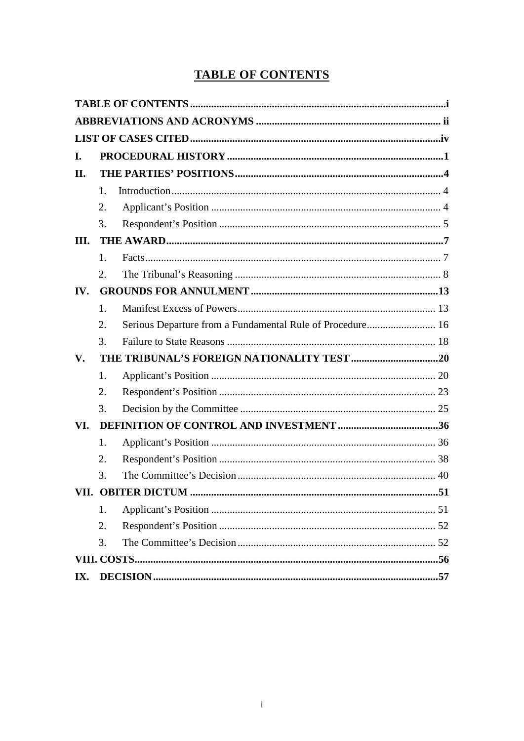# TABLE OF CONTENTS

**TABLE OF CONTENTS** ........ **i**

**ABBREVIATIONS AND ACRONYMS** ........ **ii**

**LIST OF CASES CITED** ........ **iv**

**I. PROCEDURAL HISTORY** ........ **1**

**II. THE PARTIES' POSITIONS** ........ **4**

1. Introduction ........ 4
2. Applicant's Position ........ 4
3. Respondent's Position ........ 5

**III. THE AWARD** ........ **7**

1. Facts ........ 7
2. The Tribunal's Reasoning ........ 8

**IV. GROUNDS FOR ANNULMENT** ........ **13**

1. Manifest Excess of Powers ........ 13
2. Serious Departure from a Fundamental Rule of Procedure ........ 16
3. Failure to State Reasons ........ 18

**V. THE TRIBUNAL'S FOREIGN NATIONALITY TEST** ........ **20**

1. Applicant's Position ........ 20
2. Respondent's Position ........ 23
3. Decision by the Committee ........ 25

**VI. DEFINITION OF CONTROL AND INVESTMENT** ........ **36**

1. Applicant's Position ........ 36
2. Respondent's Position ........ 38
3. The Committee's Decision ........ 40

**VII. OBITER DICTUM** ........ **51**

1. Applicant's Position ........ 51
2. Respondent's Position ........ 52
3. The Committee's Decision ........ 52

**VIII. COSTS** ........ **56**

**IX. DECISION** ........ **57**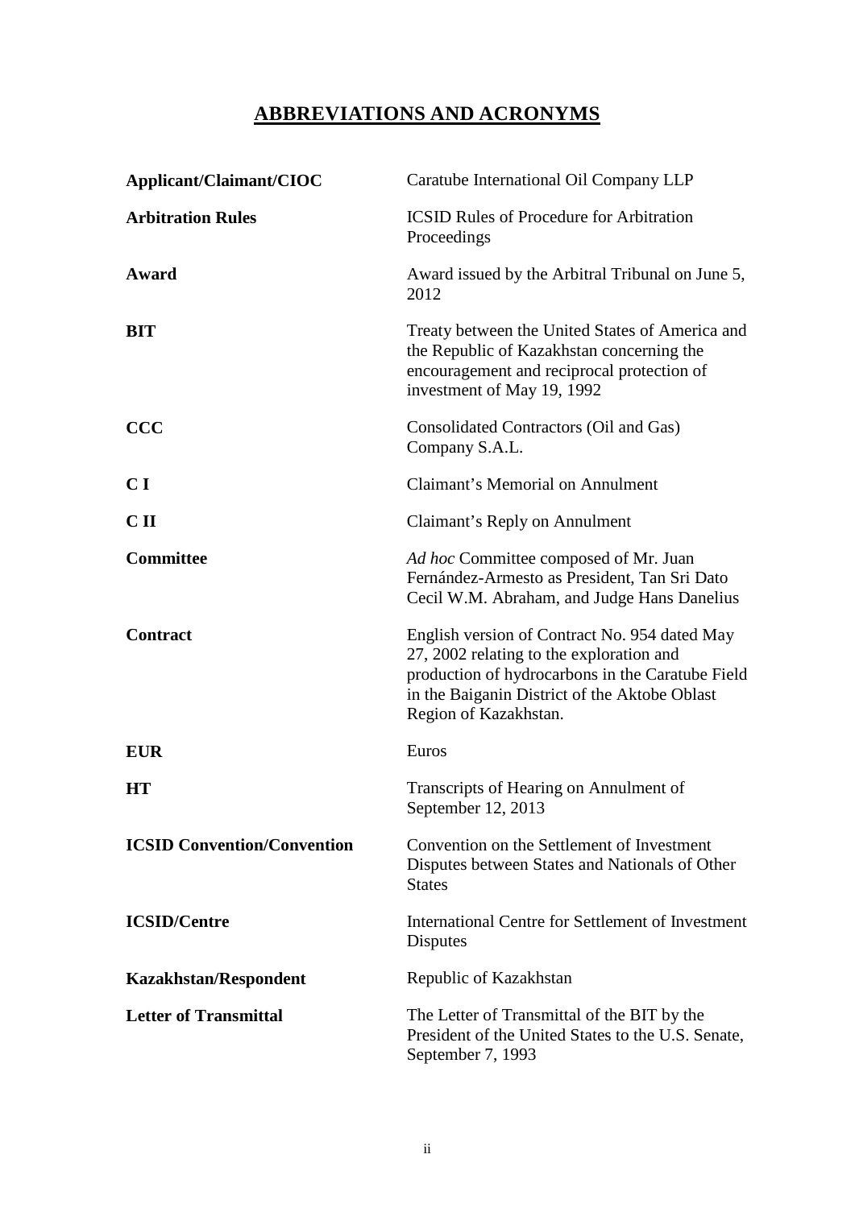## ABBREVIATIONS AND ACRONYMS

| | |
|---|---|
| **Applicant/Claimant/CIOC** | Caratube International Oil Company LLP |
| **Arbitration Rules** | ICSID Rules of Procedure for Arbitration Proceedings |
| **Award** | Award issued by the Arbitral Tribunal on June 5, 2012 |
| **BIT** | Treaty between the United States of America and the Republic of Kazakhstan concerning the encouragement and reciprocal protection of investment of May 19, 1992 |
| **CCC** | Consolidated Contractors (Oil and Gas) Company S.A.L. |
| **C I** | Claimant's Memorial on Annulment |
| **C II** | Claimant's Reply on Annulment |
| **Committee** | *Ad hoc* Committee composed of Mr. Juan Fernández-Armesto as President, Tan Sri Dato Cecil W.M. Abraham, and Judge Hans Danelius |
| **Contract** | English version of Contract No. 954 dated May 27, 2002 relating to the exploration and production of hydrocarbons in the Caratube Field in the Baiganin District of the Aktobe Oblast Region of Kazakhstan. |
| **EUR** | Euros |
| **HT** | Transcripts of Hearing on Annulment of September 12, 2013 |
| **ICSID Convention/Convention** | Convention on the Settlement of Investment Disputes between States and Nationals of Other States |
| **ICSID/Centre** | International Centre for Settlement of Investment Disputes |
| **Kazakhstan/Respondent** | Republic of Kazakhstan |
| **Letter of Transmittal** | The Letter of Transmittal of the BIT by the President of the United States to the U.S. Senate, September 7, 1993 |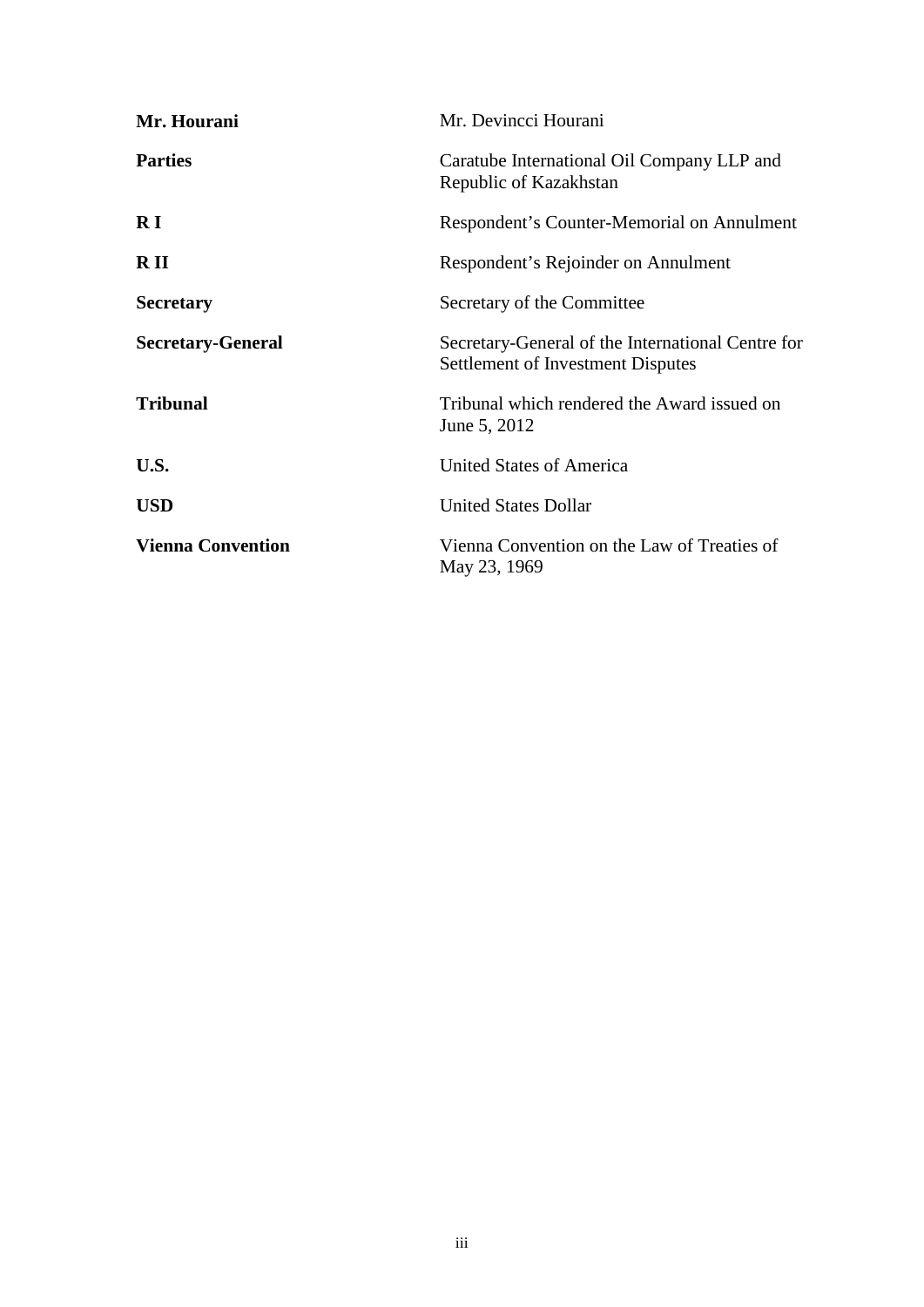| | |
|---|---|
| **Mr. Hourani** | Mr. Devincci Hourani |
| **Parties** | Caratube International Oil Company LLP and Republic of Kazakhstan |
| **R I** | Respondent's Counter-Memorial on Annulment |
| **R II** | Respondent's Rejoinder on Annulment |
| **Secretary** | Secretary of the Committee |
| **Secretary-General** | Secretary-General of the International Centre for Settlement of Investment Disputes |
| **Tribunal** | Tribunal which rendered the Award issued on June 5, 2012 |
| **U.S.** | United States of America |
| **USD** | United States Dollar |
| **Vienna Convention** | Vienna Convention on the Law of Treaties of May 23, 1969 |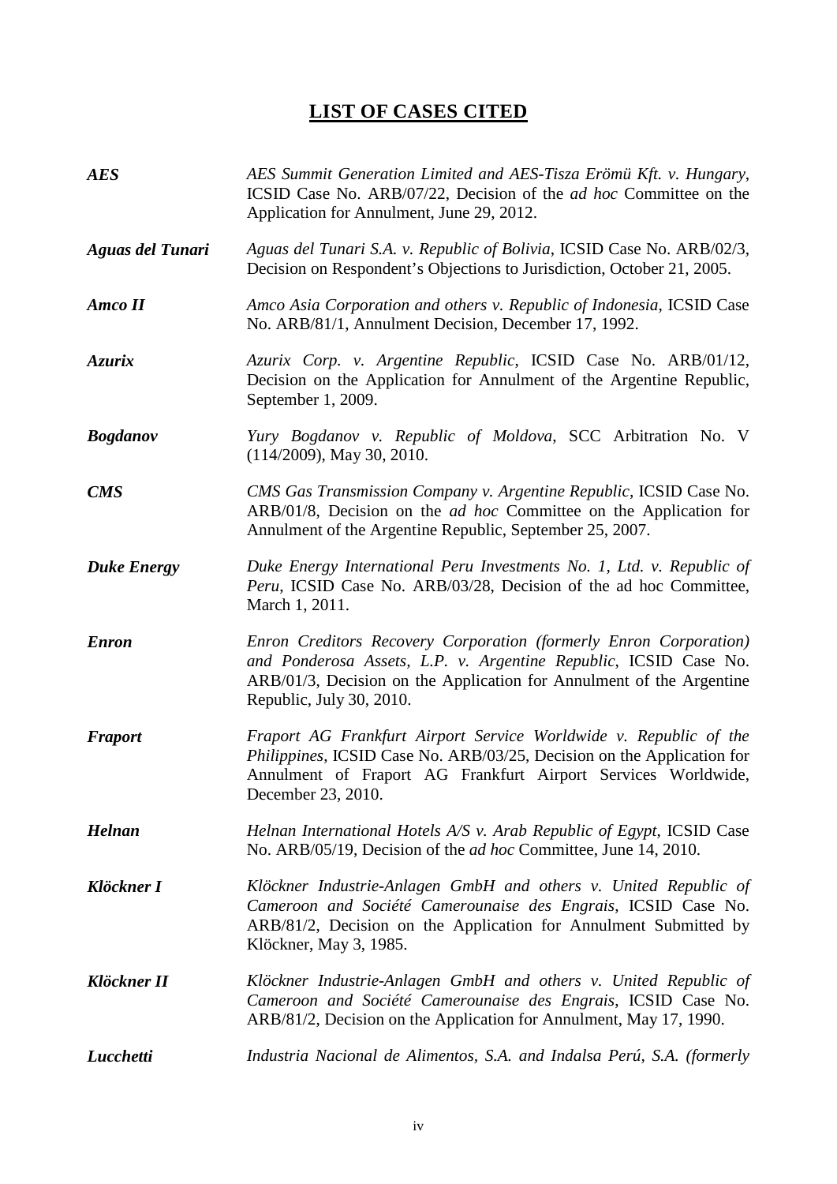# LIST OF CASES CITED

| | |
|---|---|
| ***AES*** | *AES Summit Generation Limited and AES-Tisza Erömü Kft. v. Hungary*, ICSID Case No. ARB/07/22, Decision of the *ad hoc* Committee on the Application for Annulment, June 29, 2012. |
| ***Aguas del Tunari*** | *Aguas del Tunari S.A. v. Republic of Bolivia*, ICSID Case No. ARB/02/3, Decision on Respondent's Objections to Jurisdiction, October 21, 2005. |
| ***Amco II*** | *Amco Asia Corporation and others v. Republic of Indonesia*, ICSID Case No. ARB/81/1, Annulment Decision, December 17, 1992. |
| ***Azurix*** | *Azurix Corp. v. Argentine Republic*, ICSID Case No. ARB/01/12, Decision on the Application for Annulment of the Argentine Republic, September 1, 2009. |
| ***Bogdanov*** | *Yury Bogdanov v. Republic of Moldova*, SCC Arbitration No. V (114/2009), May 30, 2010. |
| ***CMS*** | *CMS Gas Transmission Company v. Argentine Republic*, ICSID Case No. ARB/01/8, Decision on the *ad hoc* Committee on the Application for Annulment of the Argentine Republic, September 25, 2007. |
| ***Duke Energy*** | *Duke Energy International Peru Investments No. 1, Ltd. v. Republic of Peru*, ICSID Case No. ARB/03/28, Decision of the ad hoc Committee, March 1, 2011. |
| ***Enron*** | *Enron Creditors Recovery Corporation (formerly Enron Corporation) and Ponderosa Assets, L.P. v. Argentine Republic*, ICSID Case No. ARB/01/3, Decision on the Application for Annulment of the Argentine Republic, July 30, 2010. |
| ***Fraport*** | *Fraport AG Frankfurt Airport Service Worldwide v. Republic of the Philippines*, ICSID Case No. ARB/03/25, Decision on the Application for Annulment of Fraport AG Frankfurt Airport Services Worldwide, December 23, 2010. |
| ***Helnan*** | *Helnan International Hotels A/S v. Arab Republic of Egypt*, ICSID Case No. ARB/05/19, Decision of the *ad hoc* Committee, June 14, 2010. |
| ***Klöckner I*** | *Klöckner Industrie-Anlagen GmbH and others v. United Republic of Cameroon and Société Camerounaise des Engrais*, ICSID Case No. ARB/81/2, Decision on the Application for Annulment Submitted by Klöckner, May 3, 1985. |
| ***Klöckner II*** | *Klöckner Industrie-Anlagen GmbH and others v. United Republic of Cameroon and Société Camerounaise des Engrais*, ICSID Case No. ARB/81/2, Decision on the Application for Annulment, May 17, 1990. |
| ***Lucchetti*** | *Industria Nacional de Alimentos, S.A. and Indalsa Perú, S.A. (formerly* |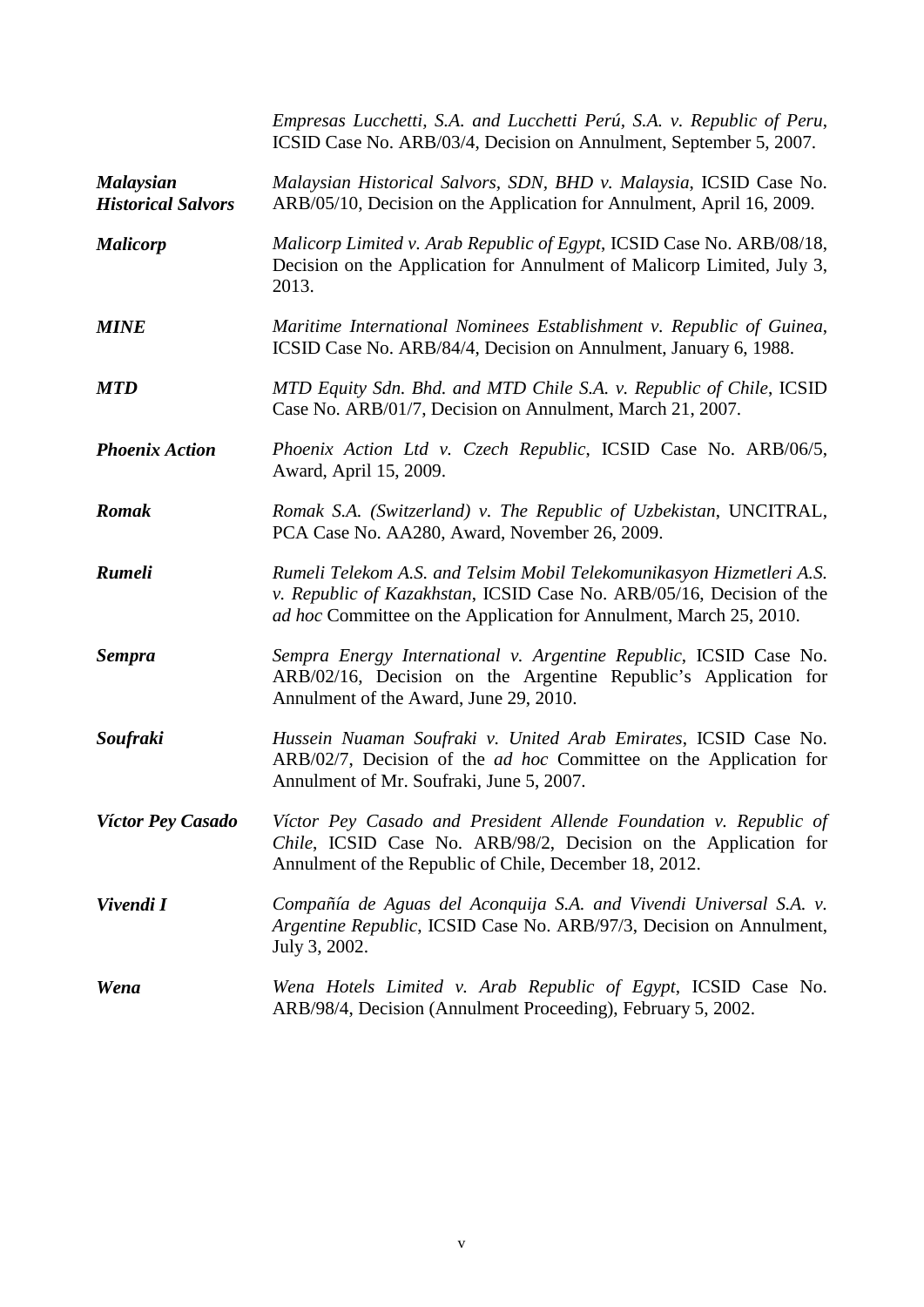| | |
|---|---|
| | *Empresas Lucchetti, S.A. and Lucchetti Perú, S.A. v. Republic of Peru*, ICSID Case No. ARB/03/4, Decision on Annulment, September 5, 2007. |
| ***Malaysian Historical Salvors*** | *Malaysian Historical Salvors, SDN, BHD v. Malaysia*, ICSID Case No. ARB/05/10, Decision on the Application for Annulment, April 16, 2009. |
| ***Malicorp*** | *Malicorp Limited v. Arab Republic of Egypt*, ICSID Case No. ARB/08/18, Decision on the Application for Annulment of Malicorp Limited, July 3, 2013. |
| ***MINE*** | *Maritime International Nominees Establishment v. Republic of Guinea*, ICSID Case No. ARB/84/4, Decision on Annulment, January 6, 1988. |
| ***MTD*** | *MTD Equity Sdn. Bhd. and MTD Chile S.A. v. Republic of Chile*, ICSID Case No. ARB/01/7, Decision on Annulment, March 21, 2007. |
| ***Phoenix Action*** | *Phoenix Action Ltd v. Czech Republic*, ICSID Case No. ARB/06/5, Award, April 15, 2009. |
| ***Romak*** | *Romak S.A. (Switzerland) v. The Republic of Uzbekistan*, UNCITRAL, PCA Case No. AA280, Award, November 26, 2009. |
| ***Rumeli*** | *Rumeli Telekom A.S. and Telsim Mobil Telekomunikasyon Hizmetleri A.S. v. Republic of Kazakhstan*, ICSID Case No. ARB/05/16, Decision of the *ad hoc* Committee on the Application for Annulment, March 25, 2010. |
| ***Sempra*** | *Sempra Energy International v. Argentine Republic*, ICSID Case No. ARB/02/16, Decision on the Argentine Republic's Application for Annulment of the Award, June 29, 2010. |
| ***Soufraki*** | *Hussein Nuaman Soufraki v. United Arab Emirates*, ICSID Case No. ARB/02/7, Decision of the *ad hoc* Committee on the Application for Annulment of Mr. Soufraki, June 5, 2007. |
| ***Víctor Pey Casado*** | *Víctor Pey Casado and President Allende Foundation v. Republic of Chile*, ICSID Case No. ARB/98/2, Decision on the Application for Annulment of the Republic of Chile, December 18, 2012. |
| ***Vivendi I*** | *Compañía de Aguas del Aconquija S.A. and Vivendi Universal S.A. v. Argentine Republic*, ICSID Case No. ARB/97/3, Decision on Annulment, July 3, 2002. |
| ***Wena*** | *Wena Hotels Limited v. Arab Republic of Egypt*, ICSID Case No. ARB/98/4, Decision (Annulment Proceeding), February 5, 2002. |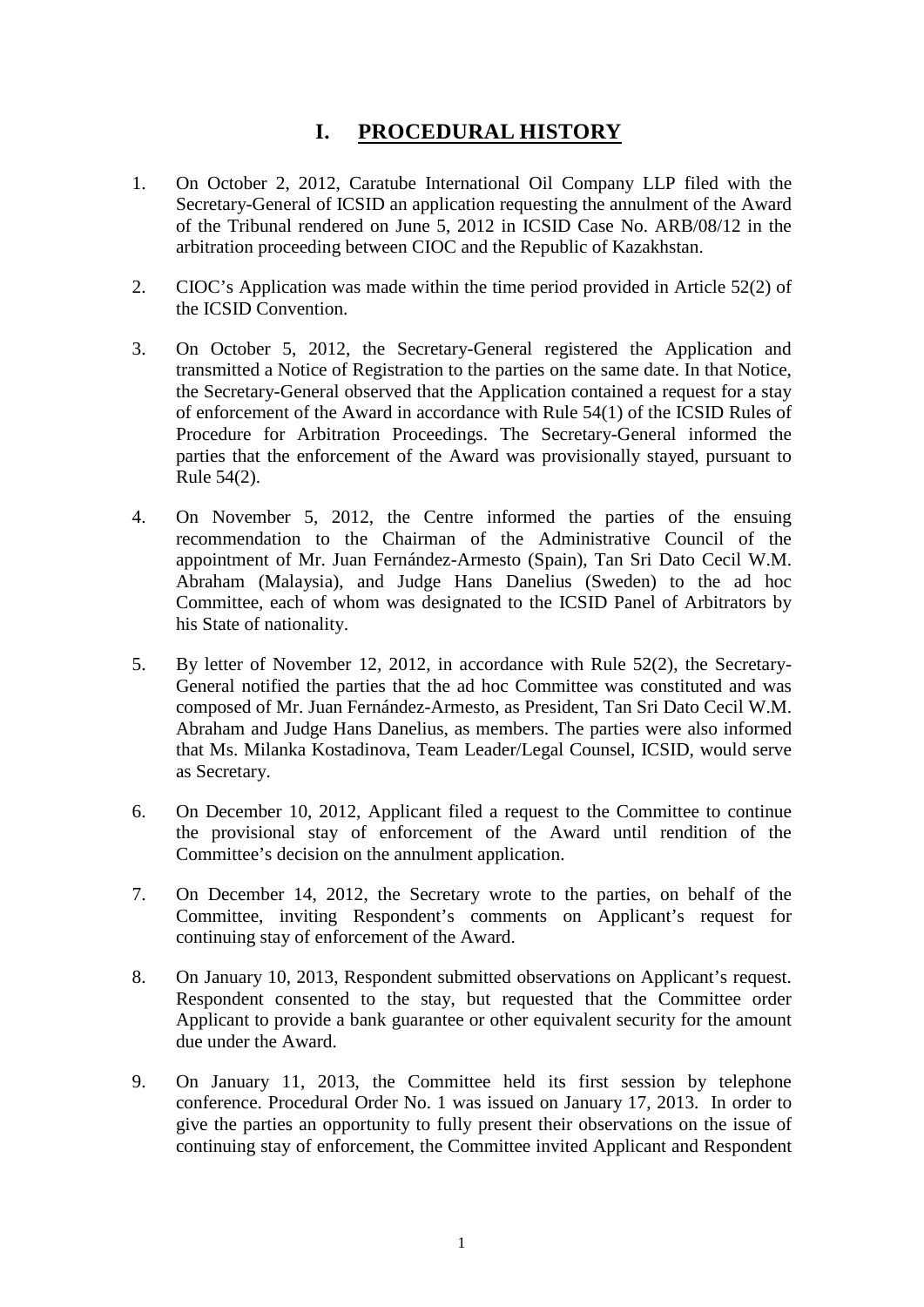# I. PROCEDURAL HISTORY

1. On October 2, 2012, Caratube International Oil Company LLP filed with the Secretary-General of ICSID an application requesting the annulment of the Award of the Tribunal rendered on June 5, 2012 in ICSID Case No. ARB/08/12 in the arbitration proceeding between CIOC and the Republic of Kazakhstan.

2. CIOC's Application was made within the time period provided in Article 52(2) of the ICSID Convention.

3. On October 5, 2012, the Secretary-General registered the Application and transmitted a Notice of Registration to the parties on the same date. In that Notice, the Secretary-General observed that the Application contained a request for a stay of enforcement of the Award in accordance with Rule 54(1) of the ICSID Rules of Procedure for Arbitration Proceedings. The Secretary-General informed the parties that the enforcement of the Award was provisionally stayed, pursuant to Rule 54(2).

4. On November 5, 2012, the Centre informed the parties of the ensuing recommendation to the Chairman of the Administrative Council of the appointment of Mr. Juan Fernández-Armesto (Spain), Tan Sri Dato Cecil W.M. Abraham (Malaysia), and Judge Hans Danelius (Sweden) to the ad hoc Committee, each of whom was designated to the ICSID Panel of Arbitrators by his State of nationality.

5. By letter of November 12, 2012, in accordance with Rule 52(2), the Secretary-General notified the parties that the ad hoc Committee was constituted and was composed of Mr. Juan Fernández-Armesto, as President, Tan Sri Dato Cecil W.M. Abraham and Judge Hans Danelius, as members. The parties were also informed that Ms. Milanka Kostadinova, Team Leader/Legal Counsel, ICSID, would serve as Secretary.

6. On December 10, 2012, Applicant filed a request to the Committee to continue the provisional stay of enforcement of the Award until rendition of the Committee's decision on the annulment application.

7. On December 14, 2012, the Secretary wrote to the parties, on behalf of the Committee, inviting Respondent's comments on Applicant's request for continuing stay of enforcement of the Award.

8. On January 10, 2013, Respondent submitted observations on Applicant's request. Respondent consented to the stay, but requested that the Committee order Applicant to provide a bank guarantee or other equivalent security for the amount due under the Award.

9. On January 11, 2013, the Committee held its first session by telephone conference. Procedural Order No. 1 was issued on January 17, 2013. In order to give the parties an opportunity to fully present their observations on the issue of continuing stay of enforcement, the Committee invited Applicant and Respondent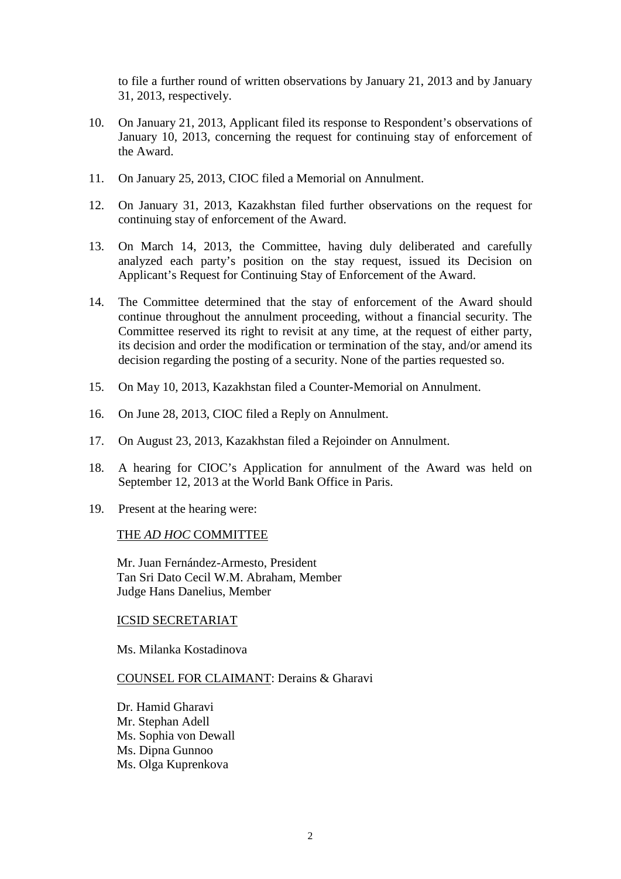to file a further round of written observations by January 21, 2013 and by January 31, 2013, respectively.

10. On January 21, 2013, Applicant filed its response to Respondent's observations of January 10, 2013, concerning the request for continuing stay of enforcement of the Award.

11. On January 25, 2013, CIOC filed a Memorial on Annulment.

12. On January 31, 2013, Kazakhstan filed further observations on the request for continuing stay of enforcement of the Award.

13. On March 14, 2013, the Committee, having duly deliberated and carefully analyzed each party's position on the stay request, issued its Decision on Applicant's Request for Continuing Stay of Enforcement of the Award.

14. The Committee determined that the stay of enforcement of the Award should continue throughout the annulment proceeding, without a financial security. The Committee reserved its right to revisit at any time, at the request of either party, its decision and order the modification or termination of the stay, and/or amend its decision regarding the posting of a security. None of the parties requested so.

15. On May 10, 2013, Kazakhstan filed a Counter-Memorial on Annulment.

16. On June 28, 2013, CIOC filed a Reply on Annulment.

17. On August 23, 2013, Kazakhstan filed a Rejoinder on Annulment.

18. A hearing for CIOC's Application for annulment of the Award was held on September 12, 2013 at the World Bank Office in Paris.

19. Present at the hearing were:

THE *AD HOC* COMMITTEE

Mr. Juan Fernández-Armesto, President
Tan Sri Dato Cecil W.M. Abraham, Member
Judge Hans Danelius, Member

ICSID SECRETARIAT

Ms. Milanka Kostadinova

COUNSEL FOR CLAIMANT: Derains & Gharavi

Dr. Hamid Gharavi
Mr. Stephan Adell
Ms. Sophia von Dewall
Ms. Dipna Gunnoo
Ms. Olga Kuprenkova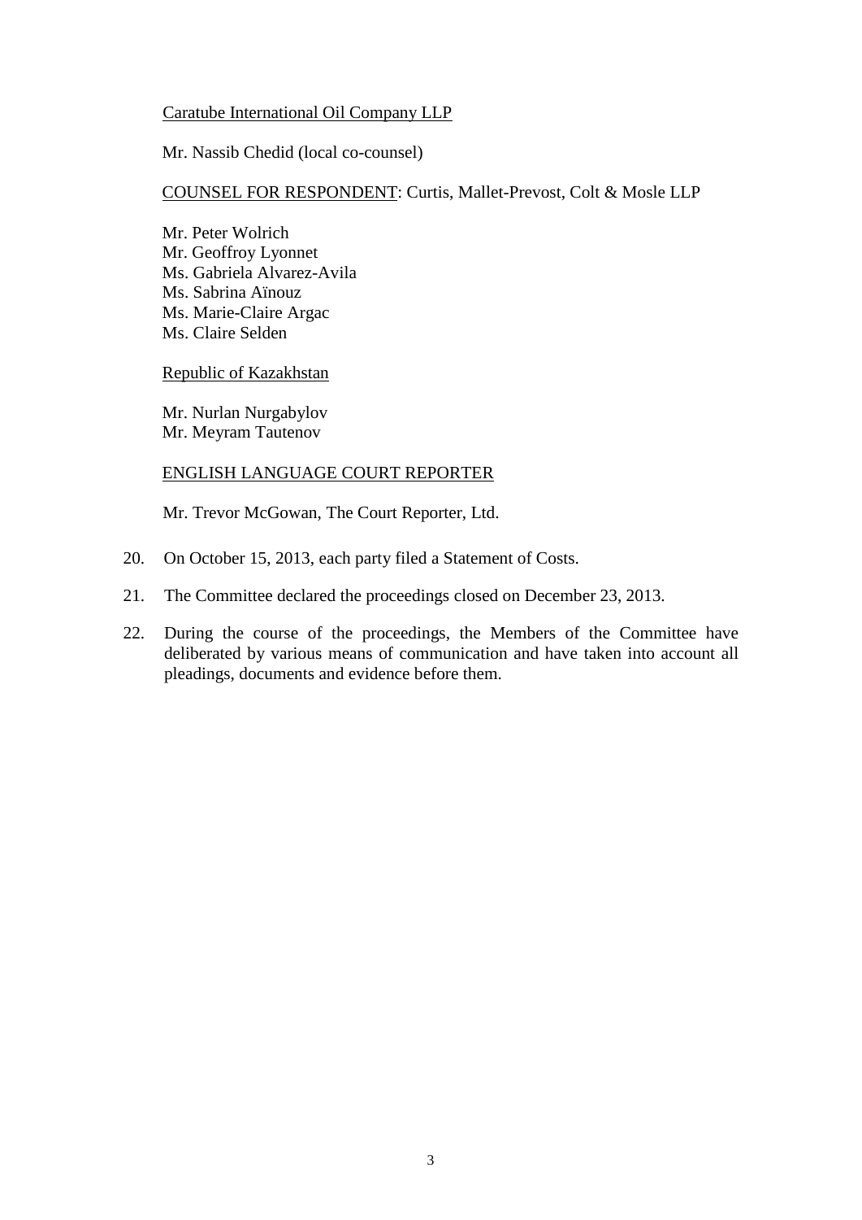Caratube International Oil Company LLP

Mr. Nassib Chedid (local co-counsel)

COUNSEL FOR RESPONDENT: Curtis, Mallet-Prevost, Colt & Mosle LLP

Mr. Peter Wolrich
Mr. Geoffroy Lyonnet
Ms. Gabriela Alvarez-Avila
Ms. Sabrina Aïnouz
Ms. Marie-Claire Argac
Ms. Claire Selden

Republic of Kazakhstan

Mr. Nurlan Nurgabylov
Mr. Meyram Tautenov

ENGLISH LANGUAGE COURT REPORTER

Mr. Trevor McGowan, The Court Reporter, Ltd.

20. On October 15, 2013, each party filed a Statement of Costs.

21. The Committee declared the proceedings closed on December 23, 2013.

22. During the course of the proceedings, the Members of the Committee have deliberated by various means of communication and have taken into account all pleadings, documents and evidence before them.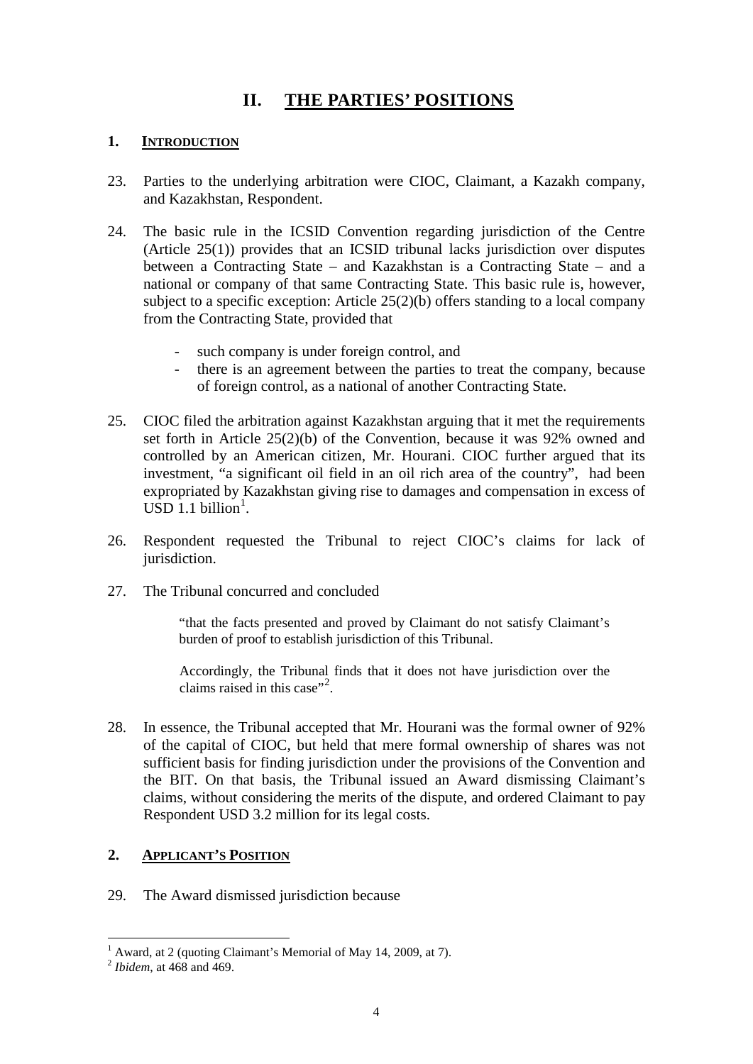# II. THE PARTIES' POSITIONS

## 1. INTRODUCTION

23. Parties to the underlying arbitration were CIOC, Claimant, a Kazakh company, and Kazakhstan, Respondent.

24. The basic rule in the ICSID Convention regarding jurisdiction of the Centre (Article 25(1)) provides that an ICSID tribunal lacks jurisdiction over disputes between a Contracting State – and Kazakhstan is a Contracting State – and a national or company of that same Contracting State. This basic rule is, however, subject to a specific exception: Article 25(2)(b) offers standing to a local company from the Contracting State, provided that

    - such company is under foreign control, and
    - there is an agreement between the parties to treat the company, because of foreign control, as a national of another Contracting State.

25. CIOC filed the arbitration against Kazakhstan arguing that it met the requirements set forth in Article 25(2)(b) of the Convention, because it was 92% owned and controlled by an American citizen, Mr. Hourani. CIOC further argued that its investment, "a significant oil field in an oil rich area of the country", had been expropriated by Kazakhstan giving rise to damages and compensation in excess of USD 1.1 billion[1].

26. Respondent requested the Tribunal to reject CIOC's claims for lack of jurisdiction.

27. The Tribunal concurred and concluded

    > "that the facts presented and proved by Claimant do not satisfy Claimant's burden of proof to establish jurisdiction of this Tribunal.
    >
    > Accordingly, the Tribunal finds that it does not have jurisdiction over the claims raised in this case"[2].

28. In essence, the Tribunal accepted that Mr. Hourani was the formal owner of 92% of the capital of CIOC, but held that mere formal ownership of shares was not sufficient basis for finding jurisdiction under the provisions of the Convention and the BIT. On that basis, the Tribunal issued an Award dismissing Claimant's claims, without considering the merits of the dispute, and ordered Claimant to pay Respondent USD 3.2 million for its legal costs.

## 2. APPLICANT'S POSITION

29. The Award dismissed jurisdiction because

---

[1] Award, at 2 (quoting Claimant's Memorial of May 14, 2009, at 7).

[2] *Ibidem*, at 468 and 469.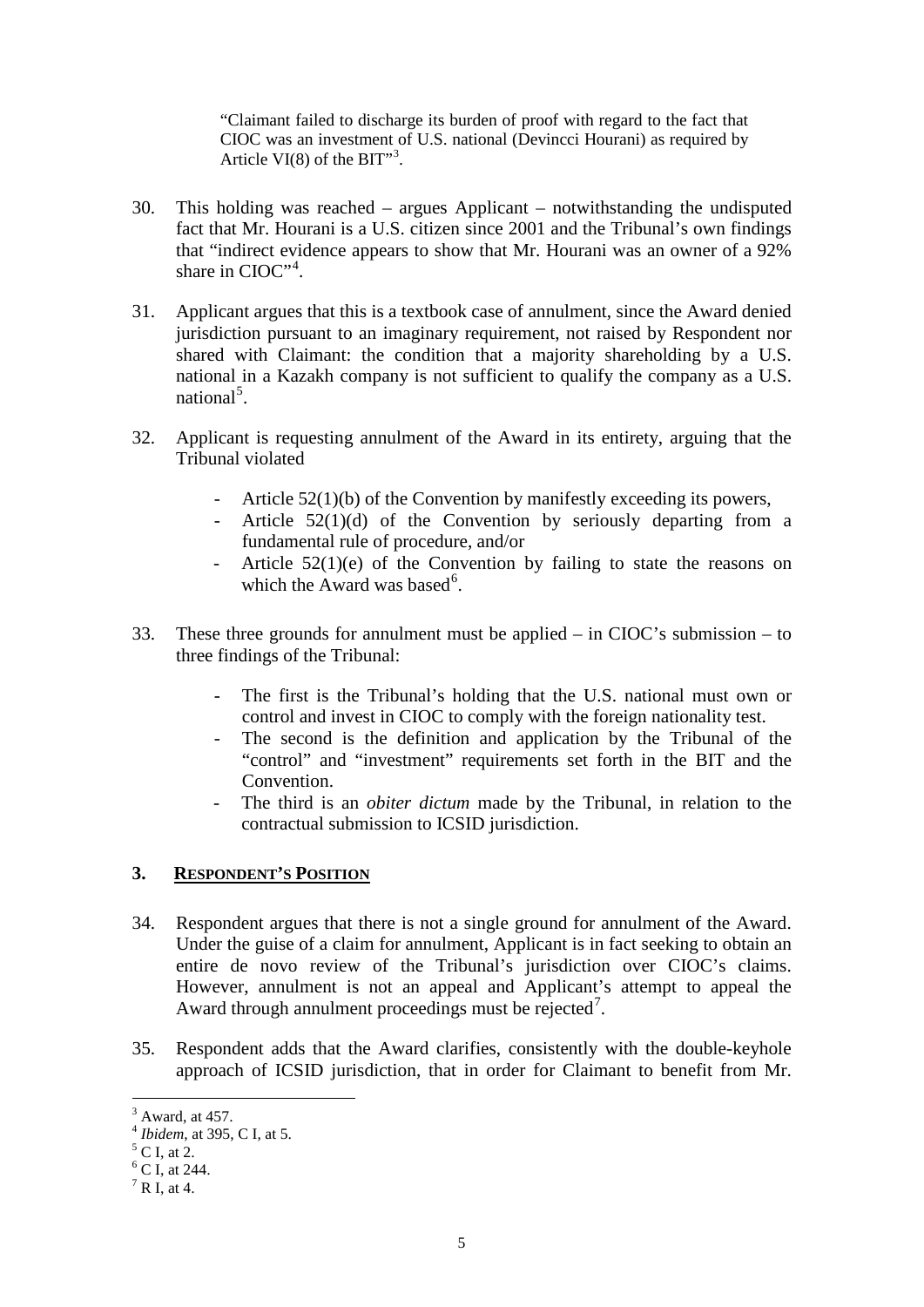> "Claimant failed to discharge its burden of proof with regard to the fact that CIOC was an investment of U.S. national (Devincci Hourani) as required by Article VI(8) of the BIT"[3].

30. This holding was reached – argues Applicant – notwithstanding the undisputed fact that Mr. Hourani is a U.S. citizen since 2001 and the Tribunal's own findings that "indirect evidence appears to show that Mr. Hourani was an owner of a 92% share in CIOC"[4].

31. Applicant argues that this is a textbook case of annulment, since the Award denied jurisdiction pursuant to an imaginary requirement, not raised by Respondent nor shared with Claimant: the condition that a majority shareholding by a U.S. national in a Kazakh company is not sufficient to qualify the company as a U.S. national[5].

32. Applicant is requesting annulment of the Award in its entirety, arguing that the Tribunal violated

    - Article 52(1)(b) of the Convention by manifestly exceeding its powers,
    - Article 52(1)(d) of the Convention by seriously departing from a fundamental rule of procedure, and/or
    - Article 52(1)(e) of the Convention by failing to state the reasons on which the Award was based[6].

33. These three grounds for annulment must be applied – in CIOC's submission – to three findings of the Tribunal:

    - The first is the Tribunal's holding that the U.S. national must own or control and invest in CIOC to comply with the foreign nationality test.
    - The second is the definition and application by the Tribunal of the "control" and "investment" requirements set forth in the BIT and the Convention.
    - The third is an *obiter dictum* made by the Tribunal, in relation to the contractual submission to ICSID jurisdiction.

## 3. RESPONDENT'S POSITION

34. Respondent argues that there is not a single ground for annulment of the Award. Under the guise of a claim for annulment, Applicant is in fact seeking to obtain an entire de novo review of the Tribunal's jurisdiction over CIOC's claims. However, annulment is not an appeal and Applicant's attempt to appeal the Award through annulment proceedings must be rejected[7].

35. Respondent adds that the Award clarifies, consistently with the double-keyhole approach of ICSID jurisdiction, that in order for Claimant to benefit from Mr.

---

[3] Award, at 457.
[4] *Ibidem*, at 395, C I, at 5.
[5] C I, at 2.
[6] C I, at 244.
[7] R I, at 4.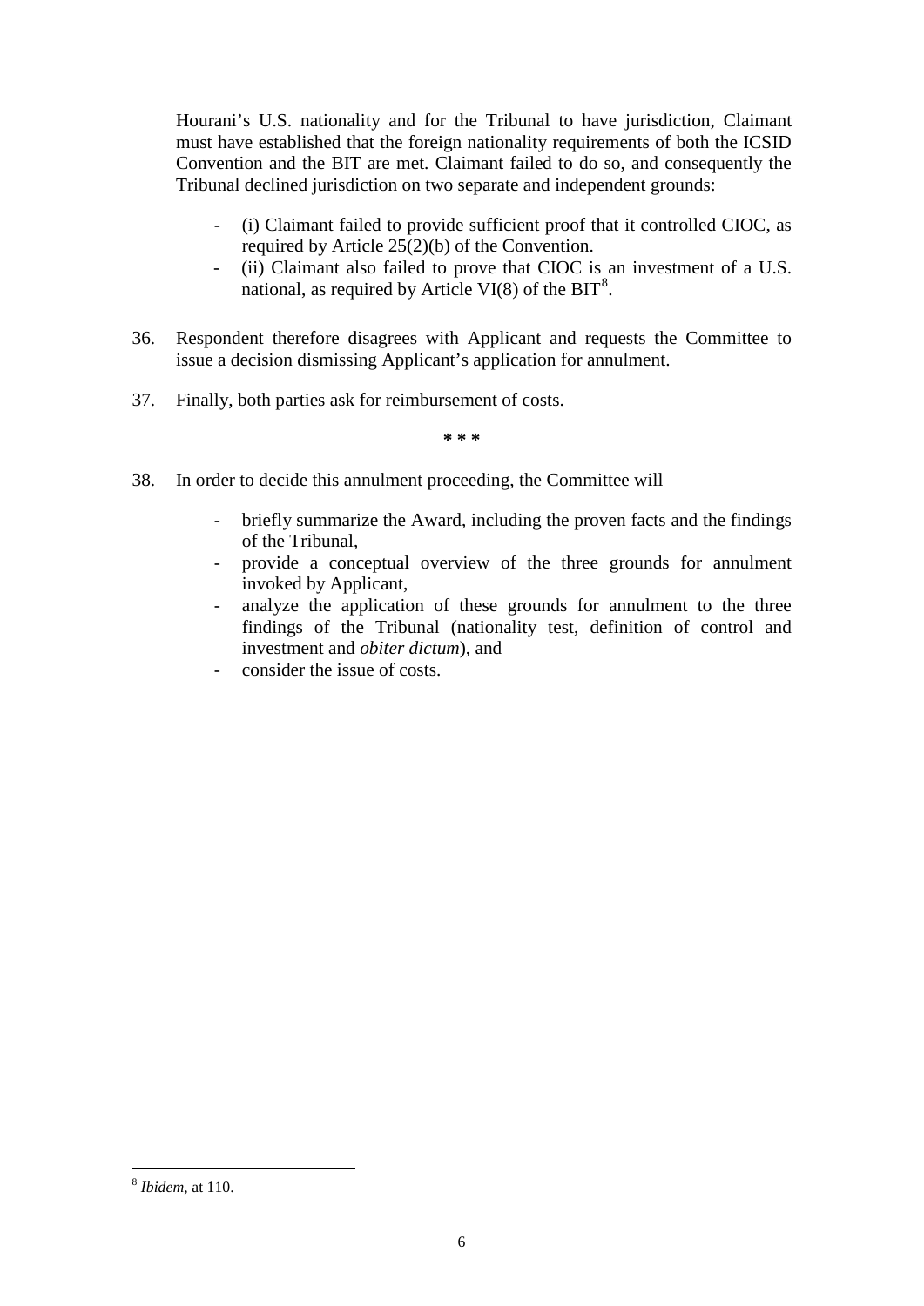Hourani's U.S. nationality and for the Tribunal to have jurisdiction, Claimant must have established that the foreign nationality requirements of both the ICSID Convention and the BIT are met. Claimant failed to do so, and consequently the Tribunal declined jurisdiction on two separate and independent grounds:

- (i) Claimant failed to provide sufficient proof that it controlled CIOC, as required by Article 25(2)(b) of the Convention.
- (ii) Claimant also failed to prove that CIOC is an investment of a U.S. national, as required by Article VI(8) of the BIT[8].

36. Respondent therefore disagrees with Applicant and requests the Committee to issue a decision dismissing Applicant's application for annulment.

37. Finally, both parties ask for reimbursement of costs.

**\* \* \***

38. In order to decide this annulment proceeding, the Committee will

- briefly summarize the Award, including the proven facts and the findings of the Tribunal,
- provide a conceptual overview of the three grounds for annulment invoked by Applicant,
- analyze the application of these grounds for annulment to the three findings of the Tribunal (nationality test, definition of control and investment and *obiter dictum*), and
- consider the issue of costs.

---

[8] *Ibidem*, at 110.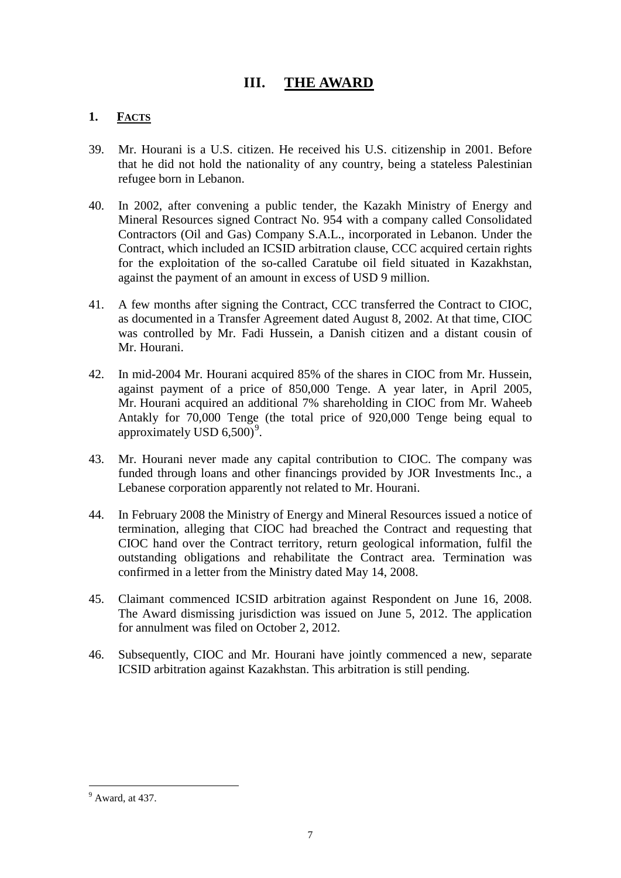# III. THE AWARD

## 1. FACTS

39. Mr. Hourani is a U.S. citizen. He received his U.S. citizenship in 2001. Before that he did not hold the nationality of any country, being a stateless Palestinian refugee born in Lebanon.

40. In 2002, after convening a public tender, the Kazakh Ministry of Energy and Mineral Resources signed Contract No. 954 with a company called Consolidated Contractors (Oil and Gas) Company S.A.L., incorporated in Lebanon. Under the Contract, which included an ICSID arbitration clause, CCC acquired certain rights for the exploitation of the so-called Caratube oil field situated in Kazakhstan, against the payment of an amount in excess of USD 9 million.

41. A few months after signing the Contract, CCC transferred the Contract to CIOC, as documented in a Transfer Agreement dated August 8, 2002. At that time, CIOC was controlled by Mr. Fadi Hussein, a Danish citizen and a distant cousin of Mr. Hourani.

42. In mid-2004 Mr. Hourani acquired 85% of the shares in CIOC from Mr. Hussein, against payment of a price of 850,000 Tenge. A year later, in April 2005, Mr. Hourani acquired an additional 7% shareholding in CIOC from Mr. Waheeb Antakly for 70,000 Tenge (the total price of 920,000 Tenge being equal to approximately USD 6,500)[9].

43. Mr. Hourani never made any capital contribution to CIOC. The company was funded through loans and other financings provided by JOR Investments Inc., a Lebanese corporation apparently not related to Mr. Hourani.

44. In February 2008 the Ministry of Energy and Mineral Resources issued a notice of termination, alleging that CIOC had breached the Contract and requesting that CIOC hand over the Contract territory, return geological information, fulfil the outstanding obligations and rehabilitate the Contract area. Termination was confirmed in a letter from the Ministry dated May 14, 2008.

45. Claimant commenced ICSID arbitration against Respondent on June 16, 2008. The Award dismissing jurisdiction was issued on June 5, 2012. The application for annulment was filed on October 2, 2012.

46. Subsequently, CIOC and Mr. Hourani have jointly commenced a new, separate ICSID arbitration against Kazakhstan. This arbitration is still pending.

---

[9] Award, at 437.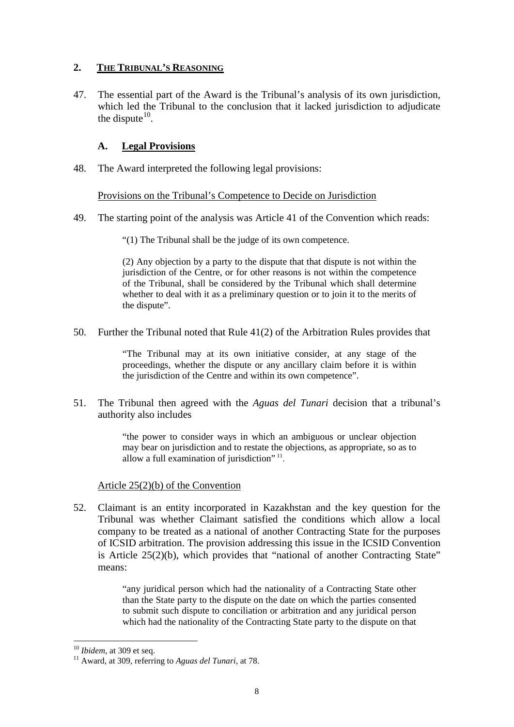## 2. THE TRIBUNAL'S REASONING

47. The essential part of the Award is the Tribunal's analysis of its own jurisdiction, which led the Tribunal to the conclusion that it lacked jurisdiction to adjudicate the dispute[10].

### A. Legal Provisions

48. The Award interpreted the following legal provisions:

Provisions on the Tribunal's Competence to Decide on Jurisdiction

49. The starting point of the analysis was Article 41 of the Convention which reads:

> "(1) The Tribunal shall be the judge of its own competence.
>
> (2) Any objection by a party to the dispute that that dispute is not within the jurisdiction of the Centre, or for other reasons is not within the competence of the Tribunal, shall be considered by the Tribunal which shall determine whether to deal with it as a preliminary question or to join it to the merits of the dispute".

50. Further the Tribunal noted that Rule 41(2) of the Arbitration Rules provides that

> "The Tribunal may at its own initiative consider, at any stage of the proceedings, whether the dispute or any ancillary claim before it is within the jurisdiction of the Centre and within its own competence".

51. The Tribunal then agreed with the *Aguas del Tunari* decision that a tribunal's authority also includes

> "the power to consider ways in which an ambiguous or unclear objection may bear on jurisdiction and to restate the objections, as appropriate, so as to allow a full examination of jurisdiction" [11].

Article 25(2)(b) of the Convention

52. Claimant is an entity incorporated in Kazakhstan and the key question for the Tribunal was whether Claimant satisfied the conditions which allow a local company to be treated as a national of another Contracting State for the purposes of ICSID arbitration. The provision addressing this issue in the ICSID Convention is Article 25(2)(b), which provides that "national of another Contracting State" means:

> "any juridical person which had the nationality of a Contracting State other than the State party to the dispute on the date on which the parties consented to submit such dispute to conciliation or arbitration and any juridical person which had the nationality of the Contracting State party to the dispute on that

---

[10] *Ibidem*, at 309 et seq.

[11] Award, at 309, referring to *Aguas del Tunari*, at 78.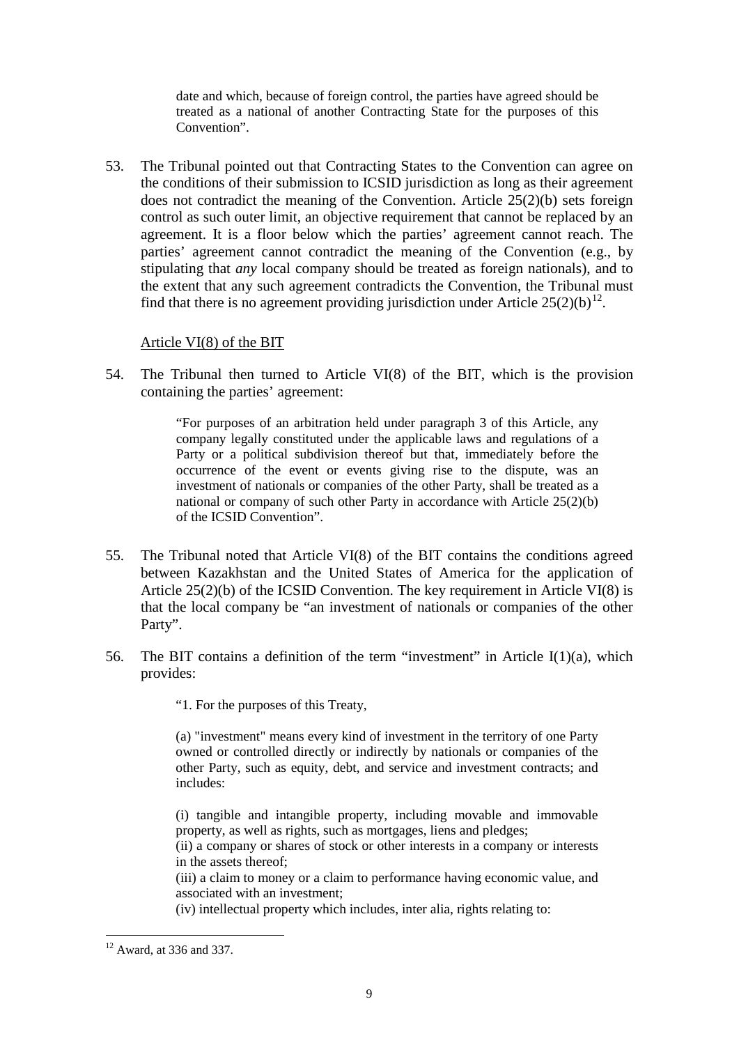> date and which, because of foreign control, the parties have agreed should be treated as a national of another Contracting State for the purposes of this Convention".

53. The Tribunal pointed out that Contracting States to the Convention can agree on the conditions of their submission to ICSID jurisdiction as long as their agreement does not contradict the meaning of the Convention. Article 25(2)(b) sets foreign control as such outer limit, an objective requirement that cannot be replaced by an agreement. It is a floor below which the parties' agreement cannot reach. The parties' agreement cannot contradict the meaning of the Convention (e.g., by stipulating that *any* local company should be treated as foreign nationals), and to the extent that any such agreement contradicts the Convention, the Tribunal must find that there is no agreement providing jurisdiction under Article 25(2)(b)[12].

Article VI(8) of the BIT

54. The Tribunal then turned to Article VI(8) of the BIT, which is the provision containing the parties' agreement:

> "For purposes of an arbitration held under paragraph 3 of this Article, any company legally constituted under the applicable laws and regulations of a Party or a political subdivision thereof but that, immediately before the occurrence of the event or events giving rise to the dispute, was an investment of nationals or companies of the other Party, shall be treated as a national or company of such other Party in accordance with Article 25(2)(b) of the ICSID Convention".

55. The Tribunal noted that Article VI(8) of the BIT contains the conditions agreed between Kazakhstan and the United States of America for the application of Article 25(2)(b) of the ICSID Convention. The key requirement in Article VI(8) is that the local company be "an investment of nationals or companies of the other Party".

56. The BIT contains a definition of the term "investment" in Article I(1)(a), which provides:

> "1. For the purposes of this Treaty,
>
> (a) "investment" means every kind of investment in the territory of one Party owned or controlled directly or indirectly by nationals or companies of the other Party, such as equity, debt, and service and investment contracts; and includes:
>
> (i) tangible and intangible property, including movable and immovable property, as well as rights, such as mortgages, liens and pledges;
> (ii) a company or shares of stock or other interests in a company or interests in the assets thereof;
> (iii) a claim to money or a claim to performance having economic value, and associated with an investment;
> (iv) intellectual property which includes, inter alia, rights relating to:

[12] Award, at 336 and 337.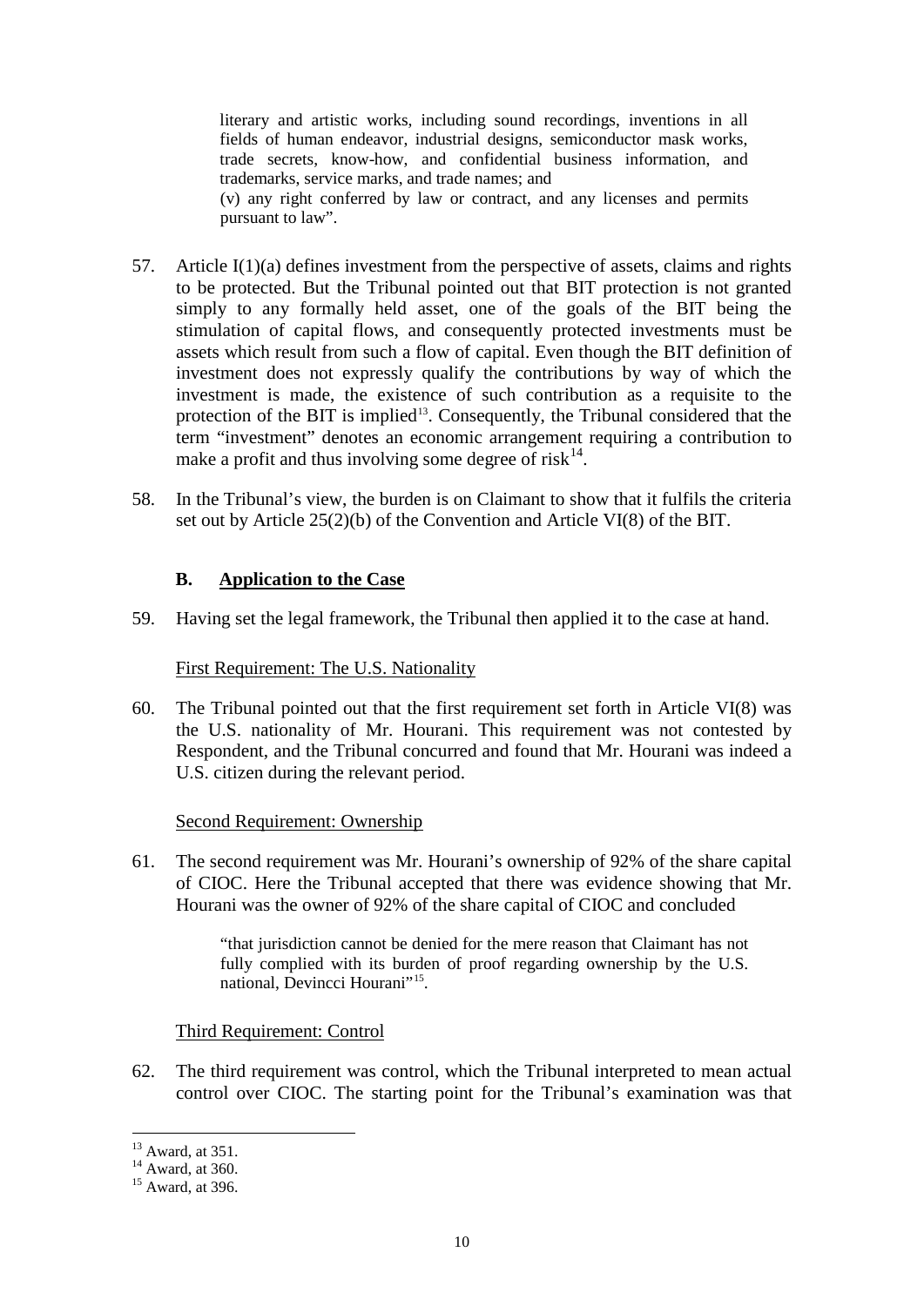> literary and artistic works, including sound recordings, inventions in all fields of human endeavor, industrial designs, semiconductor mask works, trade secrets, know-how, and confidential business information, and trademarks, service marks, and trade names; and
> (v) any right conferred by law or contract, and any licenses and permits pursuant to law".

57. Article I(1)(a) defines investment from the perspective of assets, claims and rights to be protected. But the Tribunal pointed out that BIT protection is not granted simply to any formally held asset, one of the goals of the BIT being the stimulation of capital flows, and consequently protected investments must be assets which result from such a flow of capital. Even though the BIT definition of investment does not expressly qualify the contributions by way of which the investment is made, the existence of such contribution as a requisite to the protection of the BIT is implied[13]. Consequently, the Tribunal considered that the term "investment" denotes an economic arrangement requiring a contribution to make a profit and thus involving some degree of risk[14].

58. In the Tribunal's view, the burden is on Claimant to show that it fulfils the criteria set out by Article 25(2)(b) of the Convention and Article VI(8) of the BIT.

### B. Application to the Case

59. Having set the legal framework, the Tribunal then applied it to the case at hand.

First Requirement: The U.S. Nationality

60. The Tribunal pointed out that the first requirement set forth in Article VI(8) was the U.S. nationality of Mr. Hourani. This requirement was not contested by Respondent, and the Tribunal concurred and found that Mr. Hourani was indeed a U.S. citizen during the relevant period.

Second Requirement: Ownership

61. The second requirement was Mr. Hourani's ownership of 92% of the share capital of CIOC. Here the Tribunal accepted that there was evidence showing that Mr. Hourani was the owner of 92% of the share capital of CIOC and concluded

> "that jurisdiction cannot be denied for the mere reason that Claimant has not fully complied with its burden of proof regarding ownership by the U.S. national, Devincci Hourani"[15].

Third Requirement: Control

62. The third requirement was control, which the Tribunal interpreted to mean actual control over CIOC. The starting point for the Tribunal's examination was that

[13] Award, at 351.
[14] Award, at 360.
[15] Award, at 396.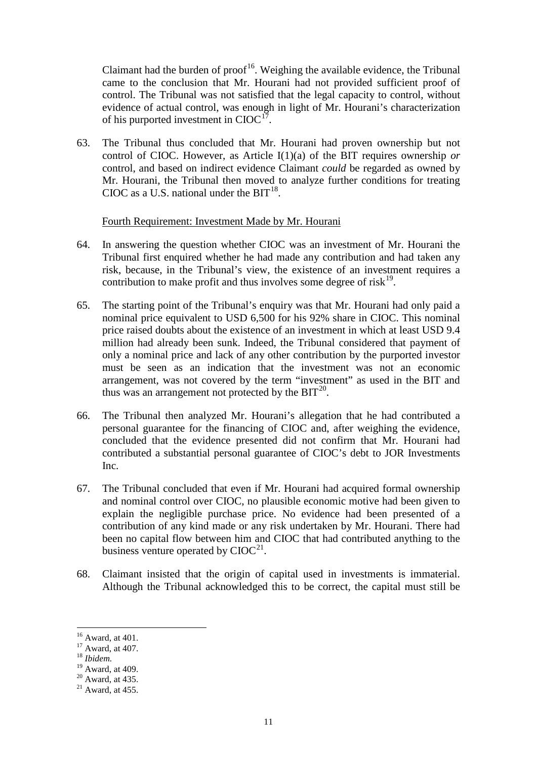Claimant had the burden of proof[16]. Weighing the available evidence, the Tribunal came to the conclusion that Mr. Hourani had not provided sufficient proof of control. The Tribunal was not satisfied that the legal capacity to control, without evidence of actual control, was enough in light of Mr. Hourani's characterization of his purported investment in CIOC[17].

63. The Tribunal thus concluded that Mr. Hourani had proven ownership but not control of CIOC. However, as Article I(1)(a) of the BIT requires ownership *or* control, and based on indirect evidence Claimant *could* be regarded as owned by Mr. Hourani, the Tribunal then moved to analyze further conditions for treating CIOC as a U.S. national under the BIT[18].

Fourth Requirement: Investment Made by Mr. Hourani

64. In answering the question whether CIOC was an investment of Mr. Hourani the Tribunal first enquired whether he had made any contribution and had taken any risk, because, in the Tribunal's view, the existence of an investment requires a contribution to make profit and thus involves some degree of risk[19].

65. The starting point of the Tribunal's enquiry was that Mr. Hourani had only paid a nominal price equivalent to USD 6,500 for his 92% share in CIOC. This nominal price raised doubts about the existence of an investment in which at least USD 9.4 million had already been sunk. Indeed, the Tribunal considered that payment of only a nominal price and lack of any other contribution by the purported investor must be seen as an indication that the investment was not an economic arrangement, was not covered by the term "investment" as used in the BIT and thus was an arrangement not protected by the BIT[20].

66. The Tribunal then analyzed Mr. Hourani's allegation that he had contributed a personal guarantee for the financing of CIOC and, after weighing the evidence, concluded that the evidence presented did not confirm that Mr. Hourani had contributed a substantial personal guarantee of CIOC's debt to JOR Investments Inc.

67. The Tribunal concluded that even if Mr. Hourani had acquired formal ownership and nominal control over CIOC, no plausible economic motive had been given to explain the negligible purchase price. No evidence had been presented of a contribution of any kind made or any risk undertaken by Mr. Hourani. There had been no capital flow between him and CIOC that had contributed anything to the business venture operated by CIOC[21].

68. Claimant insisted that the origin of capital used in investments is immaterial. Although the Tribunal acknowledged this to be correct, the capital must still be

---

[16] Award, at 401.
[17] Award, at 407.
[18] *Ibidem.*
[19] Award, at 409.
[20] Award, at 435.
[21] Award, at 455.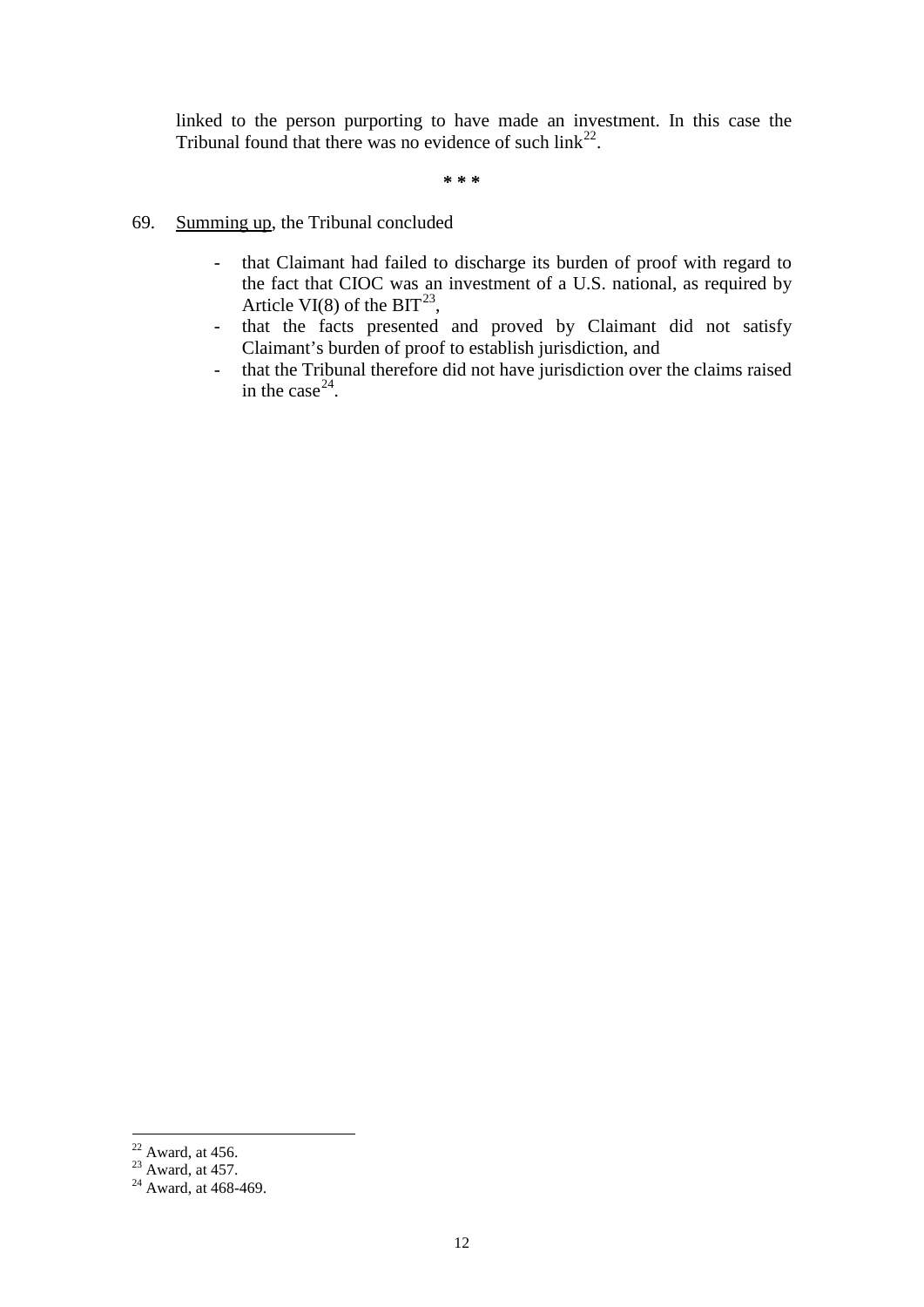linked to the person purporting to have made an investment. In this case the Tribunal found that there was no evidence of such link[22].

\* \* \*

69. Summing up, the Tribunal concluded

- that Claimant had failed to discharge its burden of proof with regard to the fact that CIOC was an investment of a U.S. national, as required by Article VI(8) of the BIT[23],
- that the facts presented and proved by Claimant did not satisfy Claimant's burden of proof to establish jurisdiction, and
- that the Tribunal therefore did not have jurisdiction over the claims raised in the case[24].

---

[22] Award, at 456.
[23] Award, at 457.
[24] Award, at 468-469.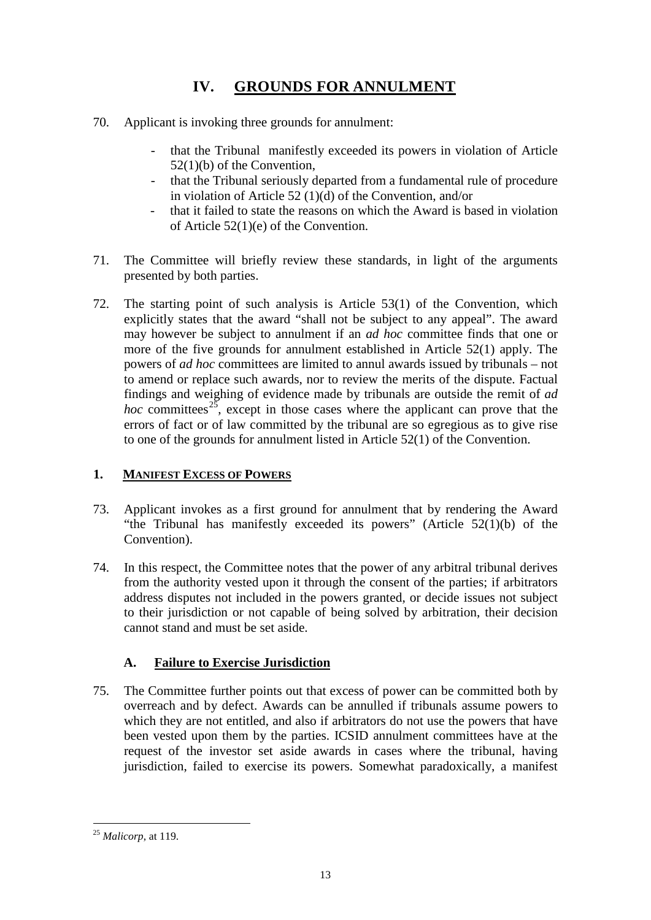# IV. GROUNDS FOR ANNULMENT

70. Applicant is invoking three grounds for annulment:

   - that the Tribunal manifestly exceeded its powers in violation of Article 52(1)(b) of the Convention,
   - that the Tribunal seriously departed from a fundamental rule of procedure in violation of Article 52 (1)(d) of the Convention, and/or
   - that it failed to state the reasons on which the Award is based in violation of Article 52(1)(e) of the Convention.

71. The Committee will briefly review these standards, in light of the arguments presented by both parties.

72. The starting point of such analysis is Article 53(1) of the Convention, which explicitly states that the award "shall not be subject to any appeal". The award may however be subject to annulment if an *ad hoc* committee finds that one or more of the five grounds for annulment established in Article 52(1) apply. The powers of *ad hoc* committees are limited to annul awards issued by tribunals – not to amend or replace such awards, nor to review the merits of the dispute. Factual findings and weighing of evidence made by tribunals are outside the remit of *ad hoc* committees[25], except in those cases where the applicant can prove that the errors of fact or of law committed by the tribunal are so egregious as to give rise to one of the grounds for annulment listed in Article 52(1) of the Convention.

## 1. MANIFEST EXCESS OF POWERS

73. Applicant invokes as a first ground for annulment that by rendering the Award "the Tribunal has manifestly exceeded its powers" (Article 52(1)(b) of the Convention).

74. In this respect, the Committee notes that the power of any arbitral tribunal derives from the authority vested upon it through the consent of the parties; if arbitrators address disputes not included in the powers granted, or decide issues not subject to their jurisdiction or not capable of being solved by arbitration, their decision cannot stand and must be set aside.

### A. Failure to Exercise Jurisdiction

75. The Committee further points out that excess of power can be committed both by overreach and by defect. Awards can be annulled if tribunals assume powers to which they are not entitled, and also if arbitrators do not use the powers that have been vested upon them by the parties. ICSID annulment committees have at the request of the investor set aside awards in cases where the tribunal, having jurisdiction, failed to exercise its powers. Somewhat paradoxically, a manifest

[25] *Malicorp*, at 119.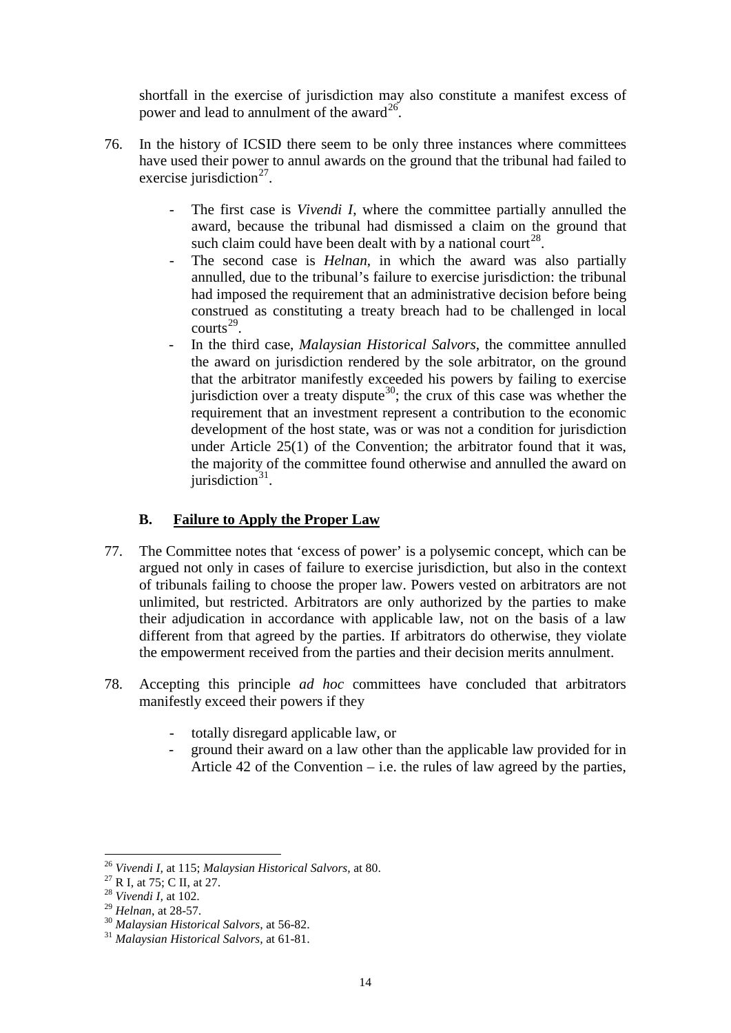shortfall in the exercise of jurisdiction may also constitute a manifest excess of power and lead to annulment of the award[26].

76. In the history of ICSID there seem to be only three instances where committees have used their power to annul awards on the ground that the tribunal had failed to exercise jurisdiction[27].

    - The first case is *Vivendi I*, where the committee partially annulled the award, because the tribunal had dismissed a claim on the ground that such claim could have been dealt with by a national court[28].
    - The second case is *Helnan*, in which the award was also partially annulled, due to the tribunal's failure to exercise jurisdiction: the tribunal had imposed the requirement that an administrative decision before being construed as constituting a treaty breach had to be challenged in local courts[29].
    - In the third case, *Malaysian Historical Salvors*, the committee annulled the award on jurisdiction rendered by the sole arbitrator, on the ground that the arbitrator manifestly exceeded his powers by failing to exercise jurisdiction over a treaty dispute[30]; the crux of this case was whether the requirement that an investment represent a contribution to the economic development of the host state, was or was not a condition for jurisdiction under Article 25(1) of the Convention; the arbitrator found that it was, the majority of the committee found otherwise and annulled the award on jurisdiction[31].

## B. Failure to Apply the Proper Law

77. The Committee notes that 'excess of power' is a polysemic concept, which can be argued not only in cases of failure to exercise jurisdiction, but also in the context of tribunals failing to choose the proper law. Powers vested on arbitrators are not unlimited, but restricted. Arbitrators are only authorized by the parties to make their adjudication in accordance with applicable law, not on the basis of a law different from that agreed by the parties. If arbitrators do otherwise, they violate the empowerment received from the parties and their decision merits annulment.

78. Accepting this principle *ad hoc* committees have concluded that arbitrators manifestly exceed their powers if they

    - totally disregard applicable law, or
    - ground their award on a law other than the applicable law provided for in Article 42 of the Convention – i.e. the rules of law agreed by the parties,

---

[26] *Vivendi I*, at 115; *Malaysian Historical Salvors*, at 80.
[27] R I, at 75; C II, at 27.
[28] *Vivendi I*, at 102.
[29] *Helnan*, at 28-57.
[30] *Malaysian Historical Salvors*, at 56-82.
[31] *Malaysian Historical Salvors*, at 61-81.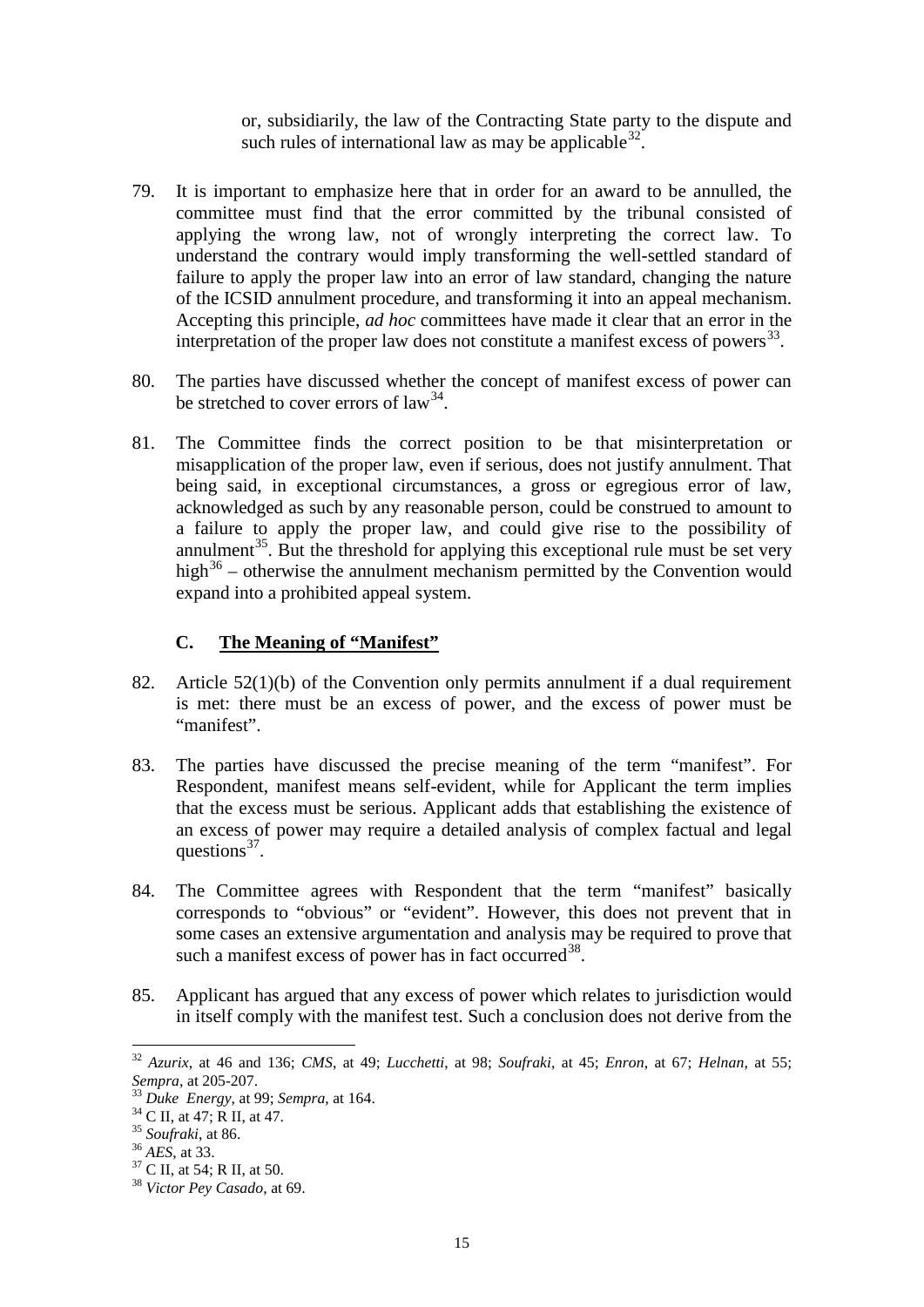or, subsidiarily, the law of the Contracting State party to the dispute and such rules of international law as may be applicable[32].

79. It is important to emphasize here that in order for an award to be annulled, the committee must find that the error committed by the tribunal consisted of applying the wrong law, not of wrongly interpreting the correct law. To understand the contrary would imply transforming the well-settled standard of failure to apply the proper law into an error of law standard, changing the nature of the ICSID annulment procedure, and transforming it into an appeal mechanism. Accepting this principle, *ad hoc* committees have made it clear that an error in the interpretation of the proper law does not constitute a manifest excess of powers[33].

80. The parties have discussed whether the concept of manifest excess of power can be stretched to cover errors of law[34].

81. The Committee finds the correct position to be that misinterpretation or misapplication of the proper law, even if serious, does not justify annulment. That being said, in exceptional circumstances, a gross or egregious error of law, acknowledged as such by any reasonable person, could be construed to amount to a failure to apply the proper law, and could give rise to the possibility of annulment[35]. But the threshold for applying this exceptional rule must be set very high[36] – otherwise the annulment mechanism permitted by the Convention would expand into a prohibited appeal system.

### C. The Meaning of "Manifest"

82. Article 52(1)(b) of the Convention only permits annulment if a dual requirement is met: there must be an excess of power, and the excess of power must be "manifest".

83. The parties have discussed the precise meaning of the term "manifest". For Respondent, manifest means self-evident, while for Applicant the term implies that the excess must be serious. Applicant adds that establishing the existence of an excess of power may require a detailed analysis of complex factual and legal questions[37].

84. The Committee agrees with Respondent that the term "manifest" basically corresponds to "obvious" or "evident". However, this does not prevent that in some cases an extensive argumentation and analysis may be required to prove that such a manifest excess of power has in fact occurred[38].

85. Applicant has argued that any excess of power which relates to jurisdiction would in itself comply with the manifest test. Such a conclusion does not derive from the

---

[32] *Azurix*, at 46 and 136; *CMS*, at 49; *Lucchetti*, at 98; *Soufraki*, at 45; *Enron*, at 67; *Helnan*, at 55; *Sempra*, at 205-207.

[33] *Duke Energy*, at 99; *Sempra*, at 164.

[34] C II, at 47; R II, at 47.

[35] *Soufraki*, at 86.

[36] *AES*, at 33.

[37] C II, at 54; R II, at 50.

[38] *Victor Pey Casado*, at 69.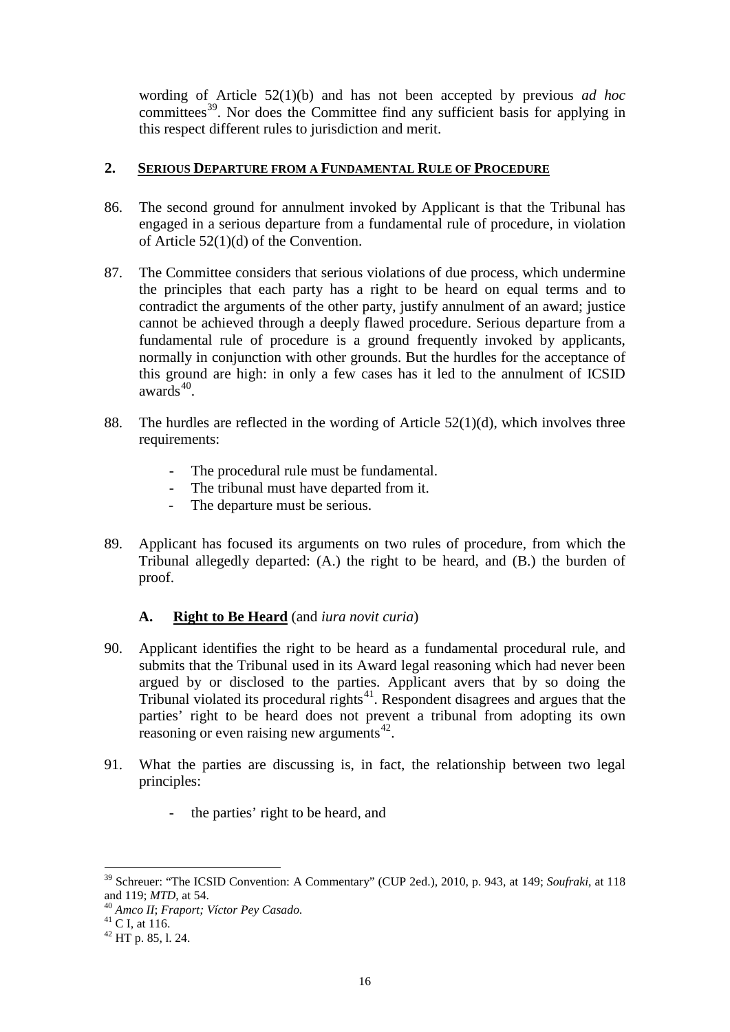wording of Article 52(1)(b) and has not been accepted by previous *ad hoc* committees[39]. Nor does the Committee find any sufficient basis for applying in this respect different rules to jurisdiction and merit.

## 2. SERIOUS DEPARTURE FROM A FUNDAMENTAL RULE OF PROCEDURE

86. The second ground for annulment invoked by Applicant is that the Tribunal has engaged in a serious departure from a fundamental rule of procedure, in violation of Article 52(1)(d) of the Convention.

87. The Committee considers that serious violations of due process, which undermine the principles that each party has a right to be heard on equal terms and to contradict the arguments of the other party, justify annulment of an award; justice cannot be achieved through a deeply flawed procedure. Serious departure from a fundamental rule of procedure is a ground frequently invoked by applicants, normally in conjunction with other grounds. But the hurdles for the acceptance of this ground are high: in only a few cases has it led to the annulment of ICSID awards[40].

88. The hurdles are reflected in the wording of Article 52(1)(d), which involves three requirements:

    - The procedural rule must be fundamental.
    - The tribunal must have departed from it.
    - The departure must be serious.

89. Applicant has focused its arguments on two rules of procedure, from which the Tribunal allegedly departed: (A.) the right to be heard, and (B.) the burden of proof.

### A. Right to Be Heard (and *iura novit curia*)

90. Applicant identifies the right to be heard as a fundamental procedural rule, and submits that the Tribunal used in its Award legal reasoning which had never been argued by or disclosed to the parties. Applicant avers that by so doing the Tribunal violated its procedural rights[41]. Respondent disagrees and argues that the parties' right to be heard does not prevent a tribunal from adopting its own reasoning or even raising new arguments[42].

91. What the parties are discussing is, in fact, the relationship between two legal principles:

    - the parties' right to be heard, and

---

[39] Schreuer: "The ICSID Convention: A Commentary" (CUP 2ed.), 2010, p. 943, at 149; *Soufraki*, at 118 and 119; *MTD*, at 54.

[40] *Amco II*; *Fraport; Víctor Pey Casado.*

[41] C I, at 116.

[42] HT p. 85, l. 24.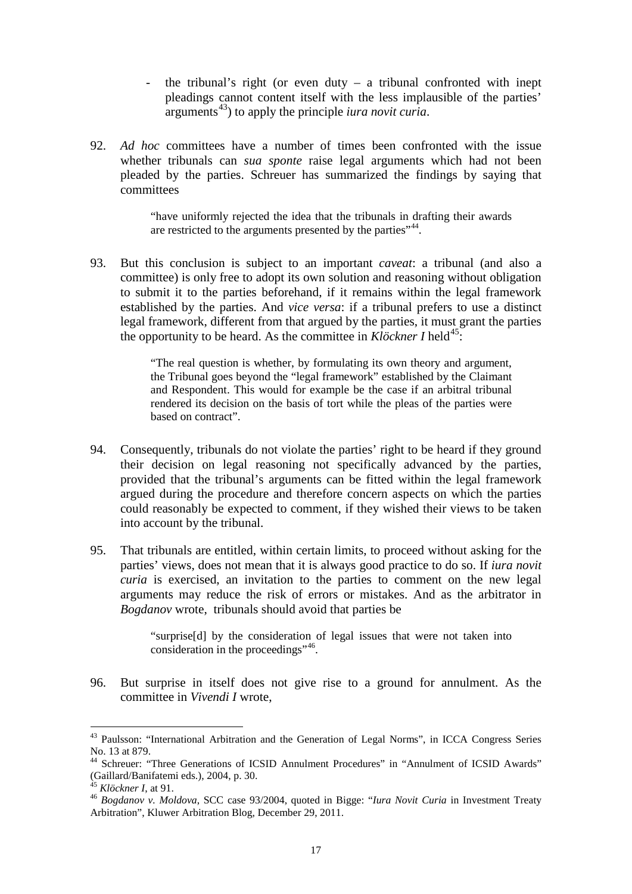- the tribunal's right (or even duty – a tribunal confronted with inept pleadings cannot content itself with the less implausible of the parties' arguments[43]) to apply the principle *iura novit curia*.

92. *Ad hoc* committees have a number of times been confronted with the issue whether tribunals can *sua sponte* raise legal arguments which had not been pleaded by the parties. Schreuer has summarized the findings by saying that committees

> "have uniformly rejected the idea that the tribunals in drafting their awards are restricted to the arguments presented by the parties"[44].

93. But this conclusion is subject to an important *caveat*: a tribunal (and also a committee) is only free to adopt its own solution and reasoning without obligation to submit it to the parties beforehand, if it remains within the legal framework established by the parties. And *vice versa*: if a tribunal prefers to use a distinct legal framework, different from that argued by the parties, it must grant the parties the opportunity to be heard. As the committee in *Klöckner I* held[45]:

> "The real question is whether, by formulating its own theory and argument, the Tribunal goes beyond the "legal framework" established by the Claimant and Respondent. This would for example be the case if an arbitral tribunal rendered its decision on the basis of tort while the pleas of the parties were based on contract".

94. Consequently, tribunals do not violate the parties' right to be heard if they ground their decision on legal reasoning not specifically advanced by the parties, provided that the tribunal's arguments can be fitted within the legal framework argued during the procedure and therefore concern aspects on which the parties could reasonably be expected to comment, if they wished their views to be taken into account by the tribunal.

95. That tribunals are entitled, within certain limits, to proceed without asking for the parties' views, does not mean that it is always good practice to do so. If *iura novit curia* is exercised, an invitation to the parties to comment on the new legal arguments may reduce the risk of errors or mistakes. And as the arbitrator in *Bogdanov* wrote, tribunals should avoid that parties be

> "surprise[d] by the consideration of legal issues that were not taken into consideration in the proceedings"[46].

96. But surprise in itself does not give rise to a ground for annulment. As the committee in *Vivendi I* wrote,

---

[43] Paulsson: "International Arbitration and the Generation of Legal Norms", in ICCA Congress Series No. 13 at 879.

[44] Schreuer: "Three Generations of ICSID Annulment Procedures" in "Annulment of ICSID Awards" (Gaillard/Banifatemi eds.), 2004, p. 30.

[45] *Klöckner I*, at 91.

[46] *Bogdanov v. Moldova*, SCC case 93/2004, quoted in Bigge: "*Iura Novit Curia* in Investment Treaty Arbitration", Kluwer Arbitration Blog, December 29, 2011.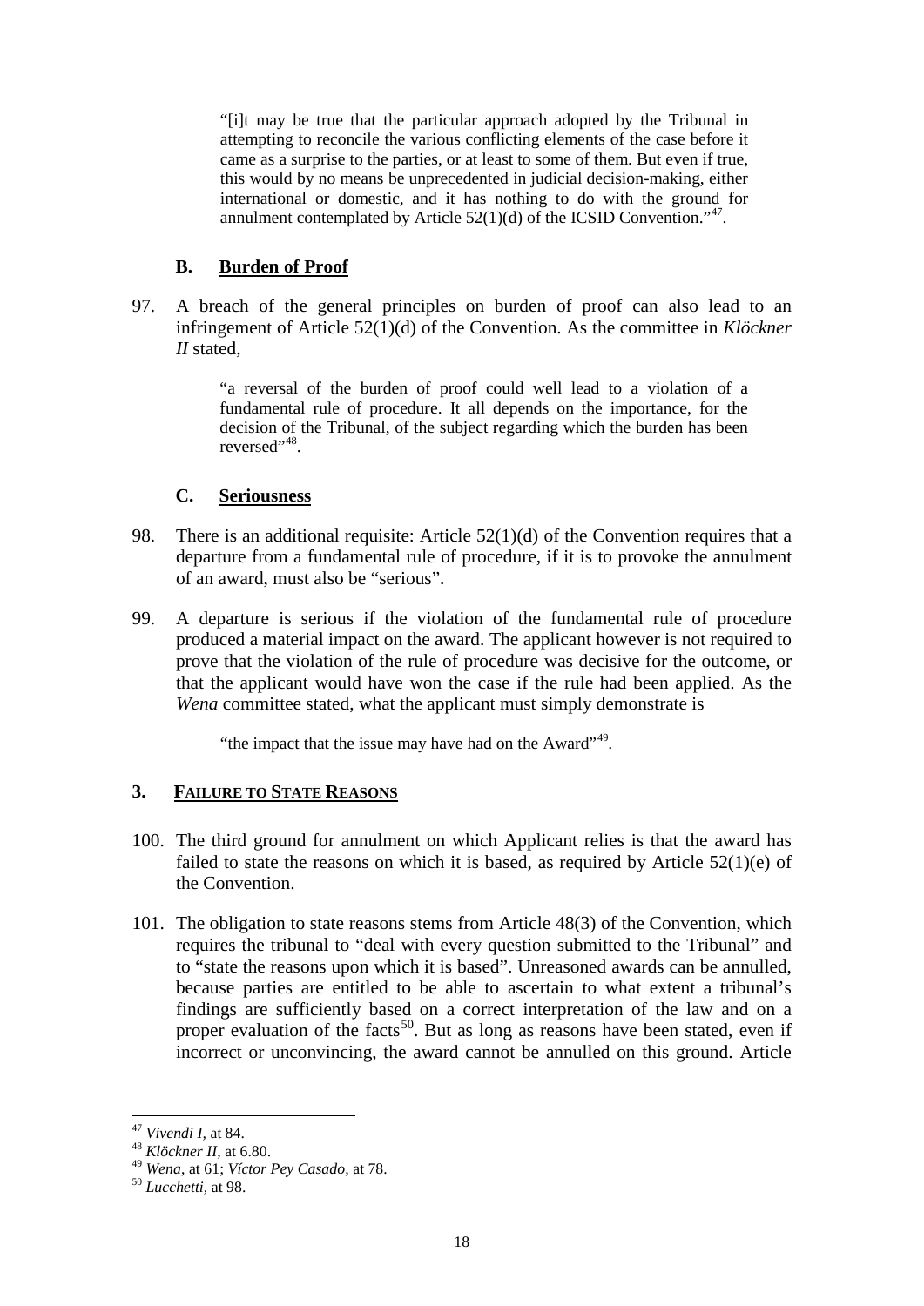> "[i]t may be true that the particular approach adopted by the Tribunal in attempting to reconcile the various conflicting elements of the case before it came as a surprise to the parties, or at least to some of them. But even if true, this would by no means be unprecedented in judicial decision-making, either international or domestic, and it has nothing to do with the ground for annulment contemplated by Article 52(1)(d) of the ICSID Convention."[47].

### B. <u>Burden of Proof</u>

97. A breach of the general principles on burden of proof can also lead to an infringement of Article 52(1)(d) of the Convention. As the committee in *Klöckner II* stated,

> "a reversal of the burden of proof could well lead to a violation of a fundamental rule of procedure. It all depends on the importance, for the decision of the Tribunal, of the subject regarding which the burden has been reversed"[48].

### C. <u>Seriousness</u>

98. There is an additional requisite: Article 52(1)(d) of the Convention requires that a departure from a fundamental rule of procedure, if it is to provoke the annulment of an award, must also be "serious".

99. A departure is serious if the violation of the fundamental rule of procedure produced a material impact on the award. The applicant however is not required to prove that the violation of the rule of procedure was decisive for the outcome, or that the applicant would have won the case if the rule had been applied. As the *Wena* committee stated, what the applicant must simply demonstrate is

> "the impact that the issue may have had on the Award"[49].

## 3. <u>FAILURE TO STATE REASONS</u>

100. The third ground for annulment on which Applicant relies is that the award has failed to state the reasons on which it is based, as required by Article 52(1)(e) of the Convention.

101. The obligation to state reasons stems from Article 48(3) of the Convention, which requires the tribunal to "deal with every question submitted to the Tribunal" and to "state the reasons upon which it is based". Unreasoned awards can be annulled, because parties are entitled to be able to ascertain to what extent a tribunal's findings are sufficiently based on a correct interpretation of the law and on a proper evaluation of the facts[50]. But as long as reasons have been stated, even if incorrect or unconvincing, the award cannot be annulled on this ground. Article

---

[47] *Vivendi I*, at 84.

[48] *Klöckner II*, at 6.80.

[49] *Wena*, at 61; *Víctor Pey Casado*, at 78.

[50] *Lucchetti*, at 98.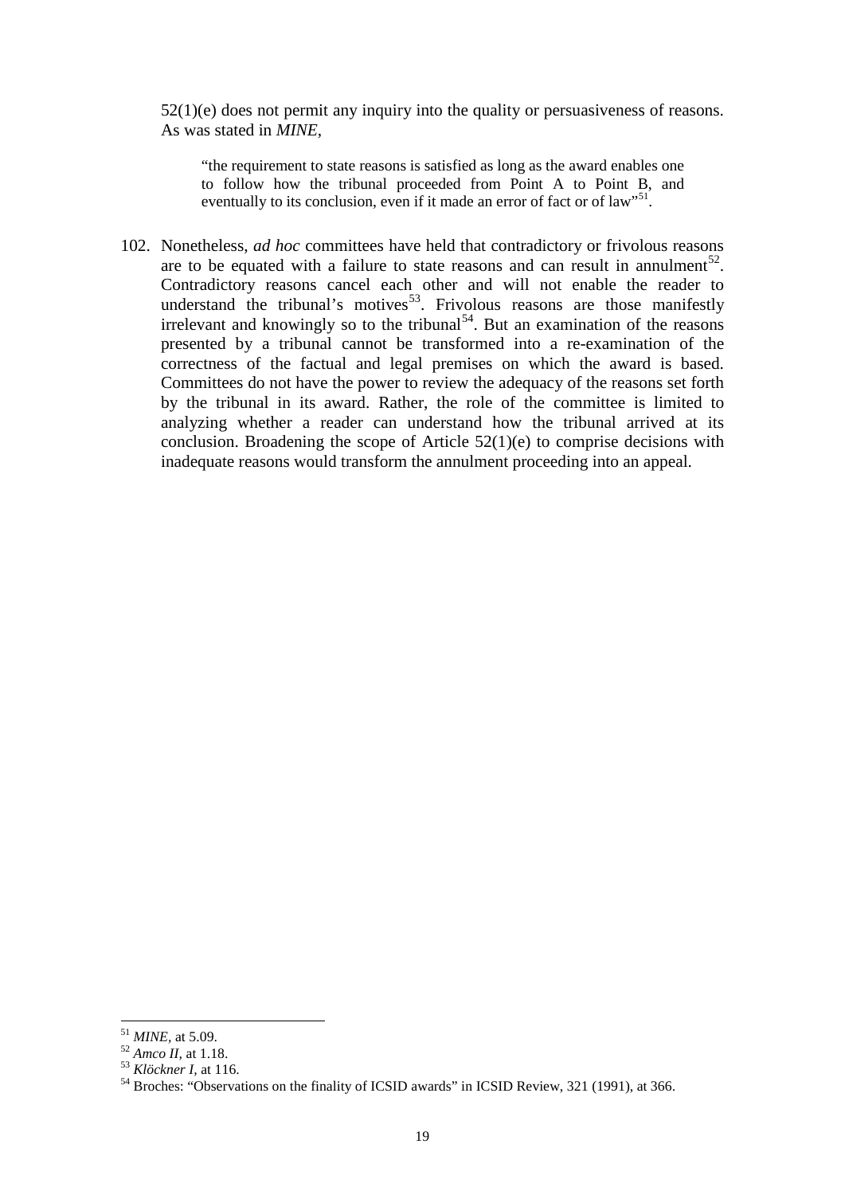52(1)(e) does not permit any inquiry into the quality or persuasiveness of reasons. As was stated in *MINE*,

> "the requirement to state reasons is satisfied as long as the award enables one to follow how the tribunal proceeded from Point A to Point B, and eventually to its conclusion, even if it made an error of fact or of law"[51].

102. Nonetheless, *ad hoc* committees have held that contradictory or frivolous reasons are to be equated with a failure to state reasons and can result in annulment[52]. Contradictory reasons cancel each other and will not enable the reader to understand the tribunal's motives[53]. Frivolous reasons are those manifestly irrelevant and knowingly so to the tribunal[54]. But an examination of the reasons presented by a tribunal cannot be transformed into a re-examination of the correctness of the factual and legal premises on which the award is based. Committees do not have the power to review the adequacy of the reasons set forth by the tribunal in its award. Rather, the role of the committee is limited to analyzing whether a reader can understand how the tribunal arrived at its conclusion. Broadening the scope of Article 52(1)(e) to comprise decisions with inadequate reasons would transform the annulment proceeding into an appeal.

---

[51] *MINE*, at 5.09.

[52] *Amco II*, at 1.18.

[53] *Klöckner I*, at 116.

[54] Broches: "Observations on the finality of ICSID awards" in ICSID Review, 321 (1991), at 366.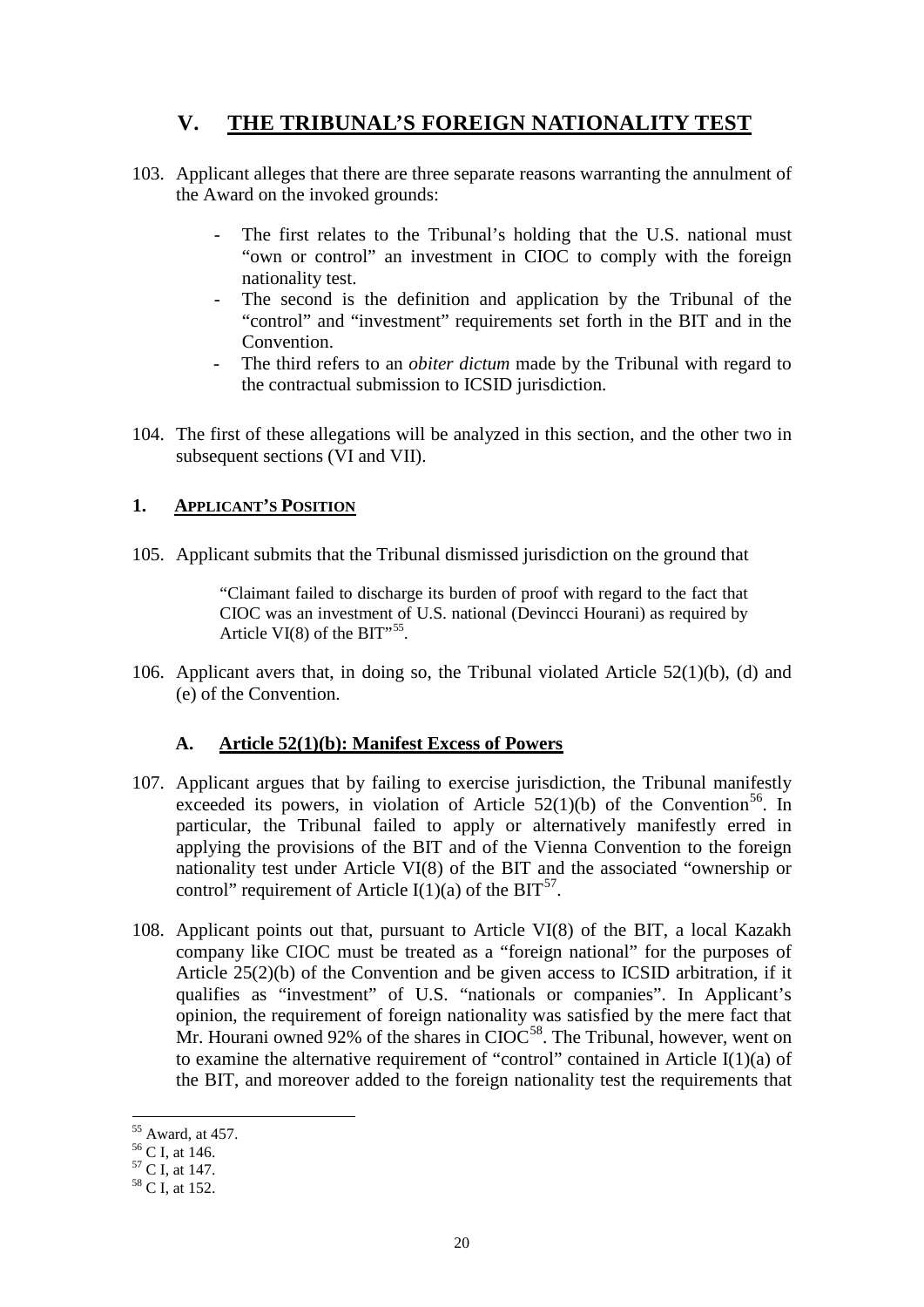# V. THE TRIBUNAL'S FOREIGN NATIONALITY TEST

103. Applicant alleges that there are three separate reasons warranting the annulment of the Award on the invoked grounds:

- The first relates to the Tribunal's holding that the U.S. national must "own or control" an investment in CIOC to comply with the foreign nationality test.
- The second is the definition and application by the Tribunal of the "control" and "investment" requirements set forth in the BIT and in the Convention.
- The third refers to an *obiter dictum* made by the Tribunal with regard to the contractual submission to ICSID jurisdiction.

104. The first of these allegations will be analyzed in this section, and the other two in subsequent sections (VI and VII).

## 1. APPLICANT'S POSITION

105. Applicant submits that the Tribunal dismissed jurisdiction on the ground that

> "Claimant failed to discharge its burden of proof with regard to the fact that CIOC was an investment of U.S. national (Devincci Hourani) as required by Article VI(8) of the BIT"[55].

106. Applicant avers that, in doing so, the Tribunal violated Article 52(1)(b), (d) and (e) of the Convention.

### A. Article 52(1)(b): Manifest Excess of Powers

107. Applicant argues that by failing to exercise jurisdiction, the Tribunal manifestly exceeded its powers, in violation of Article 52(1)(b) of the Convention[56]. In particular, the Tribunal failed to apply or alternatively manifestly erred in applying the provisions of the BIT and of the Vienna Convention to the foreign nationality test under Article VI(8) of the BIT and the associated "ownership or control" requirement of Article I(1)(a) of the BIT[57].

108. Applicant points out that, pursuant to Article VI(8) of the BIT, a local Kazakh company like CIOC must be treated as a "foreign national" for the purposes of Article 25(2)(b) of the Convention and be given access to ICSID arbitration, if it qualifies as "investment" of U.S. "nationals or companies". In Applicant's opinion, the requirement of foreign nationality was satisfied by the mere fact that Mr. Hourani owned 92% of the shares in CIOC[58]. The Tribunal, however, went on to examine the alternative requirement of "control" contained in Article I(1)(a) of the BIT, and moreover added to the foreign nationality test the requirements that

---

[55] Award, at 457.

[56] C I, at 146.

[57] C I, at 147.

[58] C I, at 152.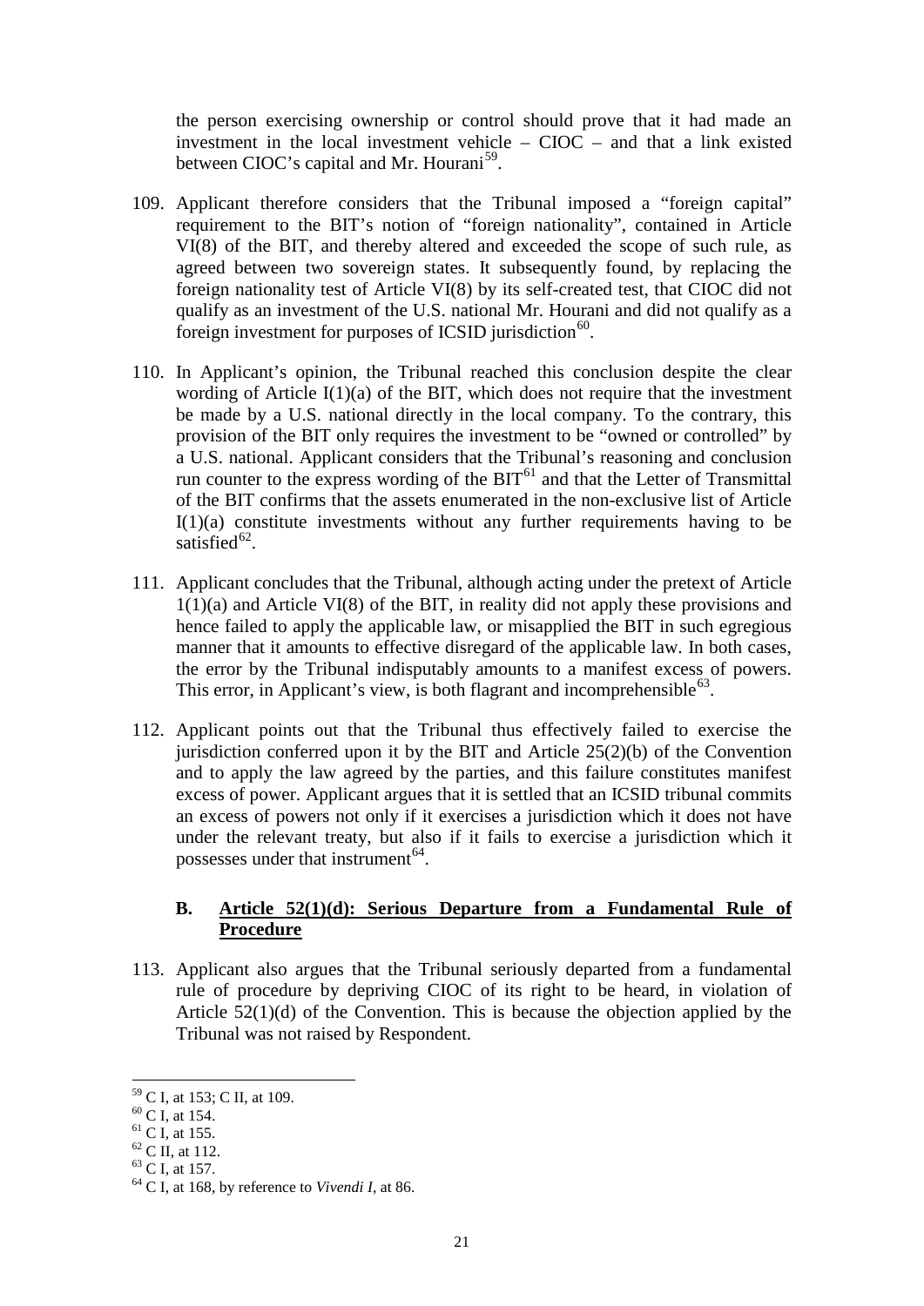the person exercising ownership or control should prove that it had made an investment in the local investment vehicle – CIOC – and that a link existed between CIOC's capital and Mr. Hourani[59].

109. Applicant therefore considers that the Tribunal imposed a "foreign capital" requirement to the BIT's notion of "foreign nationality", contained in Article VI(8) of the BIT, and thereby altered and exceeded the scope of such rule, as agreed between two sovereign states. It subsequently found, by replacing the foreign nationality test of Article VI(8) by its self-created test, that CIOC did not qualify as an investment of the U.S. national Mr. Hourani and did not qualify as a foreign investment for purposes of ICSID jurisdiction[60].

110. In Applicant's opinion, the Tribunal reached this conclusion despite the clear wording of Article I(1)(a) of the BIT, which does not require that the investment be made by a U.S. national directly in the local company. To the contrary, this provision of the BIT only requires the investment to be "owned or controlled" by a U.S. national. Applicant considers that the Tribunal's reasoning and conclusion run counter to the express wording of the BIT[61] and that the Letter of Transmittal of the BIT confirms that the assets enumerated in the non-exclusive list of Article I(1)(a) constitute investments without any further requirements having to be satisfied[62].

111. Applicant concludes that the Tribunal, although acting under the pretext of Article 1(1)(a) and Article VI(8) of the BIT, in reality did not apply these provisions and hence failed to apply the applicable law, or misapplied the BIT in such egregious manner that it amounts to effective disregard of the applicable law. In both cases, the error by the Tribunal indisputably amounts to a manifest excess of powers. This error, in Applicant's view, is both flagrant and incomprehensible[63].

112. Applicant points out that the Tribunal thus effectively failed to exercise the jurisdiction conferred upon it by the BIT and Article 25(2)(b) of the Convention and to apply the law agreed by the parties, and this failure constitutes manifest excess of power. Applicant argues that it is settled that an ICSID tribunal commits an excess of powers not only if it exercises a jurisdiction which it does not have under the relevant treaty, but also if it fails to exercise a jurisdiction which it possesses under that instrument[64].

### B. <u>Article 52(1)(d): Serious Departure from a Fundamental Rule of Procedure</u>

113. Applicant also argues that the Tribunal seriously departed from a fundamental rule of procedure by depriving CIOC of its right to be heard, in violation of Article 52(1)(d) of the Convention. This is because the objection applied by the Tribunal was not raised by Respondent.

---

[59] C I, at 153; C II, at 109.

[60] C I, at 154.

[61] C I, at 155.

[62] C II, at 112.

[63] C I, at 157.

[64] C I, at 168, by reference to *Vivendi I*, at 86.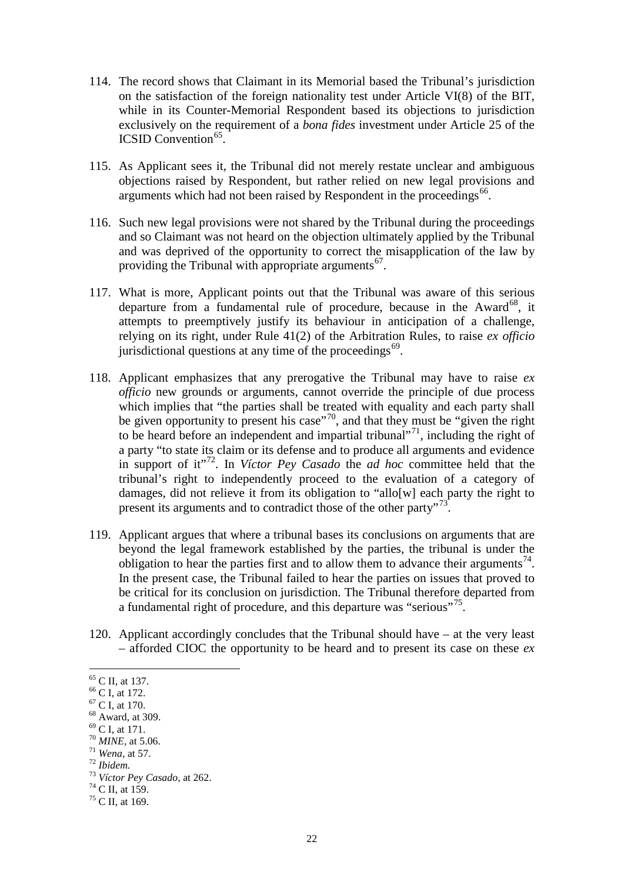114. The record shows that Claimant in its Memorial based the Tribunal's jurisdiction on the satisfaction of the foreign nationality test under Article VI(8) of the BIT, while in its Counter-Memorial Respondent based its objections to jurisdiction exclusively on the requirement of a *bona fides* investment under Article 25 of the ICSID Convention[65].

115. As Applicant sees it, the Tribunal did not merely restate unclear and ambiguous objections raised by Respondent, but rather relied on new legal provisions and arguments which had not been raised by Respondent in the proceedings[66].

116. Such new legal provisions were not shared by the Tribunal during the proceedings and so Claimant was not heard on the objection ultimately applied by the Tribunal and was deprived of the opportunity to correct the misapplication of the law by providing the Tribunal with appropriate arguments[67].

117. What is more, Applicant points out that the Tribunal was aware of this serious departure from a fundamental rule of procedure, because in the Award[68], it attempts to preemptively justify its behaviour in anticipation of a challenge, relying on its right, under Rule 41(2) of the Arbitration Rules, to raise *ex officio* jurisdictional questions at any time of the proceedings[69].

118. Applicant emphasizes that any prerogative the Tribunal may have to raise *ex officio* new grounds or arguments, cannot override the principle of due process which implies that "the parties shall be treated with equality and each party shall be given opportunity to present his case"[70], and that they must be "given the right to be heard before an independent and impartial tribunal"[71], including the right of a party "to state its claim or its defense and to produce all arguments and evidence in support of it"[72]. In *Víctor Pey Casado* the *ad hoc* committee held that the tribunal's right to independently proceed to the evaluation of a category of damages, did not relieve it from its obligation to "allo[w] each party the right to present its arguments and to contradict those of the other party"[73].

119. Applicant argues that where a tribunal bases its conclusions on arguments that are beyond the legal framework established by the parties, the tribunal is under the obligation to hear the parties first and to allow them to advance their arguments[74]. In the present case, the Tribunal failed to hear the parties on issues that proved to be critical for its conclusion on jurisdiction. The Tribunal therefore departed from a fundamental right of procedure, and this departure was "serious"[75].

120. Applicant accordingly concludes that the Tribunal should have – at the very least – afforded CIOC the opportunity to be heard and to present its case on these *ex*

---

[65] C II, at 137.
[66] C I, at 172.
[67] C I, at 170.
[68] Award, at 309.
[69] C I, at 171.
[70] *MINE*, at 5.06.
[71] *Wena*, at 57.
[72] *Ibidem.*
[73] *Víctor Pey Casado*, at 262.
[74] C II, at 159.
[75] C II, at 169.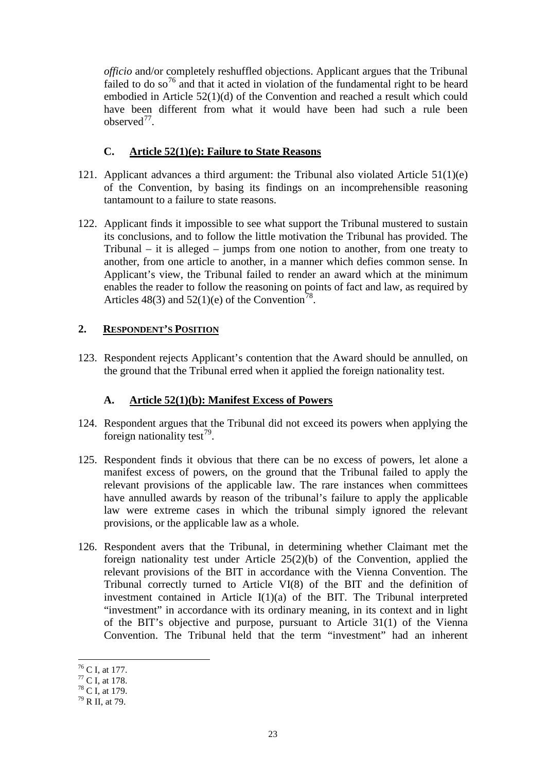*officio* and/or completely reshuffled objections. Applicant argues that the Tribunal failed to do so[76] and that it acted in violation of the fundamental right to be heard embodied in Article 52(1)(d) of the Convention and reached a result which could have been different from what it would have been had such a rule been observed[77].

### C. Article 52(1)(e): Failure to State Reasons

121. Applicant advances a third argument: the Tribunal also violated Article 51(1)(e) of the Convention, by basing its findings on an incomprehensible reasoning tantamount to a failure to state reasons.

122. Applicant finds it impossible to see what support the Tribunal mustered to sustain its conclusions, and to follow the little motivation the Tribunal has provided. The Tribunal – it is alleged – jumps from one notion to another, from one treaty to another, from one article to another, in a manner which defies common sense. In Applicant's view, the Tribunal failed to render an award which at the minimum enables the reader to follow the reasoning on points of fact and law, as required by Articles 48(3) and 52(1)(e) of the Convention[78].

## 2. RESPONDENT'S POSITION

123. Respondent rejects Applicant's contention that the Award should be annulled, on the ground that the Tribunal erred when it applied the foreign nationality test.

### A. Article 52(1)(b): Manifest Excess of Powers

124. Respondent argues that the Tribunal did not exceed its powers when applying the foreign nationality test[79].

125. Respondent finds it obvious that there can be no excess of powers, let alone a manifest excess of powers, on the ground that the Tribunal failed to apply the relevant provisions of the applicable law. The rare instances when committees have annulled awards by reason of the tribunal's failure to apply the applicable law were extreme cases in which the tribunal simply ignored the relevant provisions, or the applicable law as a whole.

126. Respondent avers that the Tribunal, in determining whether Claimant met the foreign nationality test under Article 25(2)(b) of the Convention, applied the relevant provisions of the BIT in accordance with the Vienna Convention. The Tribunal correctly turned to Article VI(8) of the BIT and the definition of investment contained in Article I(1)(a) of the BIT. The Tribunal interpreted "investment" in accordance with its ordinary meaning, in its context and in light of the BIT's objective and purpose, pursuant to Article 31(1) of the Vienna Convention. The Tribunal held that the term "investment" had an inherent

---

[76] C I, at 177.

[77] C I, at 178.

[78] C I, at 179.

[79] R II, at 79.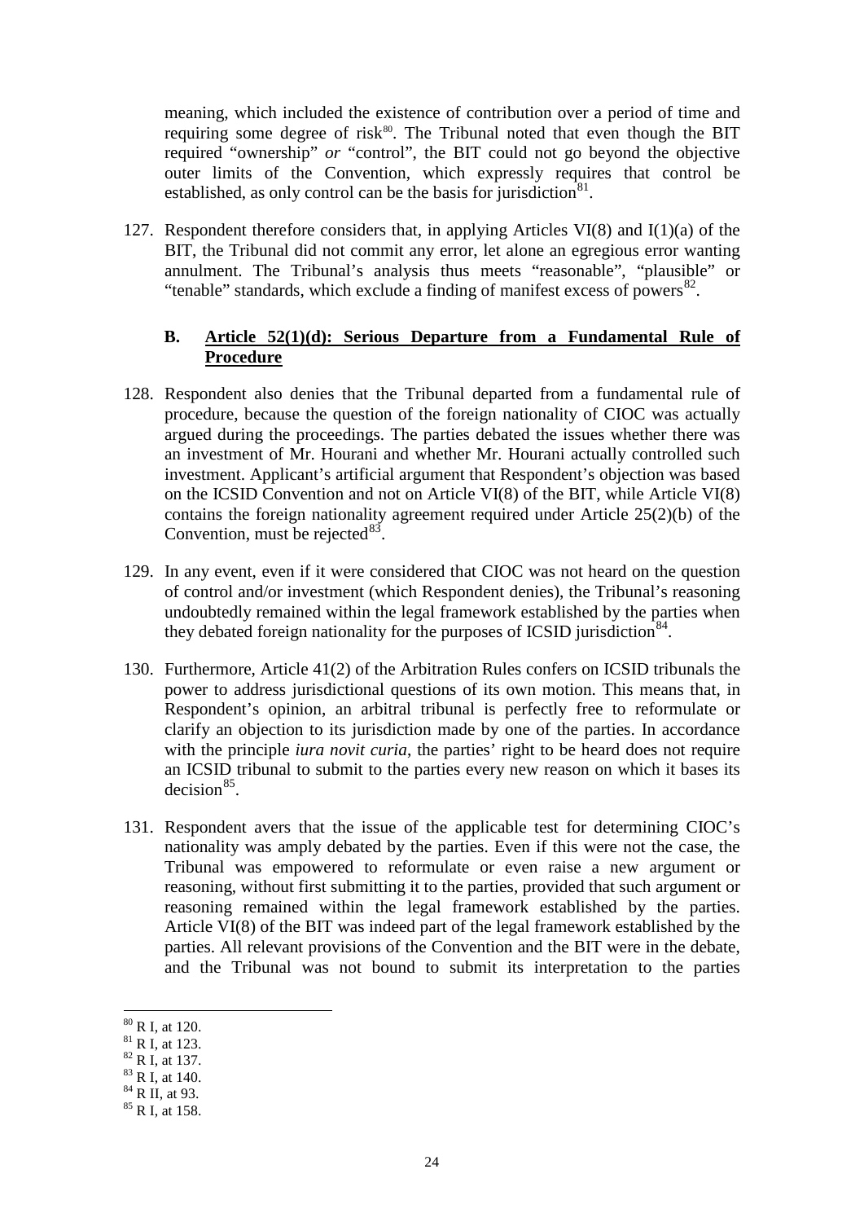meaning, which included the existence of contribution over a period of time and requiring some degree of risk[80]. The Tribunal noted that even though the BIT required "ownership" *or* "control", the BIT could not go beyond the objective outer limits of the Convention, which expressly requires that control be established, as only control can be the basis for jurisdiction[81].

127. Respondent therefore considers that, in applying Articles VI(8) and I(1)(a) of the BIT, the Tribunal did not commit any error, let alone an egregious error wanting annulment. The Tribunal's analysis thus meets "reasonable", "plausible" or "tenable" standards, which exclude a finding of manifest excess of powers[82].

### B. Article 52(1)(d): Serious Departure from a Fundamental Rule of Procedure

128. Respondent also denies that the Tribunal departed from a fundamental rule of procedure, because the question of the foreign nationality of CIOC was actually argued during the proceedings. The parties debated the issues whether there was an investment of Mr. Hourani and whether Mr. Hourani actually controlled such investment. Applicant's artificial argument that Respondent's objection was based on the ICSID Convention and not on Article VI(8) of the BIT, while Article VI(8) contains the foreign nationality agreement required under Article 25(2)(b) of the Convention, must be rejected[83].

129. In any event, even if it were considered that CIOC was not heard on the question of control and/or investment (which Respondent denies), the Tribunal's reasoning undoubtedly remained within the legal framework established by the parties when they debated foreign nationality for the purposes of ICSID jurisdiction[84].

130. Furthermore, Article 41(2) of the Arbitration Rules confers on ICSID tribunals the power to address jurisdictional questions of its own motion. This means that, in Respondent's opinion, an arbitral tribunal is perfectly free to reformulate or clarify an objection to its jurisdiction made by one of the parties. In accordance with the principle *iura novit curia*, the parties' right to be heard does not require an ICSID tribunal to submit to the parties every new reason on which it bases its decision[85].

131. Respondent avers that the issue of the applicable test for determining CIOC's nationality was amply debated by the parties. Even if this were not the case, the Tribunal was empowered to reformulate or even raise a new argument or reasoning, without first submitting it to the parties, provided that such argument or reasoning remained within the legal framework established by the parties. Article VI(8) of the BIT was indeed part of the legal framework established by the parties. All relevant provisions of the Convention and the BIT were in the debate, and the Tribunal was not bound to submit its interpretation to the parties

[80] R I, at 120.
[81] R I, at 123.
[82] R I, at 137.
[83] R I, at 140.
[84] R II, at 93.
[85] R I, at 158.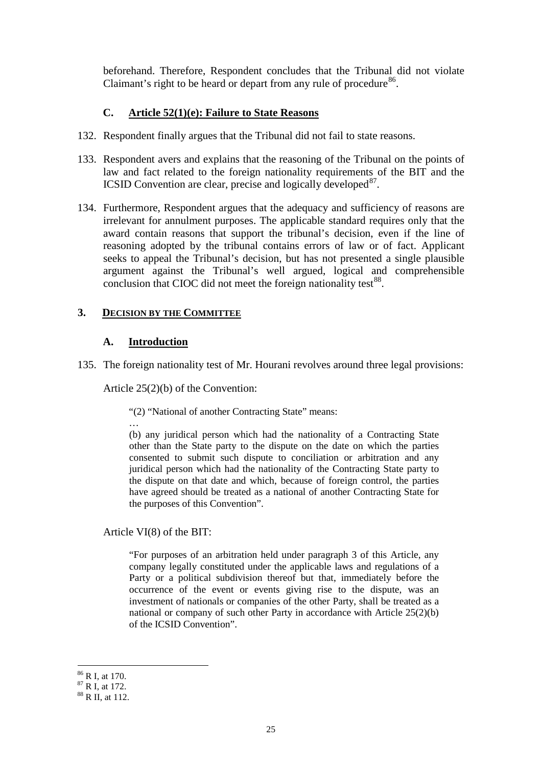beforehand. Therefore, Respondent concludes that the Tribunal did not violate Claimant's right to be heard or depart from any rule of procedure[86].

### C. Article 52(1)(e): Failure to State Reasons

132. Respondent finally argues that the Tribunal did not fail to state reasons.

133. Respondent avers and explains that the reasoning of the Tribunal on the points of law and fact related to the foreign nationality requirements of the BIT and the ICSID Convention are clear, precise and logically developed[87].

134. Furthermore, Respondent argues that the adequacy and sufficiency of reasons are irrelevant for annulment purposes. The applicable standard requires only that the award contain reasons that support the tribunal's decision, even if the line of reasoning adopted by the tribunal contains errors of law or of fact. Applicant seeks to appeal the Tribunal's decision, but has not presented a single plausible argument against the Tribunal's well argued, logical and comprehensible conclusion that CIOC did not meet the foreign nationality test[88].

## 3. Decision by the Committee

### A. Introduction

135. The foreign nationality test of Mr. Hourani revolves around three legal provisions:

Article 25(2)(b) of the Convention:

> "(2) "National of another Contracting State" means:
>
> …
>
> (b) any juridical person which had the nationality of a Contracting State other than the State party to the dispute on the date on which the parties consented to submit such dispute to conciliation or arbitration and any juridical person which had the nationality of the Contracting State party to the dispute on that date and which, because of foreign control, the parties have agreed should be treated as a national of another Contracting State for the purposes of this Convention".

Article VI(8) of the BIT:

> "For purposes of an arbitration held under paragraph 3 of this Article, any company legally constituted under the applicable laws and regulations of a Party or a political subdivision thereof but that, immediately before the occurrence of the event or events giving rise to the dispute, was an investment of nationals or companies of the other Party, shall be treated as a national or company of such other Party in accordance with Article 25(2)(b) of the ICSID Convention".

---

[86] R I, at 170.

[87] R I, at 172.

[88] R II, at 112.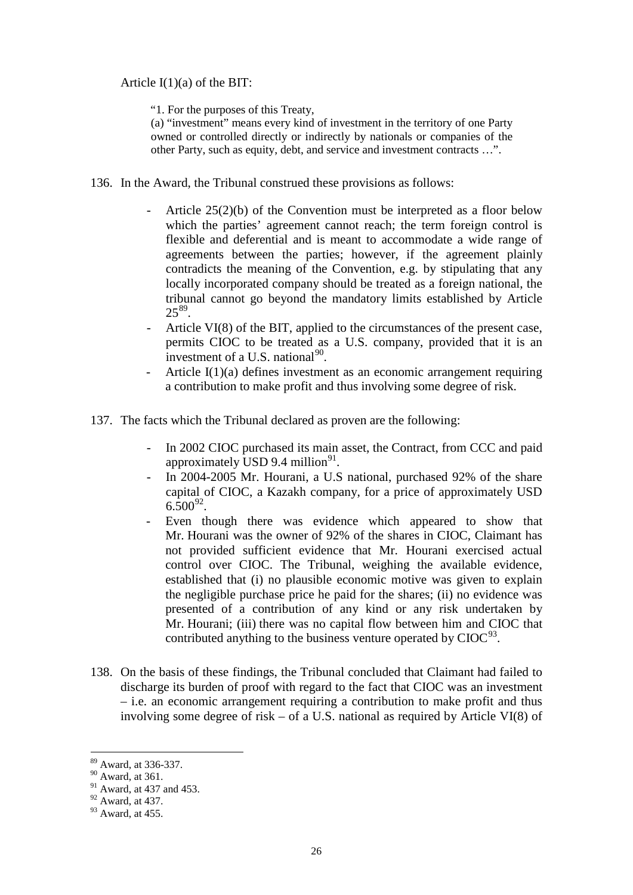Article I(1)(a) of the BIT:

> "1. For the purposes of this Treaty,
> (a) "investment" means every kind of investment in the territory of one Party owned or controlled directly or indirectly by nationals or companies of the other Party, such as equity, debt, and service and investment contracts …".

136. In the Award, the Tribunal construed these provisions as follows:

- Article 25(2)(b) of the Convention must be interpreted as a floor below which the parties' agreement cannot reach; the term foreign control is flexible and deferential and is meant to accommodate a wide range of agreements between the parties; however, if the agreement plainly contradicts the meaning of the Convention, e.g. by stipulating that any locally incorporated company should be treated as a foreign national, the tribunal cannot go beyond the mandatory limits established by Article 25[89].
- Article VI(8) of the BIT, applied to the circumstances of the present case, permits CIOC to be treated as a U.S. company, provided that it is an investment of a U.S. national[90].
- Article I(1)(a) defines investment as an economic arrangement requiring a contribution to make profit and thus involving some degree of risk.

137. The facts which the Tribunal declared as proven are the following:

- In 2002 CIOC purchased its main asset, the Contract, from CCC and paid approximately USD 9.4 million[91].
- In 2004-2005 Mr. Hourani, a U.S national, purchased 92% of the share capital of CIOC, a Kazakh company, for a price of approximately USD 6.500[92].
- Even though there was evidence which appeared to show that Mr. Hourani was the owner of 92% of the shares in CIOC, Claimant has not provided sufficient evidence that Mr. Hourani exercised actual control over CIOC. The Tribunal, weighing the available evidence, established that (i) no plausible economic motive was given to explain the negligible purchase price he paid for the shares; (ii) no evidence was presented of a contribution of any kind or any risk undertaken by Mr. Hourani; (iii) there was no capital flow between him and CIOC that contributed anything to the business venture operated by CIOC[93].

138. On the basis of these findings, the Tribunal concluded that Claimant had failed to discharge its burden of proof with regard to the fact that CIOC was an investment – i.e. an economic arrangement requiring a contribution to make profit and thus involving some degree of risk – of a U.S. national as required by Article VI(8) of

---

[89] Award, at 336-337.
[90] Award, at 361.
[91] Award, at 437 and 453.
[92] Award, at 437.
[93] Award, at 455.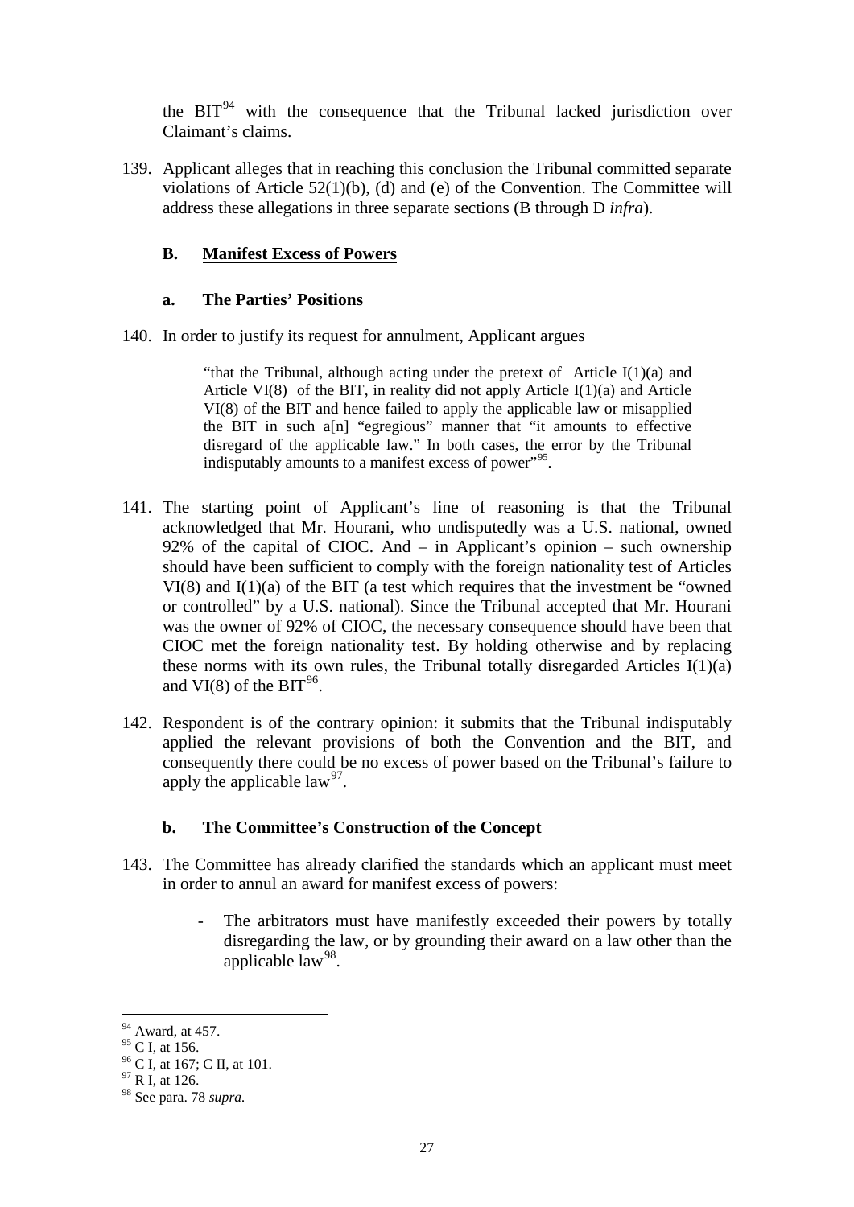the BIT[94] with the consequence that the Tribunal lacked jurisdiction over Claimant's claims.

139. Applicant alleges that in reaching this conclusion the Tribunal committed separate violations of Article 52(1)(b), (d) and (e) of the Convention. The Committee will address these allegations in three separate sections (B through D *infra*).

### B. Manifest Excess of Powers

#### a. The Parties' Positions

140. In order to justify its request for annulment, Applicant argues

> "that the Tribunal, although acting under the pretext of Article I(1)(a) and Article VI(8) of the BIT, in reality did not apply Article I(1)(a) and Article VI(8) of the BIT and hence failed to apply the applicable law or misapplied the BIT in such a[n] "egregious" manner that "it amounts to effective disregard of the applicable law." In both cases, the error by the Tribunal indisputably amounts to a manifest excess of power"[95].

141. The starting point of Applicant's line of reasoning is that the Tribunal acknowledged that Mr. Hourani, who undisputedly was a U.S. national, owned 92% of the capital of CIOC. And – in Applicant's opinion – such ownership should have been sufficient to comply with the foreign nationality test of Articles VI(8) and I(1)(a) of the BIT (a test which requires that the investment be "owned or controlled" by a U.S. national). Since the Tribunal accepted that Mr. Hourani was the owner of 92% of CIOC, the necessary consequence should have been that CIOC met the foreign nationality test. By holding otherwise and by replacing these norms with its own rules, the Tribunal totally disregarded Articles I(1)(a) and VI(8) of the BIT[96].

142. Respondent is of the contrary opinion: it submits that the Tribunal indisputably applied the relevant provisions of both the Convention and the BIT, and consequently there could be no excess of power based on the Tribunal's failure to apply the applicable law[97].

#### b. The Committee's Construction of the Concept

143. The Committee has already clarified the standards which an applicant must meet in order to annul an award for manifest excess of powers:

- The arbitrators must have manifestly exceeded their powers by totally disregarding the law, or by grounding their award on a law other than the applicable law[98].

---

[94] Award, at 457.

[95] C I, at 156.

[96] C I, at 167; C II, at 101.

[97] R I, at 126.

[98] See para. 78 *supra*.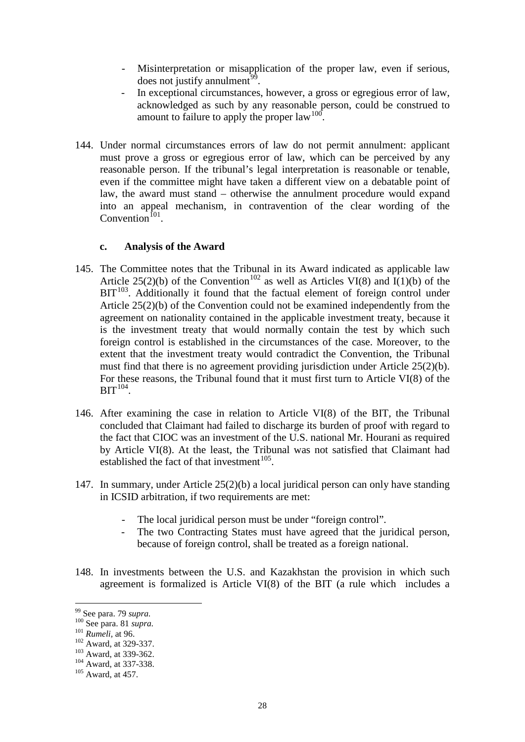- Misinterpretation or misapplication of the proper law, even if serious, does not justify annulment[99].
- In exceptional circumstances, however, a gross or egregious error of law, acknowledged as such by any reasonable person, could be construed to amount to failure to apply the proper law[100].

144. Under normal circumstances errors of law do not permit annulment: applicant must prove a gross or egregious error of law, which can be perceived by any reasonable person. If the tribunal's legal interpretation is reasonable or tenable, even if the committee might have taken a different view on a debatable point of law, the award must stand – otherwise the annulment procedure would expand into an appeal mechanism, in contravention of the clear wording of the Convention[101].

### c. Analysis of the Award

145. The Committee notes that the Tribunal in its Award indicated as applicable law Article 25(2)(b) of the Convention[102] as well as Articles VI(8) and I(1)(b) of the BIT[103]. Additionally it found that the factual element of foreign control under Article 25(2)(b) of the Convention could not be examined independently from the agreement on nationality contained in the applicable investment treaty, because it is the investment treaty that would normally contain the test by which such foreign control is established in the circumstances of the case. Moreover, to the extent that the investment treaty would contradict the Convention, the Tribunal must find that there is no agreement providing jurisdiction under Article 25(2)(b). For these reasons, the Tribunal found that it must first turn to Article VI(8) of the BIT[104].

146. After examining the case in relation to Article VI(8) of the BIT, the Tribunal concluded that Claimant had failed to discharge its burden of proof with regard to the fact that CIOC was an investment of the U.S. national Mr. Hourani as required by Article VI(8). At the least, the Tribunal was not satisfied that Claimant had established the fact of that investment[105].

147. In summary, under Article 25(2)(b) a local juridical person can only have standing in ICSID arbitration, if two requirements are met:

    - The local juridical person must be under "foreign control".
    - The two Contracting States must have agreed that the juridical person, because of foreign control, shall be treated as a foreign national.

148. In investments between the U.S. and Kazakhstan the provision in which such agreement is formalized is Article VI(8) of the BIT (a rule which includes a

---

[99] See para. 79 *supra.*

[100] See para. 81 *supra.*

[101] *Rumeli*, at 96.

[102] Award, at 329-337.

[103] Award, at 339-362.

[104] Award, at 337-338.

[105] Award, at 457.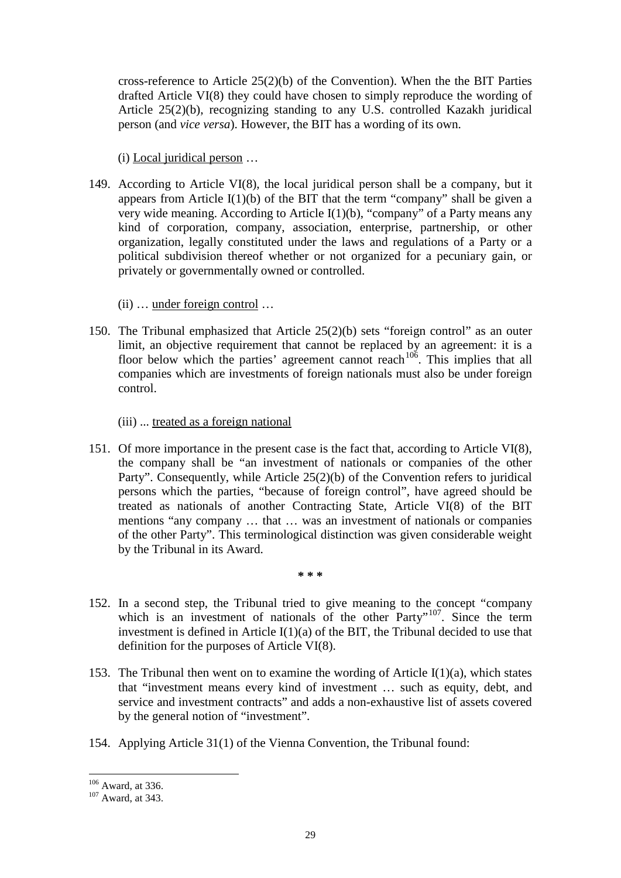cross-reference to Article 25(2)(b) of the Convention). When the the BIT Parties drafted Article VI(8) they could have chosen to simply reproduce the wording of Article 25(2)(b), recognizing standing to any U.S. controlled Kazakh juridical person (and *vice versa*). However, the BIT has a wording of its own.

(i) <u>Local juridical person</u> …

149. According to Article VI(8), the local juridical person shall be a company, but it appears from Article I(1)(b) of the BIT that the term "company" shall be given a very wide meaning. According to Article I(1)(b), "company" of a Party means any kind of corporation, company, association, enterprise, partnership, or other organization, legally constituted under the laws and regulations of a Party or a political subdivision thereof whether or not organized for a pecuniary gain, or privately or governmentally owned or controlled.

(ii) … <u>under foreign control</u> …

150. The Tribunal emphasized that Article 25(2)(b) sets "foreign control" as an outer limit, an objective requirement that cannot be replaced by an agreement: it is a floor below which the parties' agreement cannot reach[106]. This implies that all companies which are investments of foreign nationals must also be under foreign control.

(iii) ... <u>treated as a foreign national</u>

151. Of more importance in the present case is the fact that, according to Article VI(8), the company shall be "an investment of nationals or companies of the other Party". Consequently, while Article 25(2)(b) of the Convention refers to juridical persons which the parties, "because of foreign control", have agreed should be treated as nationals of another Contracting State, Article VI(8) of the BIT mentions "any company … that … was an investment of nationals or companies of the other Party". This terminological distinction was given considerable weight by the Tribunal in its Award.

\* \* \*

152. In a second step, the Tribunal tried to give meaning to the concept "company which is an investment of nationals of the other Party"[107]. Since the term investment is defined in Article I(1)(a) of the BIT, the Tribunal decided to use that definition for the purposes of Article VI(8).

153. The Tribunal then went on to examine the wording of Article I(1)(a), which states that "investment means every kind of investment … such as equity, debt, and service and investment contracts" and adds a non-exhaustive list of assets covered by the general notion of "investment".

154. Applying Article 31(1) of the Vienna Convention, the Tribunal found:

[106] Award, at 336.
[107] Award, at 343.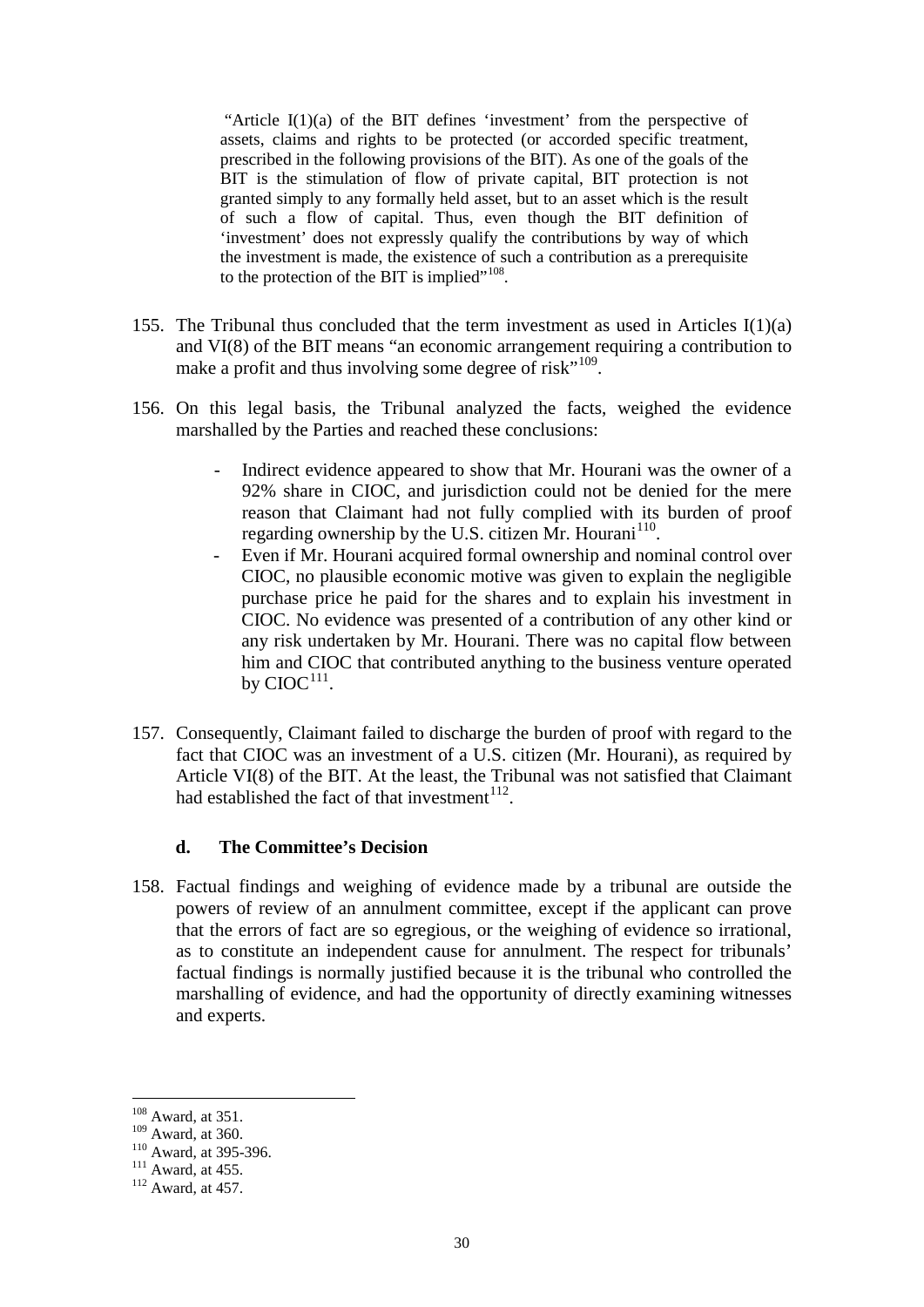> "Article I(1)(a) of the BIT defines 'investment' from the perspective of assets, claims and rights to be protected (or accorded specific treatment, prescribed in the following provisions of the BIT). As one of the goals of the BIT is the stimulation of flow of private capital, BIT protection is not granted simply to any formally held asset, but to an asset which is the result of such a flow of capital. Thus, even though the BIT definition of 'investment' does not expressly qualify the contributions by way of which the investment is made, the existence of such a contribution as a prerequisite to the protection of the BIT is implied"[108].

155. The Tribunal thus concluded that the term investment as used in Articles I(1)(a) and VI(8) of the BIT means "an economic arrangement requiring a contribution to make a profit and thus involving some degree of risk"[109].

156. On this legal basis, the Tribunal analyzed the facts, weighed the evidence marshalled by the Parties and reached these conclusions:

    - Indirect evidence appeared to show that Mr. Hourani was the owner of a 92% share in CIOC, and jurisdiction could not be denied for the mere reason that Claimant had not fully complied with its burden of proof regarding ownership by the U.S. citizen Mr. Hourani[110].
    - Even if Mr. Hourani acquired formal ownership and nominal control over CIOC, no plausible economic motive was given to explain the negligible purchase price he paid for the shares and to explain his investment in CIOC. No evidence was presented of a contribution of any other kind or any risk undertaken by Mr. Hourani. There was no capital flow between him and CIOC that contributed anything to the business venture operated by CIOC[111].

157. Consequently, Claimant failed to discharge the burden of proof with regard to the fact that CIOC was an investment of a U.S. citizen (Mr. Hourani), as required by Article VI(8) of the BIT. At the least, the Tribunal was not satisfied that Claimant had established the fact of that investment[112].

### d. The Committee's Decision

158. Factual findings and weighing of evidence made by a tribunal are outside the powers of review of an annulment committee, except if the applicant can prove that the errors of fact are so egregious, or the weighing of evidence so irrational, as to constitute an independent cause for annulment. The respect for tribunals' factual findings is normally justified because it is the tribunal who controlled the marshalling of evidence, and had the opportunity of directly examining witnesses and experts.

---

[108] Award, at 351.
[109] Award, at 360.
[110] Award, at 395-396.
[111] Award, at 455.
[112] Award, at 457.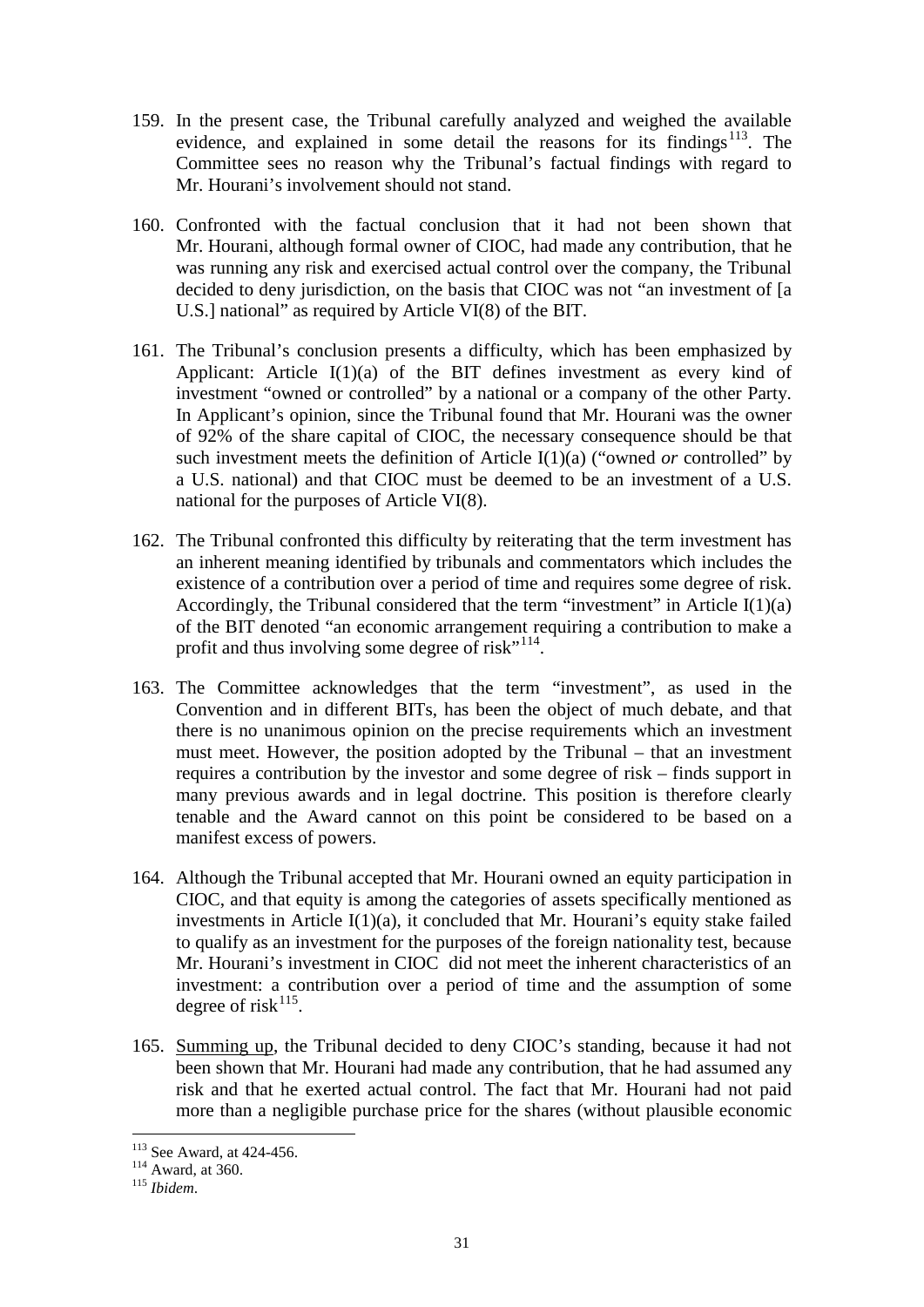159. In the present case, the Tribunal carefully analyzed and weighed the available evidence, and explained in some detail the reasons for its findings[113]. The Committee sees no reason why the Tribunal's factual findings with regard to Mr. Hourani's involvement should not stand.

160. Confronted with the factual conclusion that it had not been shown that Mr. Hourani, although formal owner of CIOC, had made any contribution, that he was running any risk and exercised actual control over the company, the Tribunal decided to deny jurisdiction, on the basis that CIOC was not "an investment of [a U.S.] national" as required by Article VI(8) of the BIT.

161. The Tribunal's conclusion presents a difficulty, which has been emphasized by Applicant: Article I(1)(a) of the BIT defines investment as every kind of investment "owned or controlled" by a national or a company of the other Party. In Applicant's opinion, since the Tribunal found that Mr. Hourani was the owner of 92% of the share capital of CIOC, the necessary consequence should be that such investment meets the definition of Article I(1)(a) ("owned *or* controlled" by a U.S. national) and that CIOC must be deemed to be an investment of a U.S. national for the purposes of Article VI(8).

162. The Tribunal confronted this difficulty by reiterating that the term investment has an inherent meaning identified by tribunals and commentators which includes the existence of a contribution over a period of time and requires some degree of risk. Accordingly, the Tribunal considered that the term "investment" in Article I(1)(a) of the BIT denoted "an economic arrangement requiring a contribution to make a profit and thus involving some degree of risk"[114].

163. The Committee acknowledges that the term "investment", as used in the Convention and in different BITs, has been the object of much debate, and that there is no unanimous opinion on the precise requirements which an investment must meet. However, the position adopted by the Tribunal – that an investment requires a contribution by the investor and some degree of risk – finds support in many previous awards and in legal doctrine. This position is therefore clearly tenable and the Award cannot on this point be considered to be based on a manifest excess of powers.

164. Although the Tribunal accepted that Mr. Hourani owned an equity participation in CIOC, and that equity is among the categories of assets specifically mentioned as investments in Article I(1)(a), it concluded that Mr. Hourani's equity stake failed to qualify as an investment for the purposes of the foreign nationality test, because Mr. Hourani's investment in CIOC did not meet the inherent characteristics of an investment: a contribution over a period of time and the assumption of some degree of risk[115].

165. <u>Summing up</u>, the Tribunal decided to deny CIOC's standing, because it had not been shown that Mr. Hourani had made any contribution, that he had assumed any risk and that he exerted actual control. The fact that Mr. Hourani had not paid more than a negligible purchase price for the shares (without plausible economic

---

[113] See Award, at 424-456.

[114] Award, at 360.

[115] *Ibidem*.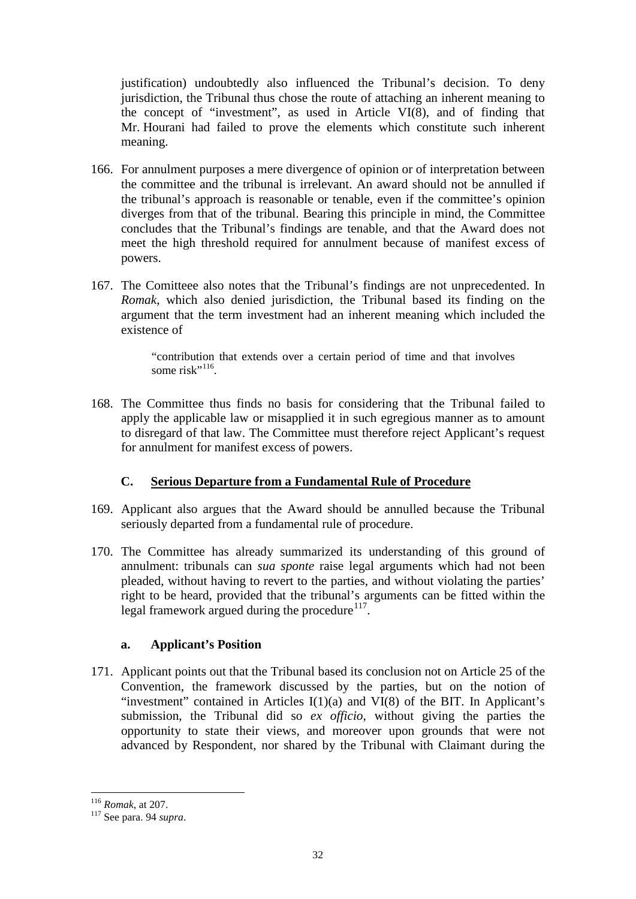justification) undoubtedly also influenced the Tribunal's decision. To deny jurisdiction, the Tribunal thus chose the route of attaching an inherent meaning to the concept of "investment", as used in Article VI(8), and of finding that Mr. Hourani had failed to prove the elements which constitute such inherent meaning.

166. For annulment purposes a mere divergence of opinion or of interpretation between the committee and the tribunal is irrelevant. An award should not be annulled if the tribunal's approach is reasonable or tenable, even if the committee's opinion diverges from that of the tribunal. Bearing this principle in mind, the Committee concludes that the Tribunal's findings are tenable, and that the Award does not meet the high threshold required for annulment because of manifest excess of powers.

167. The Comitteee also notes that the Tribunal's findings are not unprecedented. In *Romak*, which also denied jurisdiction, the Tribunal based its finding on the argument that the term investment had an inherent meaning which included the existence of

> "contribution that extends over a certain period of time and that involves some risk"[116].

168. The Committee thus finds no basis for considering that the Tribunal failed to apply the applicable law or misapplied it in such egregious manner as to amount to disregard of that law. The Committee must therefore reject Applicant's request for annulment for manifest excess of powers.

### C. Serious Departure from a Fundamental Rule of Procedure

169. Applicant also argues that the Award should be annulled because the Tribunal seriously departed from a fundamental rule of procedure.

170. The Committee has already summarized its understanding of this ground of annulment: tribunals can *sua sponte* raise legal arguments which had not been pleaded, without having to revert to the parties, and without violating the parties' right to be heard, provided that the tribunal's arguments can be fitted within the legal framework argued during the procedure[117].

#### a. Applicant's Position

171. Applicant points out that the Tribunal based its conclusion not on Article 25 of the Convention, the framework discussed by the parties, but on the notion of "investment" contained in Articles I(1)(a) and VI(8) of the BIT. In Applicant's submission, the Tribunal did so *ex officio*, without giving the parties the opportunity to state their views, and moreover upon grounds that were not advanced by Respondent, nor shared by the Tribunal with Claimant during the

---

[116] *Romak*, at 207.

[117] See para. 94 *supra*.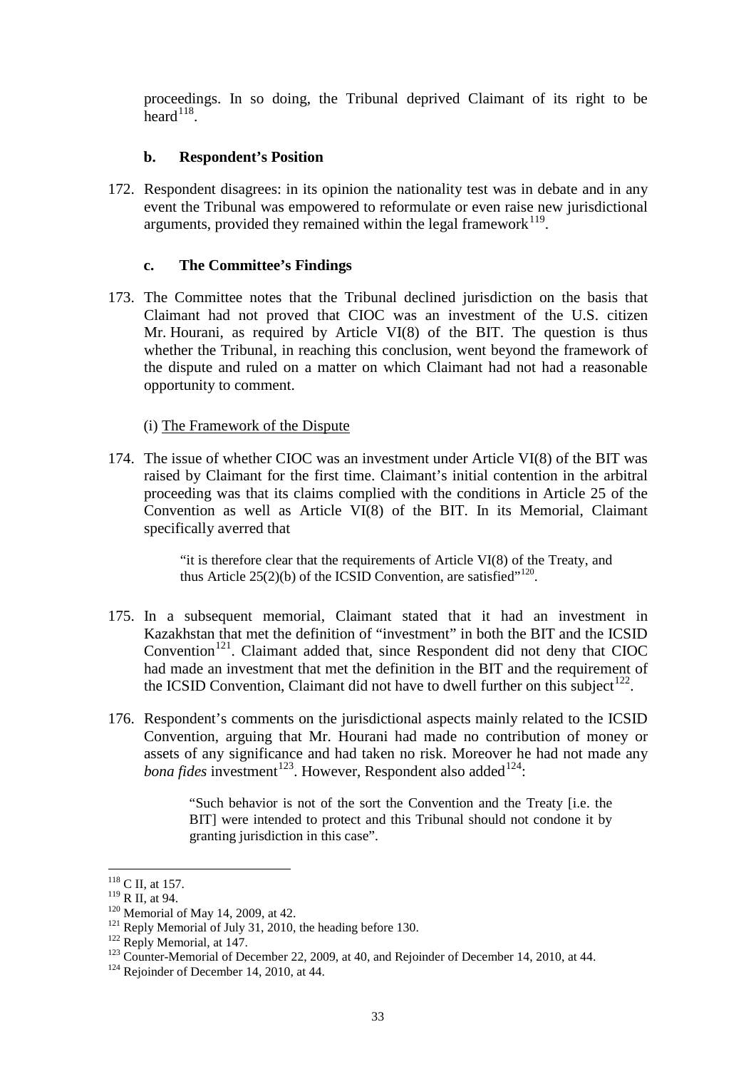proceedings. In so doing, the Tribunal deprived Claimant of its right to be heard[118].

### b. Respondent's Position

172. Respondent disagrees: in its opinion the nationality test was in debate and in any event the Tribunal was empowered to reformulate or even raise new jurisdictional arguments, provided they remained within the legal framework[119].

### c. The Committee's Findings

173. The Committee notes that the Tribunal declined jurisdiction on the basis that Claimant had not proved that CIOC was an investment of the U.S. citizen Mr. Hourani, as required by Article VI(8) of the BIT. The question is thus whether the Tribunal, in reaching this conclusion, went beyond the framework of the dispute and ruled on a matter on which Claimant had not had a reasonable opportunity to comment.

(i) The Framework of the Dispute

174. The issue of whether CIOC was an investment under Article VI(8) of the BIT was raised by Claimant for the first time. Claimant's initial contention in the arbitral proceeding was that its claims complied with the conditions in Article 25 of the Convention as well as Article VI(8) of the BIT. In its Memorial, Claimant specifically averred that

> "it is therefore clear that the requirements of Article VI(8) of the Treaty, and thus Article 25(2)(b) of the ICSID Convention, are satisfied"[120].

175. In a subsequent memorial, Claimant stated that it had an investment in Kazakhstan that met the definition of "investment" in both the BIT and the ICSID Convention[121]. Claimant added that, since Respondent did not deny that CIOC had made an investment that met the definition in the BIT and the requirement of the ICSID Convention, Claimant did not have to dwell further on this subject[122].

176. Respondent's comments on the jurisdictional aspects mainly related to the ICSID Convention, arguing that Mr. Hourani had made no contribution of money or assets of any significance and had taken no risk. Moreover he had not made any *bona fides* investment[123]. However, Respondent also added[124]:

> "Such behavior is not of the sort the Convention and the Treaty [i.e. the BIT] were intended to protect and this Tribunal should not condone it by granting jurisdiction in this case".

---

[118] C II, at 157.
[119] R II, at 94.
[120] Memorial of May 14, 2009, at 42.
[121] Reply Memorial of July 31, 2010, the heading before 130.
[122] Reply Memorial, at 147.
[123] Counter-Memorial of December 22, 2009, at 40, and Rejoinder of December 14, 2010, at 44.
[124] Rejoinder of December 14, 2010, at 44.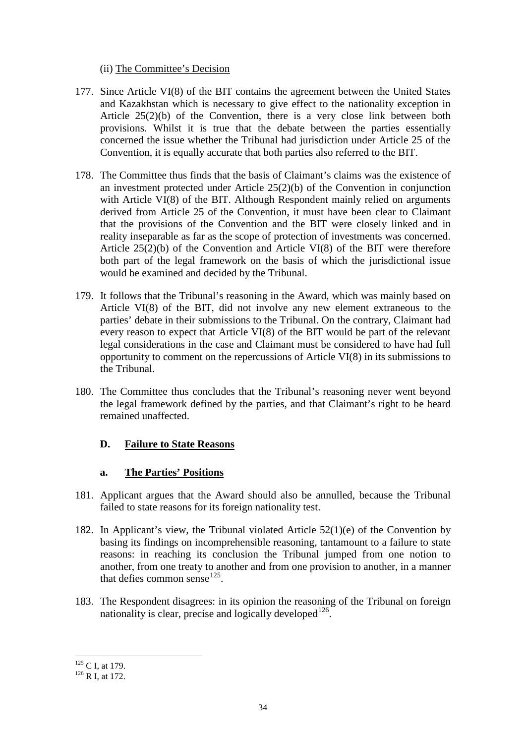(ii) The Committee's Decision

177. Since Article VI(8) of the BIT contains the agreement between the United States and Kazakhstan which is necessary to give effect to the nationality exception in Article 25(2)(b) of the Convention, there is a very close link between both provisions. Whilst it is true that the debate between the parties essentially concerned the issue whether the Tribunal had jurisdiction under Article 25 of the Convention, it is equally accurate that both parties also referred to the BIT.

178. The Committee thus finds that the basis of Claimant's claims was the existence of an investment protected under Article 25(2)(b) of the Convention in conjunction with Article VI(8) of the BIT. Although Respondent mainly relied on arguments derived from Article 25 of the Convention, it must have been clear to Claimant that the provisions of the Convention and the BIT were closely linked and in reality inseparable as far as the scope of protection of investments was concerned. Article 25(2)(b) of the Convention and Article VI(8) of the BIT were therefore both part of the legal framework on the basis of which the jurisdictional issue would be examined and decided by the Tribunal.

179. It follows that the Tribunal's reasoning in the Award, which was mainly based on Article VI(8) of the BIT, did not involve any new element extraneous to the parties' debate in their submissions to the Tribunal. On the contrary, Claimant had every reason to expect that Article VI(8) of the BIT would be part of the relevant legal considerations in the case and Claimant must be considered to have had full opportunity to comment on the repercussions of Article VI(8) in its submissions to the Tribunal.

180. The Committee thus concludes that the Tribunal's reasoning never went beyond the legal framework defined by the parties, and that Claimant's right to be heard remained unaffected.

### D. Failure to State Reasons

#### a. The Parties' Positions

181. Applicant argues that the Award should also be annulled, because the Tribunal failed to state reasons for its foreign nationality test.

182. In Applicant's view, the Tribunal violated Article 52(1)(e) of the Convention by basing its findings on incomprehensible reasoning, tantamount to a failure to state reasons: in reaching its conclusion the Tribunal jumped from one notion to another, from one treaty to another and from one provision to another, in a manner that defies common sense[125].

183. The Respondent disagrees: in its opinion the reasoning of the Tribunal on foreign nationality is clear, precise and logically developed[126].

---

[125] C I, at 179.

[126] R I, at 172.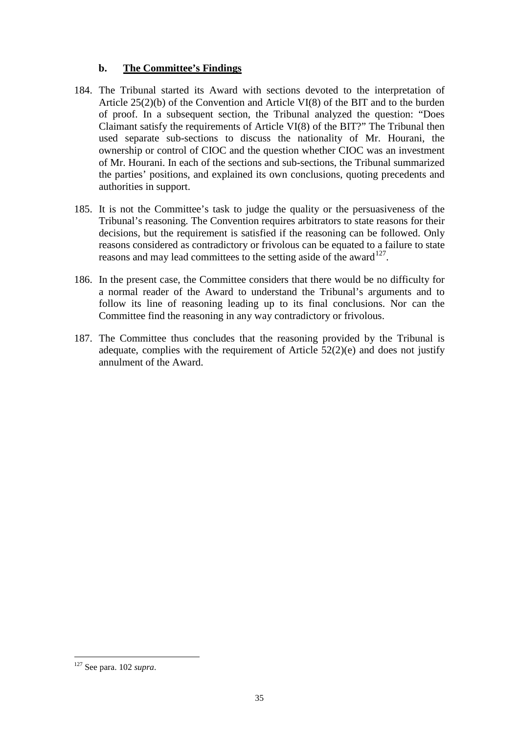### b. **The Committee's Findings**

184. The Tribunal started its Award with sections devoted to the interpretation of Article 25(2)(b) of the Convention and Article VI(8) of the BIT and to the burden of proof. In a subsequent section, the Tribunal analyzed the question: "Does Claimant satisfy the requirements of Article VI(8) of the BIT?" The Tribunal then used separate sub-sections to discuss the nationality of Mr. Hourani, the ownership or control of CIOC and the question whether CIOC was an investment of Mr. Hourani. In each of the sections and sub-sections, the Tribunal summarized the parties' positions, and explained its own conclusions, quoting precedents and authorities in support.

185. It is not the Committee's task to judge the quality or the persuasiveness of the Tribunal's reasoning. The Convention requires arbitrators to state reasons for their decisions, but the requirement is satisfied if the reasoning can be followed. Only reasons considered as contradictory or frivolous can be equated to a failure to state reasons and may lead committees to the setting aside of the award[127].

186. In the present case, the Committee considers that there would be no difficulty for a normal reader of the Award to understand the Tribunal's arguments and to follow its line of reasoning leading up to its final conclusions. Nor can the Committee find the reasoning in any way contradictory or frivolous.

187. The Committee thus concludes that the reasoning provided by the Tribunal is adequate, complies with the requirement of Article 52(2)(e) and does not justify annulment of the Award.

---

[127] See para. 102 *supra*.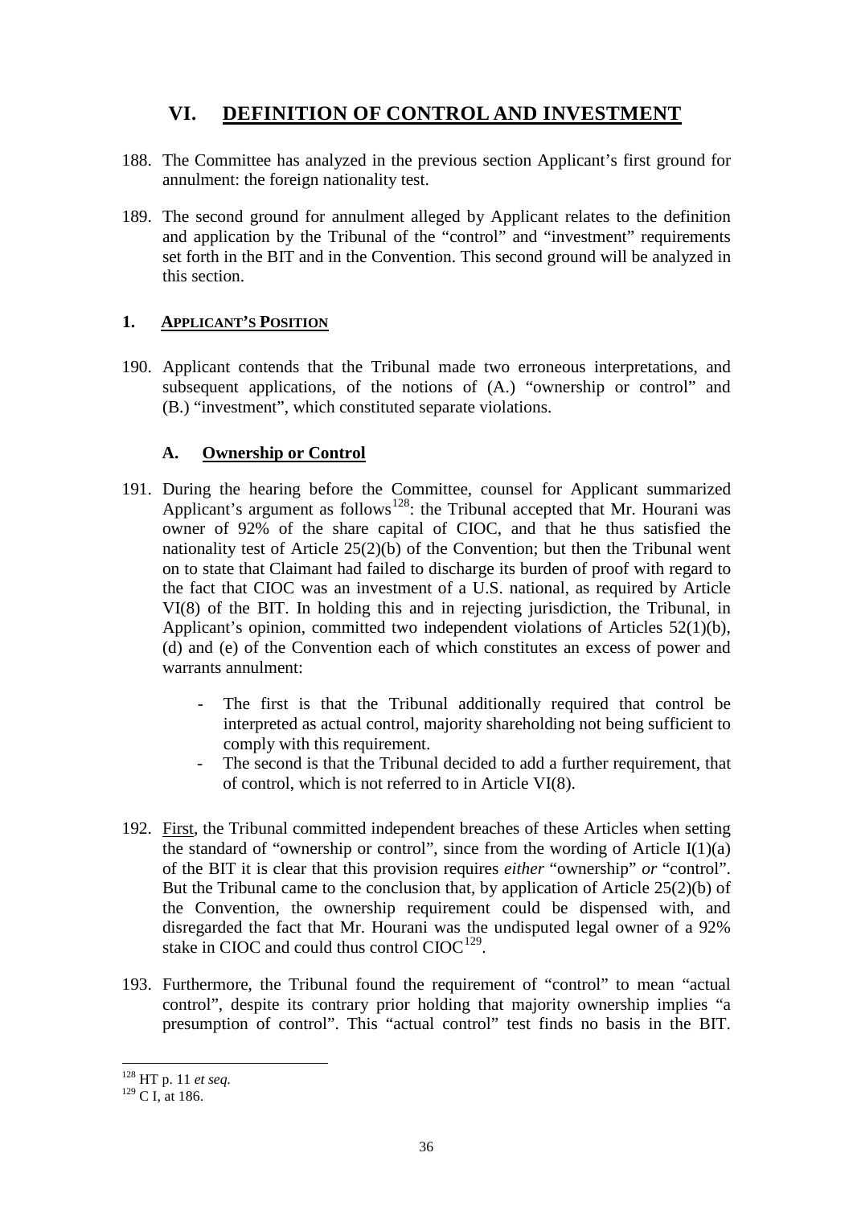# VI. DEFINITION OF CONTROL AND INVESTMENT

188. The Committee has analyzed in the previous section Applicant's first ground for annulment: the foreign nationality test.

189. The second ground for annulment alleged by Applicant relates to the definition and application by the Tribunal of the "control" and "investment" requirements set forth in the BIT and in the Convention. This second ground will be analyzed in this section.

## 1. APPLICANT'S POSITION

190. Applicant contends that the Tribunal made two erroneous interpretations, and subsequent applications, of the notions of (A.) "ownership or control" and (B.) "investment", which constituted separate violations.

### A. Ownership or Control

191. During the hearing before the Committee, counsel for Applicant summarized Applicant's argument as follows[128]: the Tribunal accepted that Mr. Hourani was owner of 92% of the share capital of CIOC, and that he thus satisfied the nationality test of Article 25(2)(b) of the Convention; but then the Tribunal went on to state that Claimant had failed to discharge its burden of proof with regard to the fact that CIOC was an investment of a U.S. national, as required by Article VI(8) of the BIT. In holding this and in rejecting jurisdiction, the Tribunal, in Applicant's opinion, committed two independent violations of Articles 52(1)(b), (d) and (e) of the Convention each of which constitutes an excess of power and warrants annulment:

- The first is that the Tribunal additionally required that control be interpreted as actual control, majority shareholding not being sufficient to comply with this requirement.
- The second is that the Tribunal decided to add a further requirement, that of control, which is not referred to in Article VI(8).

192. First, the Tribunal committed independent breaches of these Articles when setting the standard of "ownership or control", since from the wording of Article I(1)(a) of the BIT it is clear that this provision requires *either* "ownership" *or* "control". But the Tribunal came to the conclusion that, by application of Article 25(2)(b) of the Convention, the ownership requirement could be dispensed with, and disregarded the fact that Mr. Hourani was the undisputed legal owner of a 92% stake in CIOC and could thus control CIOC[129].

193. Furthermore, the Tribunal found the requirement of "control" to mean "actual control", despite its contrary prior holding that majority ownership implies "a presumption of control". This "actual control" test finds no basis in the BIT.

---

[128] HT p. 11 *et seq.*

[129] C I, at 186.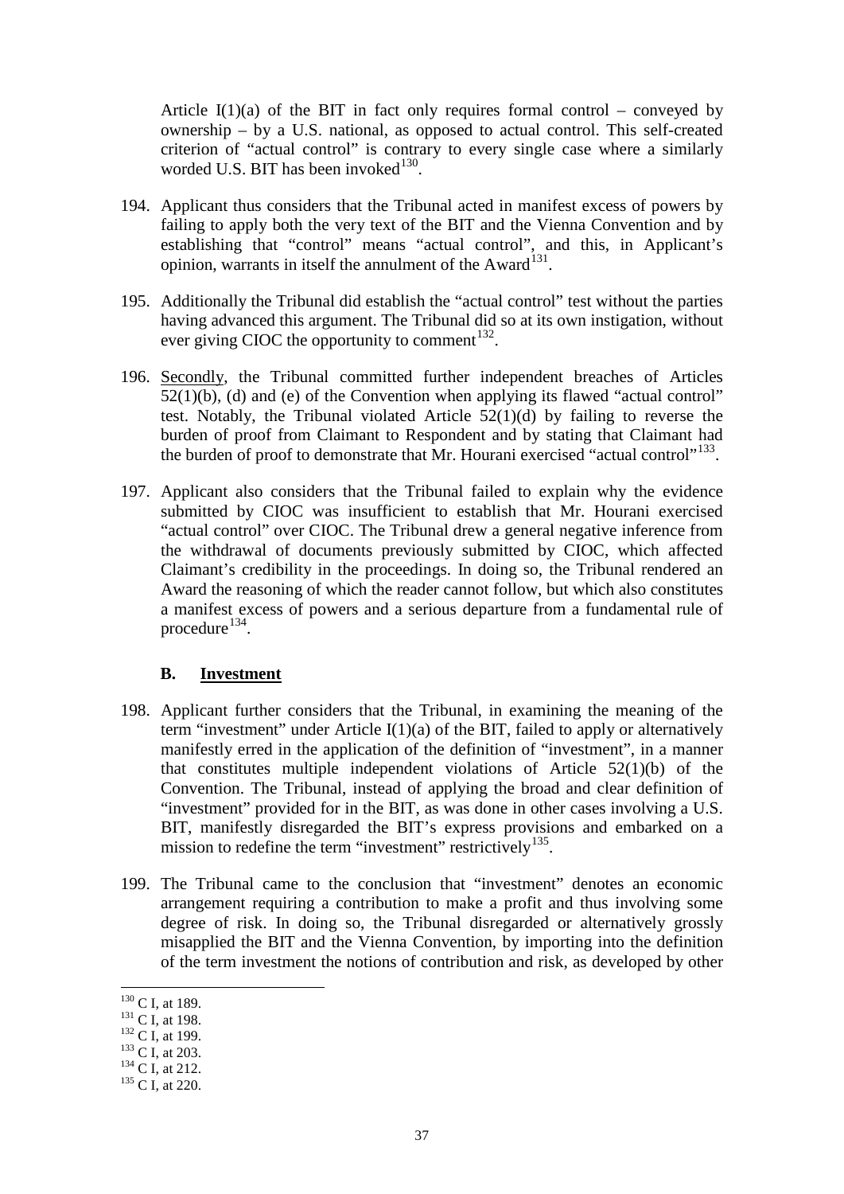Article I(1)(a) of the BIT in fact only requires formal control – conveyed by ownership – by a U.S. national, as opposed to actual control. This self-created criterion of "actual control" is contrary to every single case where a similarly worded U.S. BIT has been invoked[130].

194. Applicant thus considers that the Tribunal acted in manifest excess of powers by failing to apply both the very text of the BIT and the Vienna Convention and by establishing that "control" means "actual control", and this, in Applicant's opinion, warrants in itself the annulment of the Award[131].

195. Additionally the Tribunal did establish the "actual control" test without the parties having advanced this argument. The Tribunal did so at its own instigation, without ever giving CIOC the opportunity to comment[132].

196. Secondly, the Tribunal committed further independent breaches of Articles 52(1)(b), (d) and (e) of the Convention when applying its flawed "actual control" test. Notably, the Tribunal violated Article 52(1)(d) by failing to reverse the burden of proof from Claimant to Respondent and by stating that Claimant had the burden of proof to demonstrate that Mr. Hourani exercised "actual control"[133].

197. Applicant also considers that the Tribunal failed to explain why the evidence submitted by CIOC was insufficient to establish that Mr. Hourani exercised "actual control" over CIOC. The Tribunal drew a general negative inference from the withdrawal of documents previously submitted by CIOC, which affected Claimant's credibility in the proceedings. In doing so, the Tribunal rendered an Award the reasoning of which the reader cannot follow, but which also constitutes a manifest excess of powers and a serious departure from a fundamental rule of procedure[134].

### B. Investment

198. Applicant further considers that the Tribunal, in examining the meaning of the term "investment" under Article I(1)(a) of the BIT, failed to apply or alternatively manifestly erred in the application of the definition of "investment", in a manner that constitutes multiple independent violations of Article 52(1)(b) of the Convention. The Tribunal, instead of applying the broad and clear definition of "investment" provided for in the BIT, as was done in other cases involving a U.S. BIT, manifestly disregarded the BIT's express provisions and embarked on a mission to redefine the term "investment" restrictively[135].

199. The Tribunal came to the conclusion that "investment" denotes an economic arrangement requiring a contribution to make a profit and thus involving some degree of risk. In doing so, the Tribunal disregarded or alternatively grossly misapplied the BIT and the Vienna Convention, by importing into the definition of the term investment the notions of contribution and risk, as developed by other

---

[130] C I, at 189.
[131] C I, at 198.
[132] C I, at 199.
[133] C I, at 203.
[134] C I, at 212.
[135] C I, at 220.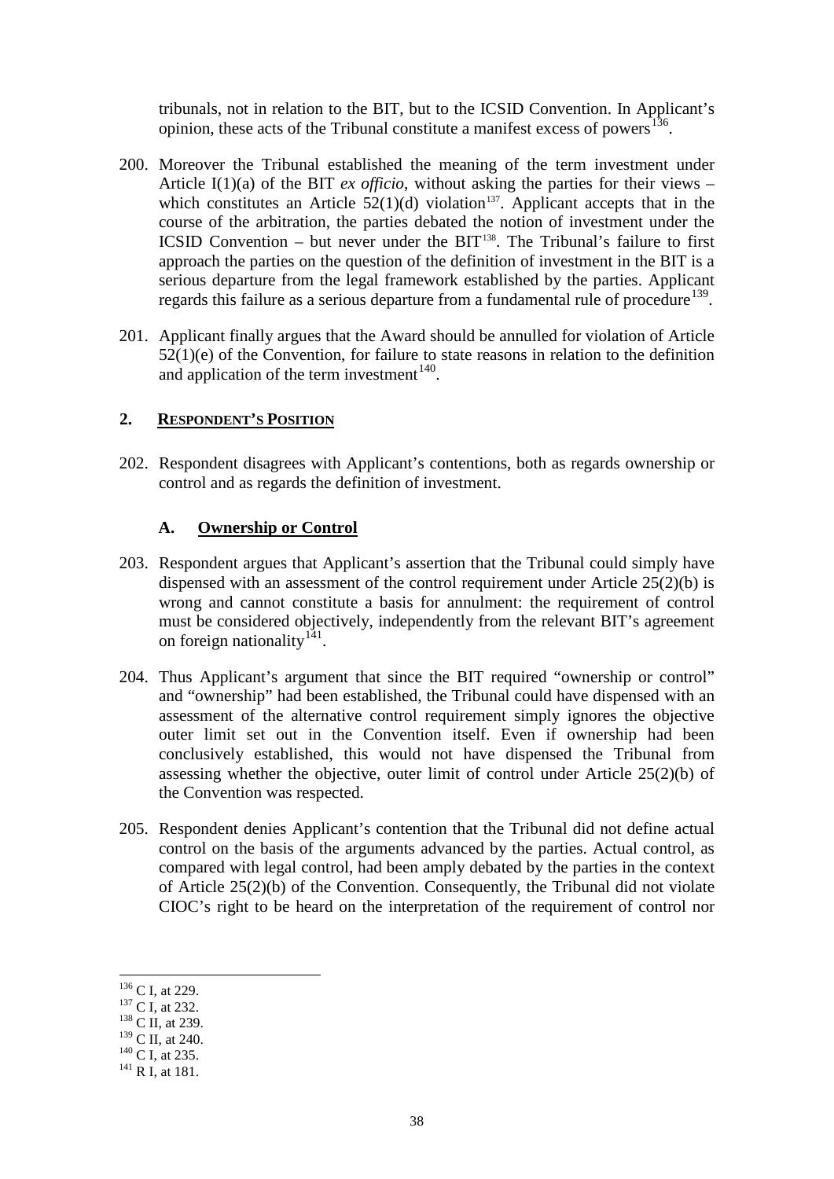tribunals, not in relation to the BIT, but to the ICSID Convention. In Applicant's opinion, these acts of the Tribunal constitute a manifest excess of powers[136].

200. Moreover the Tribunal established the meaning of the term investment under Article I(1)(a) of the BIT *ex officio*, without asking the parties for their views – which constitutes an Article 52(1)(d) violation[137]. Applicant accepts that in the course of the arbitration, the parties debated the notion of investment under the ICSID Convention – but never under the BIT[138]. The Tribunal's failure to first approach the parties on the question of the definition of investment in the BIT is a serious departure from the legal framework established by the parties. Applicant regards this failure as a serious departure from a fundamental rule of procedure[139].

201. Applicant finally argues that the Award should be annulled for violation of Article 52(1)(e) of the Convention, for failure to state reasons in relation to the definition and application of the term investment[140].

## 2. RESPONDENT'S POSITION

202. Respondent disagrees with Applicant's contentions, both as regards ownership or control and as regards the definition of investment.

### A. Ownership or Control

203. Respondent argues that Applicant's assertion that the Tribunal could simply have dispensed with an assessment of the control requirement under Article 25(2)(b) is wrong and cannot constitute a basis for annulment: the requirement of control must be considered objectively, independently from the relevant BIT's agreement on foreign nationality[141].

204. Thus Applicant's argument that since the BIT required "ownership or control" and "ownership" had been established, the Tribunal could have dispensed with an assessment of the alternative control requirement simply ignores the objective outer limit set out in the Convention itself. Even if ownership had been conclusively established, this would not have dispensed the Tribunal from assessing whether the objective, outer limit of control under Article 25(2)(b) of the Convention was respected.

205. Respondent denies Applicant's contention that the Tribunal did not define actual control on the basis of the arguments advanced by the parties. Actual control, as compared with legal control, had been amply debated by the parties in the context of Article 25(2)(b) of the Convention. Consequently, the Tribunal did not violate CIOC's right to be heard on the interpretation of the requirement of control nor

[136] C I, at 229.
[137] C I, at 232.
[138] C II, at 239.
[139] C II, at 240.
[140] C I, at 235.
[141] R I, at 181.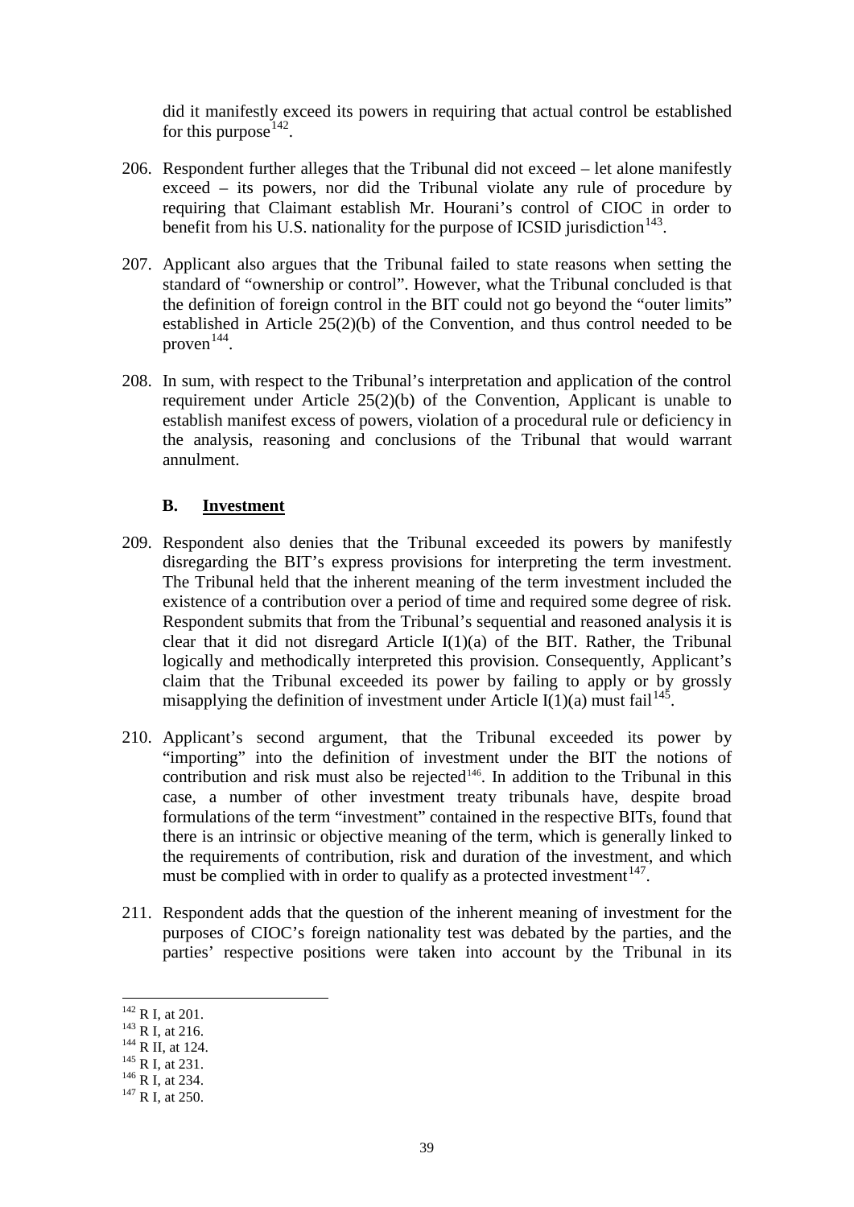did it manifestly exceed its powers in requiring that actual control be established for this purpose[142].

206. Respondent further alleges that the Tribunal did not exceed – let alone manifestly exceed – its powers, nor did the Tribunal violate any rule of procedure by requiring that Claimant establish Mr. Hourani's control of CIOC in order to benefit from his U.S. nationality for the purpose of ICSID jurisdiction[143].

207. Applicant also argues that the Tribunal failed to state reasons when setting the standard of "ownership or control". However, what the Tribunal concluded is that the definition of foreign control in the BIT could not go beyond the "outer limits" established in Article 25(2)(b) of the Convention, and thus control needed to be proven[144].

208. In sum, with respect to the Tribunal's interpretation and application of the control requirement under Article 25(2)(b) of the Convention, Applicant is unable to establish manifest excess of powers, violation of a procedural rule or deficiency in the analysis, reasoning and conclusions of the Tribunal that would warrant annulment.

### B. Investment

209. Respondent also denies that the Tribunal exceeded its powers by manifestly disregarding the BIT's express provisions for interpreting the term investment. The Tribunal held that the inherent meaning of the term investment included the existence of a contribution over a period of time and required some degree of risk. Respondent submits that from the Tribunal's sequential and reasoned analysis it is clear that it did not disregard Article I(1)(a) of the BIT. Rather, the Tribunal logically and methodically interpreted this provision. Consequently, Applicant's claim that the Tribunal exceeded its power by failing to apply or by grossly misapplying the definition of investment under Article I(1)(a) must fail[145].

210. Applicant's second argument, that the Tribunal exceeded its power by "importing" into the definition of investment under the BIT the notions of contribution and risk must also be rejected[146]. In addition to the Tribunal in this case, a number of other investment treaty tribunals have, despite broad formulations of the term "investment" contained in the respective BITs, found that there is an intrinsic or objective meaning of the term, which is generally linked to the requirements of contribution, risk and duration of the investment, and which must be complied with in order to qualify as a protected investment[147].

211. Respondent adds that the question of the inherent meaning of investment for the purposes of CIOC's foreign nationality test was debated by the parties, and the parties' respective positions were taken into account by the Tribunal in its

---

[142] R I, at 201.

[143] R I, at 216.

[144] R II, at 124.

[145] R I, at 231.

[146] R I, at 234.

[147] R I, at 250.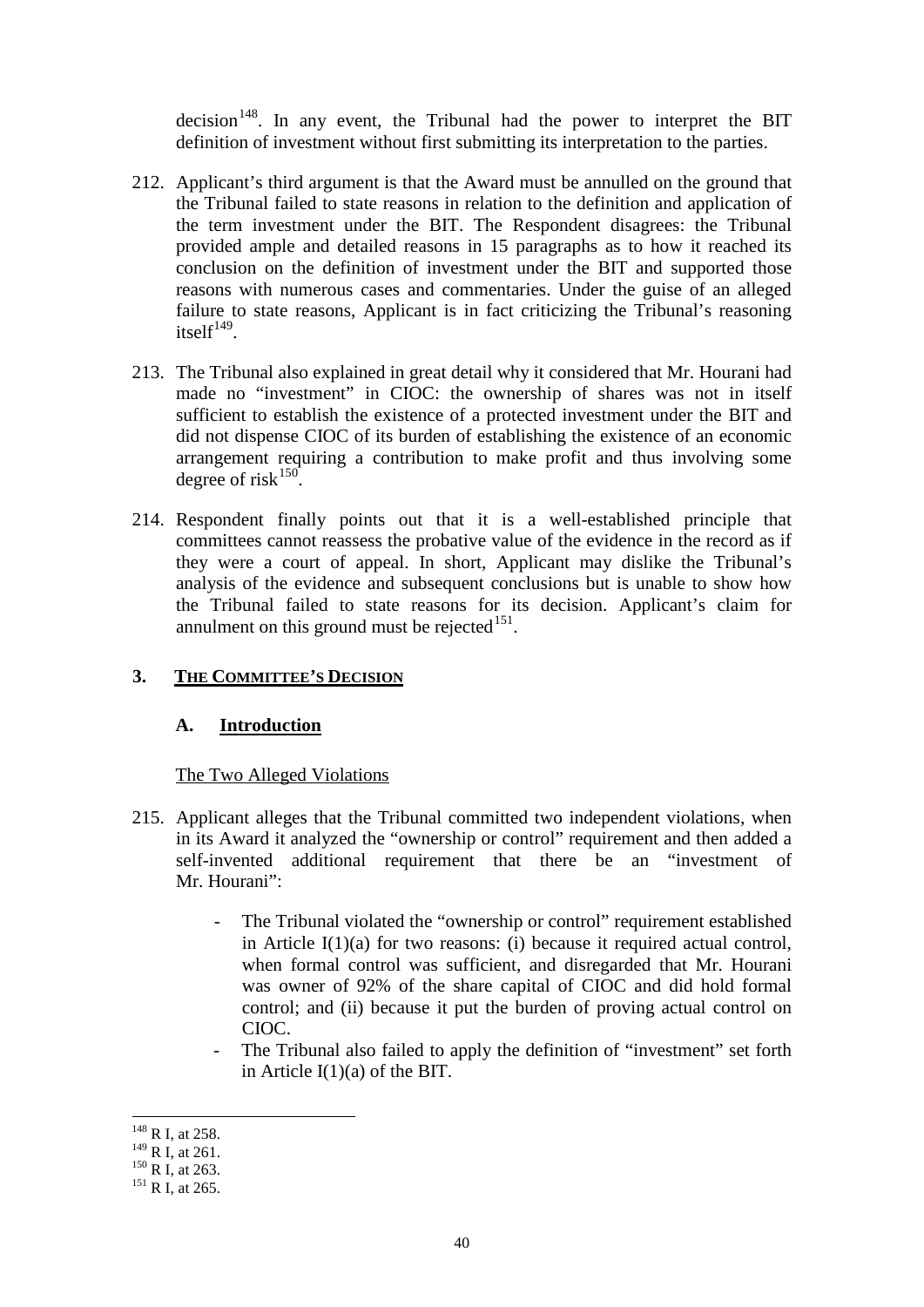decision[148]. In any event, the Tribunal had the power to interpret the BIT definition of investment without first submitting its interpretation to the parties.

212. Applicant's third argument is that the Award must be annulled on the ground that the Tribunal failed to state reasons in relation to the definition and application of the term investment under the BIT. The Respondent disagrees: the Tribunal provided ample and detailed reasons in 15 paragraphs as to how it reached its conclusion on the definition of investment under the BIT and supported those reasons with numerous cases and commentaries. Under the guise of an alleged failure to state reasons, Applicant is in fact criticizing the Tribunal's reasoning itself[149].

213. The Tribunal also explained in great detail why it considered that Mr. Hourani had made no "investment" in CIOC: the ownership of shares was not in itself sufficient to establish the existence of a protected investment under the BIT and did not dispense CIOC of its burden of establishing the existence of an economic arrangement requiring a contribution to make profit and thus involving some degree of risk[150].

214. Respondent finally points out that it is a well-established principle that committees cannot reassess the probative value of the evidence in the record as if they were a court of appeal. In short, Applicant may dislike the Tribunal's analysis of the evidence and subsequent conclusions but is unable to show how the Tribunal failed to state reasons for its decision. Applicant's claim for annulment on this ground must be rejected[151].

## 3. THE COMMITTEE'S DECISION

### A. Introduction

The Two Alleged Violations

215. Applicant alleges that the Tribunal committed two independent violations, when in its Award it analyzed the "ownership or control" requirement and then added a self-invented additional requirement that there be an "investment of Mr. Hourani":

- The Tribunal violated the "ownership or control" requirement established in Article I(1)(a) for two reasons: (i) because it required actual control, when formal control was sufficient, and disregarded that Mr. Hourani was owner of 92% of the share capital of CIOC and did hold formal control; and (ii) because it put the burden of proving actual control on CIOC.
- The Tribunal also failed to apply the definition of "investment" set forth in Article I(1)(a) of the BIT.

---

[148] R I, at 258.
[149] R I, at 261.
[150] R I, at 263.
[151] R I, at 265.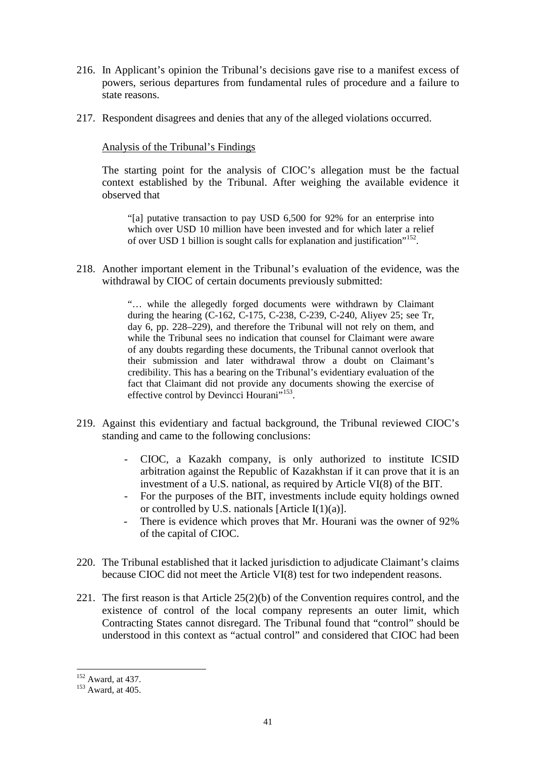216. In Applicant's opinion the Tribunal's decisions gave rise to a manifest excess of powers, serious departures from fundamental rules of procedure and a failure to state reasons.

217. Respondent disagrees and denies that any of the alleged violations occurred.

<u>Analysis of the Tribunal's Findings</u>

The starting point for the analysis of CIOC's allegation must be the factual context established by the Tribunal. After weighing the available evidence it observed that

> "[a] putative transaction to pay USD 6,500 for 92% for an enterprise into which over USD 10 million have been invested and for which later a relief of over USD 1 billion is sought calls for explanation and justification"[152].

218. Another important element in the Tribunal's evaluation of the evidence, was the withdrawal by CIOC of certain documents previously submitted:

> "… while the allegedly forged documents were withdrawn by Claimant during the hearing (C-162, C-175, C-238, C-239, C-240, Aliyev 25; see Tr, day 6, pp. 228–229), and therefore the Tribunal will not rely on them, and while the Tribunal sees no indication that counsel for Claimant were aware of any doubts regarding these documents, the Tribunal cannot overlook that their submission and later withdrawal throw a doubt on Claimant's credibility. This has a bearing on the Tribunal's evidentiary evaluation of the fact that Claimant did not provide any documents showing the exercise of effective control by Devincci Hourani"[153].

219. Against this evidentiary and factual background, the Tribunal reviewed CIOC's standing and came to the following conclusions:

   - CIOC, a Kazakh company, is only authorized to institute ICSID arbitration against the Republic of Kazakhstan if it can prove that it is an investment of a U.S. national, as required by Article VI(8) of the BIT.
   - For the purposes of the BIT, investments include equity holdings owned or controlled by U.S. nationals [Article I(1)(a)].
   - There is evidence which proves that Mr. Hourani was the owner of 92% of the capital of CIOC.

220. The Tribunal established that it lacked jurisdiction to adjudicate Claimant's claims because CIOC did not meet the Article VI(8) test for two independent reasons.

221. The first reason is that Article 25(2)(b) of the Convention requires control, and the existence of control of the local company represents an outer limit, which Contracting States cannot disregard. The Tribunal found that "control" should be understood in this context as "actual control" and considered that CIOC had been

[152] Award, at 437.
[153] Award, at 405.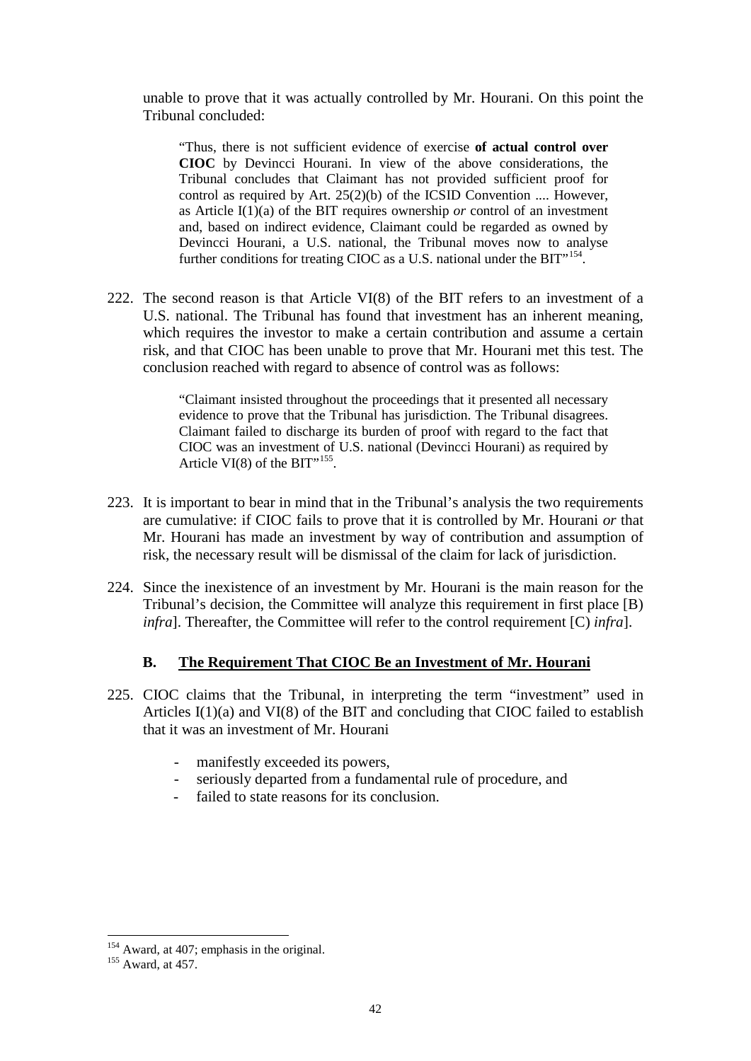unable to prove that it was actually controlled by Mr. Hourani. On this point the Tribunal concluded:

> "Thus, there is not sufficient evidence of exercise **of actual control over CIOC** by Devincci Hourani. In view of the above considerations, the Tribunal concludes that Claimant has not provided sufficient proof for control as required by Art. 25(2)(b) of the ICSID Convention .... However, as Article I(1)(a) of the BIT requires ownership *or* control of an investment and, based on indirect evidence, Claimant could be regarded as owned by Devincci Hourani, a U.S. national, the Tribunal moves now to analyse further conditions for treating CIOC as a U.S. national under the BIT"[154].

222. The second reason is that Article VI(8) of the BIT refers to an investment of a U.S. national. The Tribunal has found that investment has an inherent meaning, which requires the investor to make a certain contribution and assume a certain risk, and that CIOC has been unable to prove that Mr. Hourani met this test. The conclusion reached with regard to absence of control was as follows:

> "Claimant insisted throughout the proceedings that it presented all necessary evidence to prove that the Tribunal has jurisdiction. The Tribunal disagrees. Claimant failed to discharge its burden of proof with regard to the fact that CIOC was an investment of U.S. national (Devincci Hourani) as required by Article VI(8) of the BIT"[155].

223. It is important to bear in mind that in the Tribunal's analysis the two requirements are cumulative: if CIOC fails to prove that it is controlled by Mr. Hourani *or* that Mr. Hourani has made an investment by way of contribution and assumption of risk, the necessary result will be dismissal of the claim for lack of jurisdiction.

224. Since the inexistence of an investment by Mr. Hourani is the main reason for the Tribunal's decision, the Committee will analyze this requirement in first place [B) *infra*]. Thereafter, the Committee will refer to the control requirement [C) *infra*].

### B. The Requirement That CIOC Be an Investment of Mr. Hourani

225. CIOC claims that the Tribunal, in interpreting the term "investment" used in Articles I(1)(a) and VI(8) of the BIT and concluding that CIOC failed to establish that it was an investment of Mr. Hourani

- manifestly exceeded its powers,
- seriously departed from a fundamental rule of procedure, and
- failed to state reasons for its conclusion.

---

[154] Award, at 407; emphasis in the original.

[155] Award, at 457.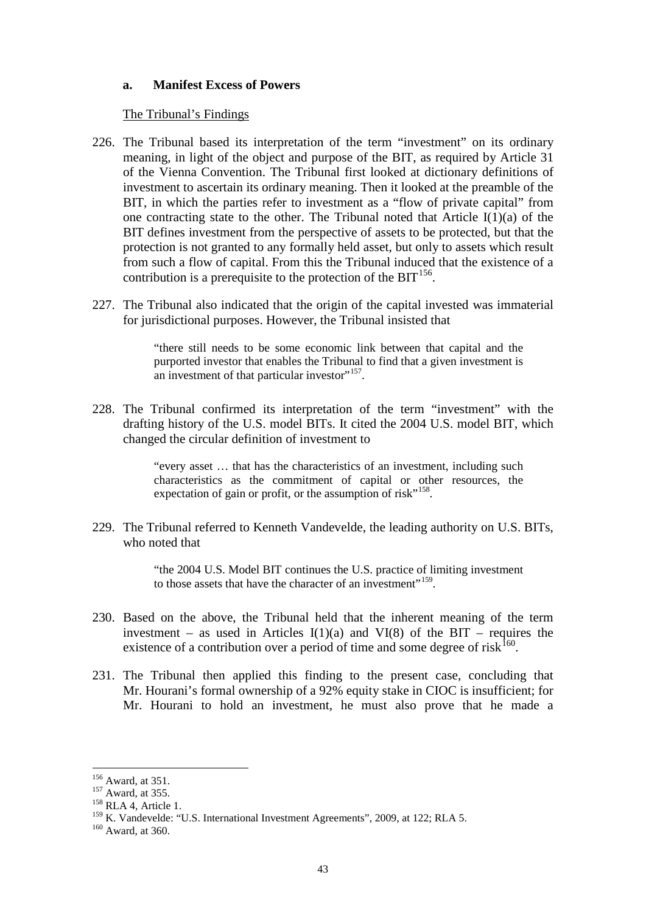### a. Manifest Excess of Powers

The Tribunal's Findings

226. The Tribunal based its interpretation of the term "investment" on its ordinary meaning, in light of the object and purpose of the BIT, as required by Article 31 of the Vienna Convention. The Tribunal first looked at dictionary definitions of investment to ascertain its ordinary meaning. Then it looked at the preamble of the BIT, in which the parties refer to investment as a "flow of private capital" from one contracting state to the other. The Tribunal noted that Article I(1)(a) of the BIT defines investment from the perspective of assets to be protected, but that the protection is not granted to any formally held asset, but only to assets which result from such a flow of capital. From this the Tribunal induced that the existence of a contribution is a prerequisite to the protection of the BIT[156].

227. The Tribunal also indicated that the origin of the capital invested was immaterial for jurisdictional purposes. However, the Tribunal insisted that

> "there still needs to be some economic link between that capital and the purported investor that enables the Tribunal to find that a given investment is an investment of that particular investor"[157].

228. The Tribunal confirmed its interpretation of the term "investment" with the drafting history of the U.S. model BITs. It cited the 2004 U.S. model BIT, which changed the circular definition of investment to

> "every asset … that has the characteristics of an investment, including such characteristics as the commitment of capital or other resources, the expectation of gain or profit, or the assumption of risk"[158].

229. The Tribunal referred to Kenneth Vandevelde, the leading authority on U.S. BITs, who noted that

> "the 2004 U.S. Model BIT continues the U.S. practice of limiting investment to those assets that have the character of an investment"[159].

230. Based on the above, the Tribunal held that the inherent meaning of the term investment – as used in Articles I(1)(a) and VI(8) of the BIT – requires the existence of a contribution over a period of time and some degree of risk[160].

231. The Tribunal then applied this finding to the present case, concluding that Mr. Hourani's formal ownership of a 92% equity stake in CIOC is insufficient; for Mr. Hourani to hold an investment, he must also prove that he made a

---

[156] Award, at 351.

[157] Award, at 355.

[158] RLA 4, Article 1.

[159] K. Vandevelde: "U.S. International Investment Agreements", 2009, at 122; RLA 5.

[160] Award, at 360.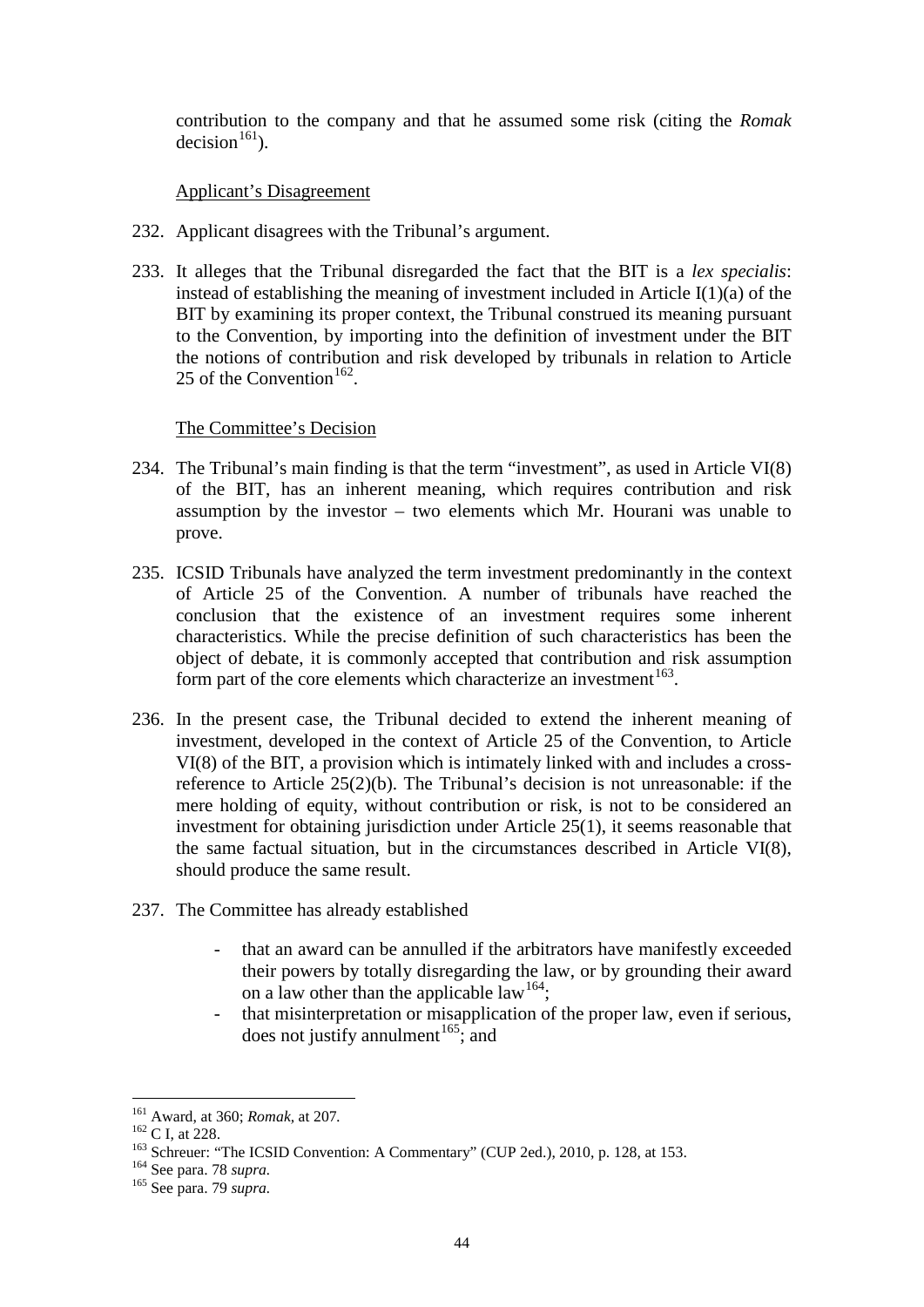contribution to the company and that he assumed some risk (citing the *Romak* decision[161]).

Applicant's Disagreement

232. Applicant disagrees with the Tribunal's argument.

233. It alleges that the Tribunal disregarded the fact that the BIT is a *lex specialis*: instead of establishing the meaning of investment included in Article I(1)(a) of the BIT by examining its proper context, the Tribunal construed its meaning pursuant to the Convention, by importing into the definition of investment under the BIT the notions of contribution and risk developed by tribunals in relation to Article 25 of the Convention[162].

The Committee's Decision

234. The Tribunal's main finding is that the term "investment", as used in Article VI(8) of the BIT, has an inherent meaning, which requires contribution and risk assumption by the investor – two elements which Mr. Hourani was unable to prove.

235. ICSID Tribunals have analyzed the term investment predominantly in the context of Article 25 of the Convention. A number of tribunals have reached the conclusion that the existence of an investment requires some inherent characteristics. While the precise definition of such characteristics has been the object of debate, it is commonly accepted that contribution and risk assumption form part of the core elements which characterize an investment[163].

236. In the present case, the Tribunal decided to extend the inherent meaning of investment, developed in the context of Article 25 of the Convention, to Article VI(8) of the BIT, a provision which is intimately linked with and includes a cross-reference to Article 25(2)(b). The Tribunal's decision is not unreasonable: if the mere holding of equity, without contribution or risk, is not to be considered an investment for obtaining jurisdiction under Article 25(1), it seems reasonable that the same factual situation, but in the circumstances described in Article VI(8), should produce the same result.

237. The Committee has already established

- that an award can be annulled if the arbitrators have manifestly exceeded their powers by totally disregarding the law, or by grounding their award on a law other than the applicable law[164];
- that misinterpretation or misapplication of the proper law, even if serious, does not justify annulment[165]; and

---

[161] Award, at 360; *Romak*, at 207.

[162] C I, at 228.

[163] Schreuer: "The ICSID Convention: A Commentary" (CUP 2ed.), 2010, p. 128, at 153.

[164] See para. 78 *supra*.

[165] See para. 79 *supra*.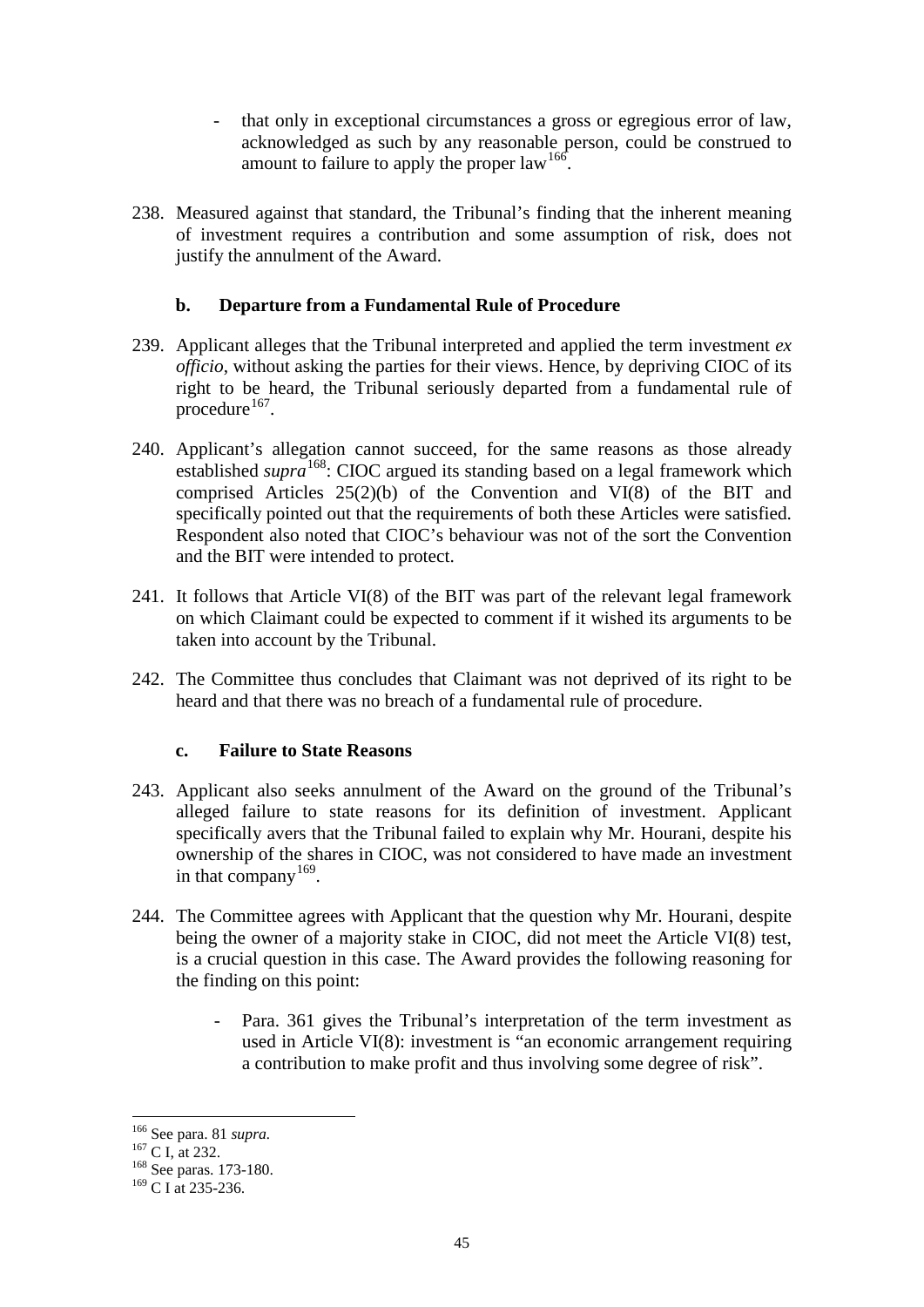- that only in exceptional circumstances a gross or egregious error of law, acknowledged as such by any reasonable person, could be construed to amount to failure to apply the proper law[166].

238. Measured against that standard, the Tribunal's finding that the inherent meaning of investment requires a contribution and some assumption of risk, does not justify the annulment of the Award.

### b. Departure from a Fundamental Rule of Procedure

239. Applicant alleges that the Tribunal interpreted and applied the term investment *ex officio*, without asking the parties for their views. Hence, by depriving CIOC of its right to be heard, the Tribunal seriously departed from a fundamental rule of procedure[167].

240. Applicant's allegation cannot succeed, for the same reasons as those already established *supra*[168]: CIOC argued its standing based on a legal framework which comprised Articles 25(2)(b) of the Convention and VI(8) of the BIT and specifically pointed out that the requirements of both these Articles were satisfied. Respondent also noted that CIOC's behaviour was not of the sort the Convention and the BIT were intended to protect.

241. It follows that Article VI(8) of the BIT was part of the relevant legal framework on which Claimant could be expected to comment if it wished its arguments to be taken into account by the Tribunal.

242. The Committee thus concludes that Claimant was not deprived of its right to be heard and that there was no breach of a fundamental rule of procedure.

### c. Failure to State Reasons

243. Applicant also seeks annulment of the Award on the ground of the Tribunal's alleged failure to state reasons for its definition of investment. Applicant specifically avers that the Tribunal failed to explain why Mr. Hourani, despite his ownership of the shares in CIOC, was not considered to have made an investment in that company[169].

244. The Committee agrees with Applicant that the question why Mr. Hourani, despite being the owner of a majority stake in CIOC, did not meet the Article VI(8) test, is a crucial question in this case. The Award provides the following reasoning for the finding on this point:

    - Para. 361 gives the Tribunal's interpretation of the term investment as used in Article VI(8): investment is "an economic arrangement requiring a contribution to make profit and thus involving some degree of risk".

---

[166] See para. 81 *supra*.

[167] C I, at 232.

[168] See paras. 173-180.

[169] C I at 235-236.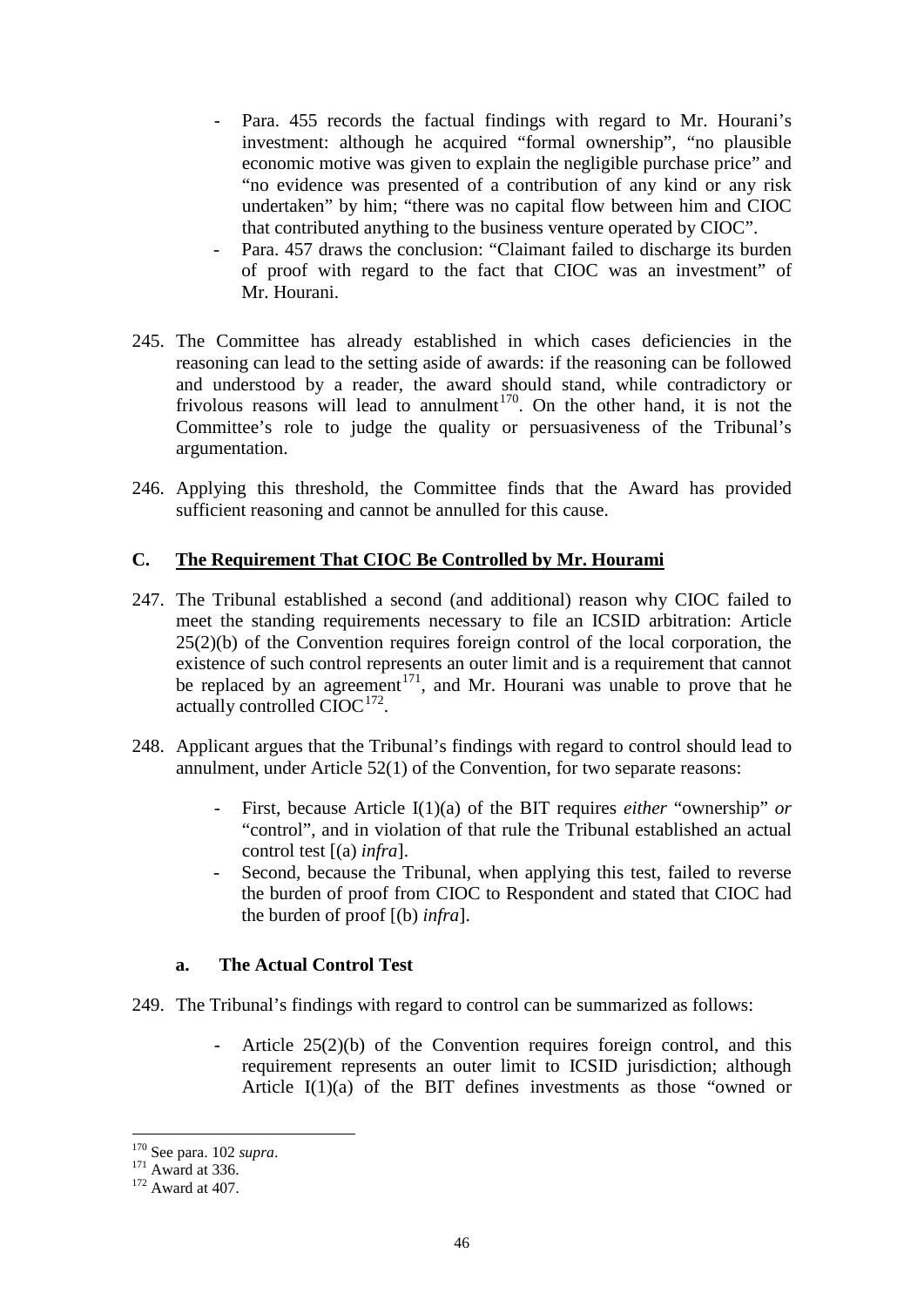- Para. 455 records the factual findings with regard to Mr. Hourani's investment: although he acquired "formal ownership", "no plausible economic motive was given to explain the negligible purchase price" and "no evidence was presented of a contribution of any kind or any risk undertaken" by him; "there was no capital flow between him and CIOC that contributed anything to the business venture operated by CIOC".
- Para. 457 draws the conclusion: "Claimant failed to discharge its burden of proof with regard to the fact that CIOC was an investment" of Mr. Hourani.

245. The Committee has already established in which cases deficiencies in the reasoning can lead to the setting aside of awards: if the reasoning can be followed and understood by a reader, the award should stand, while contradictory or frivolous reasons will lead to annulment[170]. On the other hand, it is not the Committee's role to judge the quality or persuasiveness of the Tribunal's argumentation.

246. Applying this threshold, the Committee finds that the Award has provided sufficient reasoning and cannot be annulled for this cause.

## C. The Requirement That CIOC Be Controlled by Mr. Hourami

247. The Tribunal established a second (and additional) reason why CIOC failed to meet the standing requirements necessary to file an ICSID arbitration: Article 25(2)(b) of the Convention requires foreign control of the local corporation, the existence of such control represents an outer limit and is a requirement that cannot be replaced by an agreement[171], and Mr. Hourani was unable to prove that he actually controlled CIOC[172].

248. Applicant argues that the Tribunal's findings with regard to control should lead to annulment, under Article 52(1) of the Convention, for two separate reasons:

   - First, because Article I(1)(a) of the BIT requires *either* "ownership" *or* "control", and in violation of that rule the Tribunal established an actual control test [(a) *infra*].
   - Second, because the Tribunal, when applying this test, failed to reverse the burden of proof from CIOC to Respondent and stated that CIOC had the burden of proof [(b) *infra*].

### a. The Actual Control Test

249. The Tribunal's findings with regard to control can be summarized as follows:

   - Article 25(2)(b) of the Convention requires foreign control, and this requirement represents an outer limit to ICSID jurisdiction; although Article I(1)(a) of the BIT defines investments as those "owned or

---

[170] See para. 102 *supra*.
[171] Award at 336.
[172] Award at 407.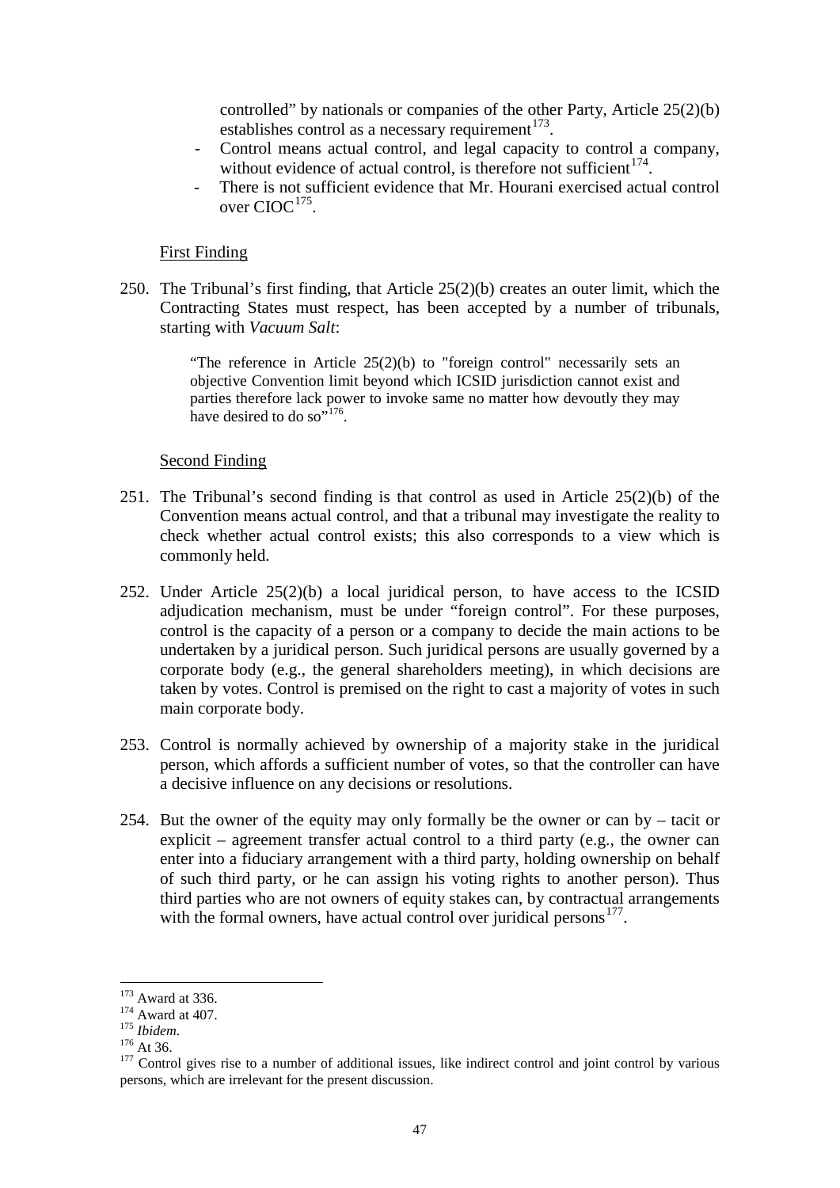controlled" by nationals or companies of the other Party, Article 25(2)(b) establishes control as a necessary requirement[173].

- Control means actual control, and legal capacity to control a company, without evidence of actual control, is therefore not sufficient[174].
- There is not sufficient evidence that Mr. Hourani exercised actual control over CIOC[175].

First Finding

250. The Tribunal's first finding, that Article 25(2)(b) creates an outer limit, which the Contracting States must respect, has been accepted by a number of tribunals, starting with *Vacuum Salt*:

> "The reference in Article 25(2)(b) to "foreign control" necessarily sets an objective Convention limit beyond which ICSID jurisdiction cannot exist and parties therefore lack power to invoke same no matter how devoutly they may have desired to do so"[176].

Second Finding

251. The Tribunal's second finding is that control as used in Article 25(2)(b) of the Convention means actual control, and that a tribunal may investigate the reality to check whether actual control exists; this also corresponds to a view which is commonly held.

252. Under Article 25(2)(b) a local juridical person, to have access to the ICSID adjudication mechanism, must be under "foreign control". For these purposes, control is the capacity of a person or a company to decide the main actions to be undertaken by a juridical person. Such juridical persons are usually governed by a corporate body (e.g., the general shareholders meeting), in which decisions are taken by votes. Control is premised on the right to cast a majority of votes in such main corporate body.

253. Control is normally achieved by ownership of a majority stake in the juridical person, which affords a sufficient number of votes, so that the controller can have a decisive influence on any decisions or resolutions.

254. But the owner of the equity may only formally be the owner or can by – tacit or explicit – agreement transfer actual control to a third party (e.g., the owner can enter into a fiduciary arrangement with a third party, holding ownership on behalf of such third party, or he can assign his voting rights to another person). Thus third parties who are not owners of equity stakes can, by contractual arrangements with the formal owners, have actual control over juridical persons[177].

---

[173] Award at 336.

[174] Award at 407.

[175] *Ibidem*.

[176] At 36.

[177] Control gives rise to a number of additional issues, like indirect control and joint control by various persons, which are irrelevant for the present discussion.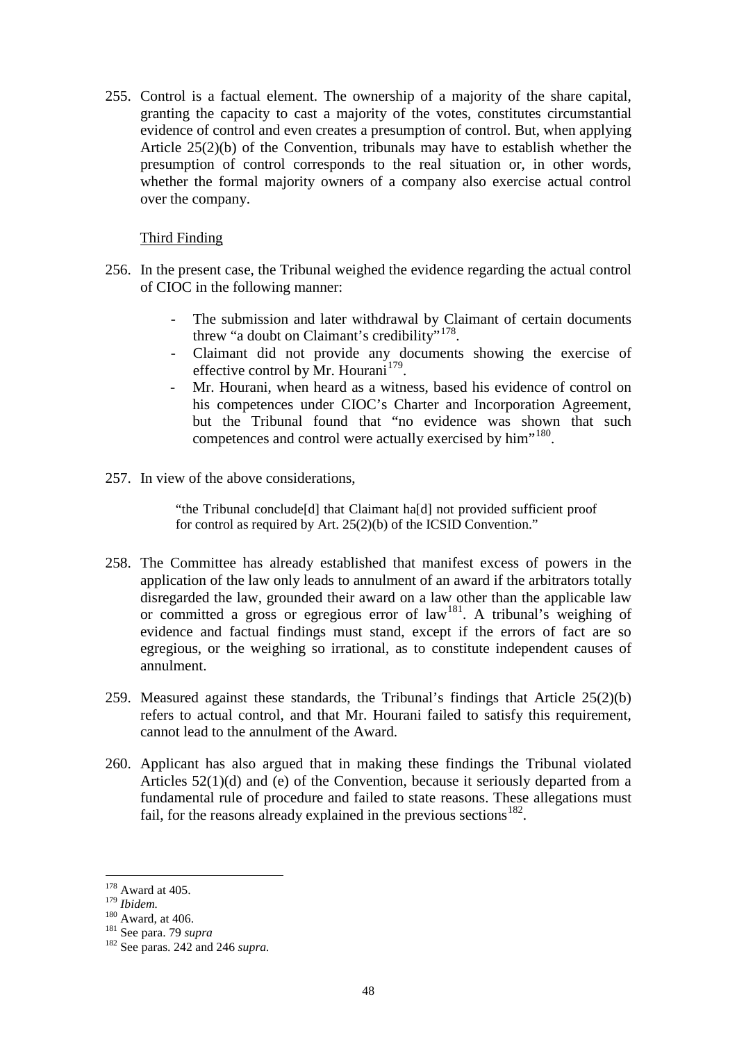255. Control is a factual element. The ownership of a majority of the share capital, granting the capacity to cast a majority of the votes, constitutes circumstantial evidence of control and even creates a presumption of control. But, when applying Article 25(2)(b) of the Convention, tribunals may have to establish whether the presumption of control corresponds to the real situation or, in other words, whether the formal majority owners of a company also exercise actual control over the company.

Third Finding

256. In the present case, the Tribunal weighed the evidence regarding the actual control of CIOC in the following manner:

- The submission and later withdrawal by Claimant of certain documents threw "a doubt on Claimant's credibility"[178].
- Claimant did not provide any documents showing the exercise of effective control by Mr. Hourani[179].
- Mr. Hourani, when heard as a witness, based his evidence of control on his competences under CIOC's Charter and Incorporation Agreement, but the Tribunal found that "no evidence was shown that such competences and control were actually exercised by him"[180].

257. In view of the above considerations,

> "the Tribunal conclude[d] that Claimant ha[d] not provided sufficient proof for control as required by Art. 25(2)(b) of the ICSID Convention."

258. The Committee has already established that manifest excess of powers in the application of the law only leads to annulment of an award if the arbitrators totally disregarded the law, grounded their award on a law other than the applicable law or committed a gross or egregious error of law[181]. A tribunal's weighing of evidence and factual findings must stand, except if the errors of fact are so egregious, or the weighing so irrational, as to constitute independent causes of annulment.

259. Measured against these standards, the Tribunal's findings that Article 25(2)(b) refers to actual control, and that Mr. Hourani failed to satisfy this requirement, cannot lead to the annulment of the Award.

260. Applicant has also argued that in making these findings the Tribunal violated Articles 52(1)(d) and (e) of the Convention, because it seriously departed from a fundamental rule of procedure and failed to state reasons. These allegations must fail, for the reasons already explained in the previous sections[182].

---

[178] Award at 405.

[179] *Ibidem.*

[180] Award, at 406.

[181] See para. 79 *supra*

[182] See paras. 242 and 246 *supra.*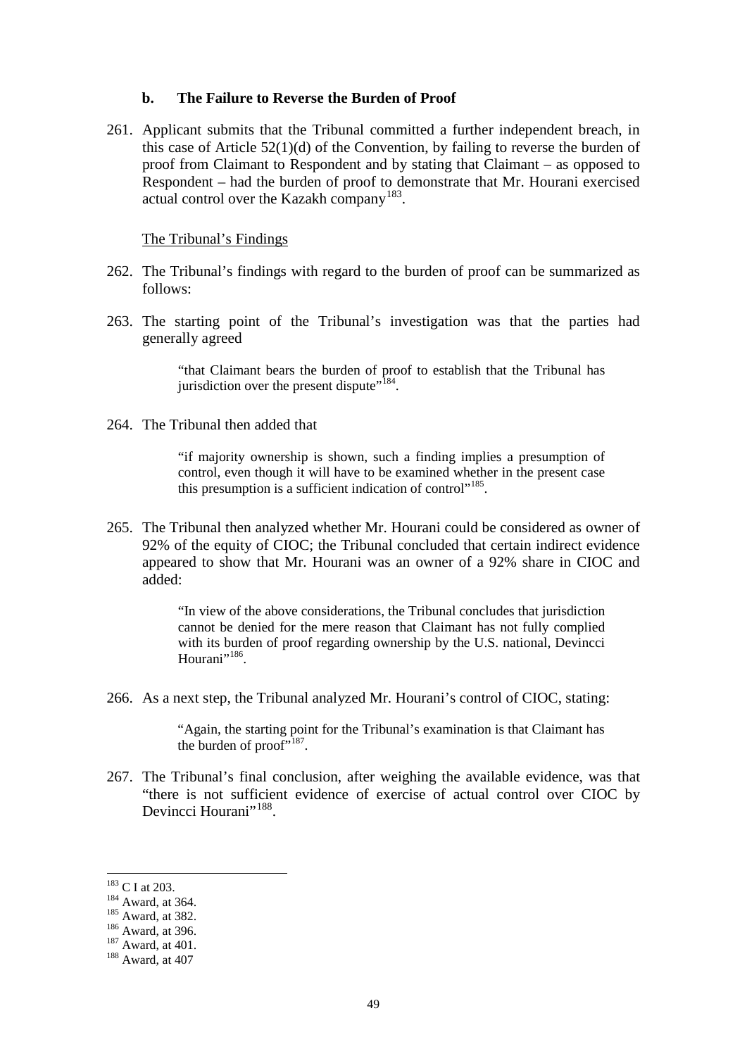### b. The Failure to Reverse the Burden of Proof

261. Applicant submits that the Tribunal committed a further independent breach, in this case of Article 52(1)(d) of the Convention, by failing to reverse the burden of proof from Claimant to Respondent and by stating that Claimant – as opposed to Respondent – had the burden of proof to demonstrate that Mr. Hourani exercised actual control over the Kazakh company[183].

The Tribunal's Findings

262. The Tribunal's findings with regard to the burden of proof can be summarized as follows:

263. The starting point of the Tribunal's investigation was that the parties had generally agreed

> "that Claimant bears the burden of proof to establish that the Tribunal has jurisdiction over the present dispute"[184].

264. The Tribunal then added that

> "if majority ownership is shown, such a finding implies a presumption of control, even though it will have to be examined whether in the present case this presumption is a sufficient indication of control"[185].

265. The Tribunal then analyzed whether Mr. Hourani could be considered as owner of 92% of the equity of CIOC; the Tribunal concluded that certain indirect evidence appeared to show that Mr. Hourani was an owner of a 92% share in CIOC and added:

> "In view of the above considerations, the Tribunal concludes that jurisdiction cannot be denied for the mere reason that Claimant has not fully complied with its burden of proof regarding ownership by the U.S. national, Devincci Hourani"[186].

266. As a next step, the Tribunal analyzed Mr. Hourani's control of CIOC, stating:

> "Again, the starting point for the Tribunal's examination is that Claimant has the burden of proof"[187].

267. The Tribunal's final conclusion, after weighing the available evidence, was that "there is not sufficient evidence of exercise of actual control over CIOC by Devincci Hourani"[188].

---

[183] C I at 203.
[184] Award, at 364.
[185] Award, at 382.
[186] Award, at 396.
[187] Award, at 401.
[188] Award, at 407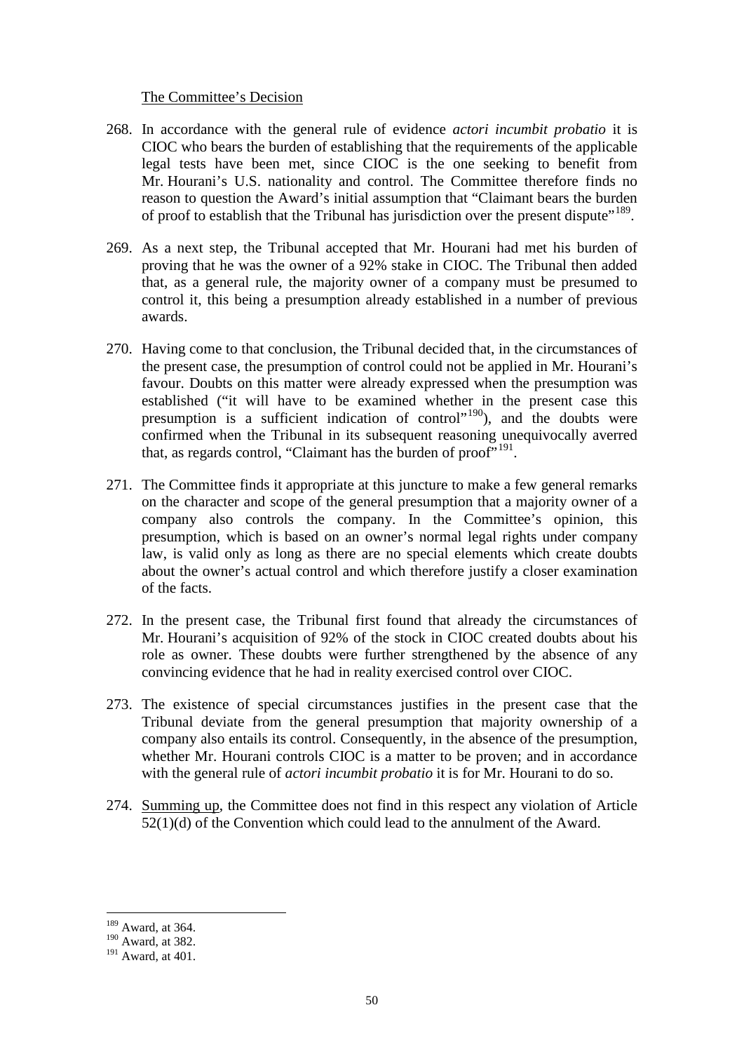The Committee's Decision

268. In accordance with the general rule of evidence *actori incumbit probatio* it is CIOC who bears the burden of establishing that the requirements of the applicable legal tests have been met, since CIOC is the one seeking to benefit from Mr. Hourani's U.S. nationality and control. The Committee therefore finds no reason to question the Award's initial assumption that "Claimant bears the burden of proof to establish that the Tribunal has jurisdiction over the present dispute"[189].

269. As a next step, the Tribunal accepted that Mr. Hourani had met his burden of proving that he was the owner of a 92% stake in CIOC. The Tribunal then added that, as a general rule, the majority owner of a company must be presumed to control it, this being a presumption already established in a number of previous awards.

270. Having come to that conclusion, the Tribunal decided that, in the circumstances of the present case, the presumption of control could not be applied in Mr. Hourani's favour. Doubts on this matter were already expressed when the presumption was established ("it will have to be examined whether in the present case this presumption is a sufficient indication of control"[190]), and the doubts were confirmed when the Tribunal in its subsequent reasoning unequivocally averred that, as regards control, "Claimant has the burden of proof"[191].

271. The Committee finds it appropriate at this juncture to make a few general remarks on the character and scope of the general presumption that a majority owner of a company also controls the company. In the Committee's opinion, this presumption, which is based on an owner's normal legal rights under company law, is valid only as long as there are no special elements which create doubts about the owner's actual control and which therefore justify a closer examination of the facts.

272. In the present case, the Tribunal first found that already the circumstances of Mr. Hourani's acquisition of 92% of the stock in CIOC created doubts about his role as owner. These doubts were further strengthened by the absence of any convincing evidence that he had in reality exercised control over CIOC.

273. The existence of special circumstances justifies in the present case that the Tribunal deviate from the general presumption that majority ownership of a company also entails its control. Consequently, in the absence of the presumption, whether Mr. Hourani controls CIOC is a matter to be proven; and in accordance with the general rule of *actori incumbit probatio* it is for Mr. Hourani to do so.

274. Summing up, the Committee does not find in this respect any violation of Article 52(1)(d) of the Convention which could lead to the annulment of the Award.

---

[189] Award, at 364.

[190] Award, at 382.

[191] Award, at 401.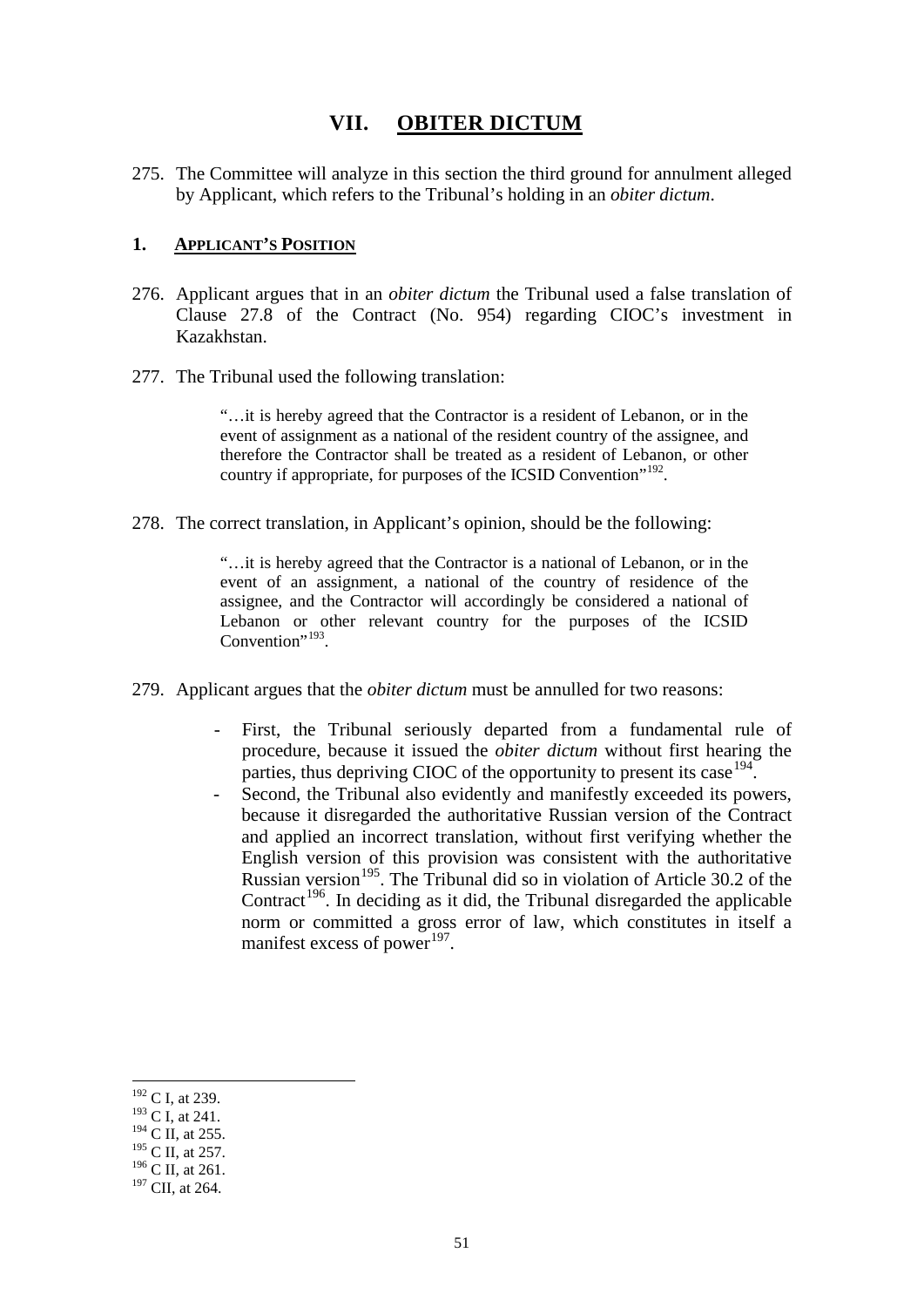# VII. OBITER DICTUM

275. The Committee will analyze in this section the third ground for annulment alleged by Applicant, which refers to the Tribunal's holding in an *obiter dictum*.

## 1. APPLICANT'S POSITION

276. Applicant argues that in an *obiter dictum* the Tribunal used a false translation of Clause 27.8 of the Contract (No. 954) regarding CIOC's investment in Kazakhstan.

277. The Tribunal used the following translation:

> "…it is hereby agreed that the Contractor is a resident of Lebanon, or in the event of assignment as a national of the resident country of the assignee, and therefore the Contractor shall be treated as a resident of Lebanon, or other country if appropriate, for purposes of the ICSID Convention"[192].

278. The correct translation, in Applicant's opinion, should be the following:

> "…it is hereby agreed that the Contractor is a national of Lebanon, or in the event of an assignment, a national of the country of residence of the assignee, and the Contractor will accordingly be considered a national of Lebanon or other relevant country for the purposes of the ICSID Convention"[193].

279. Applicant argues that the *obiter dictum* must be annulled for two reasons:

- First, the Tribunal seriously departed from a fundamental rule of procedure, because it issued the *obiter dictum* without first hearing the parties, thus depriving CIOC of the opportunity to present its case[194].
- Second, the Tribunal also evidently and manifestly exceeded its powers, because it disregarded the authoritative Russian version of the Contract and applied an incorrect translation, without first verifying whether the English version of this provision was consistent with the authoritative Russian version[195]. The Tribunal did so in violation of Article 30.2 of the Contract[196]. In deciding as it did, the Tribunal disregarded the applicable norm or committed a gross error of law, which constitutes in itself a manifest excess of power[197].

---

[192] C I, at 239.
[193] C I, at 241.
[194] C II, at 255.
[195] C II, at 257.
[196] C II, at 261.
[197] CII, at 264.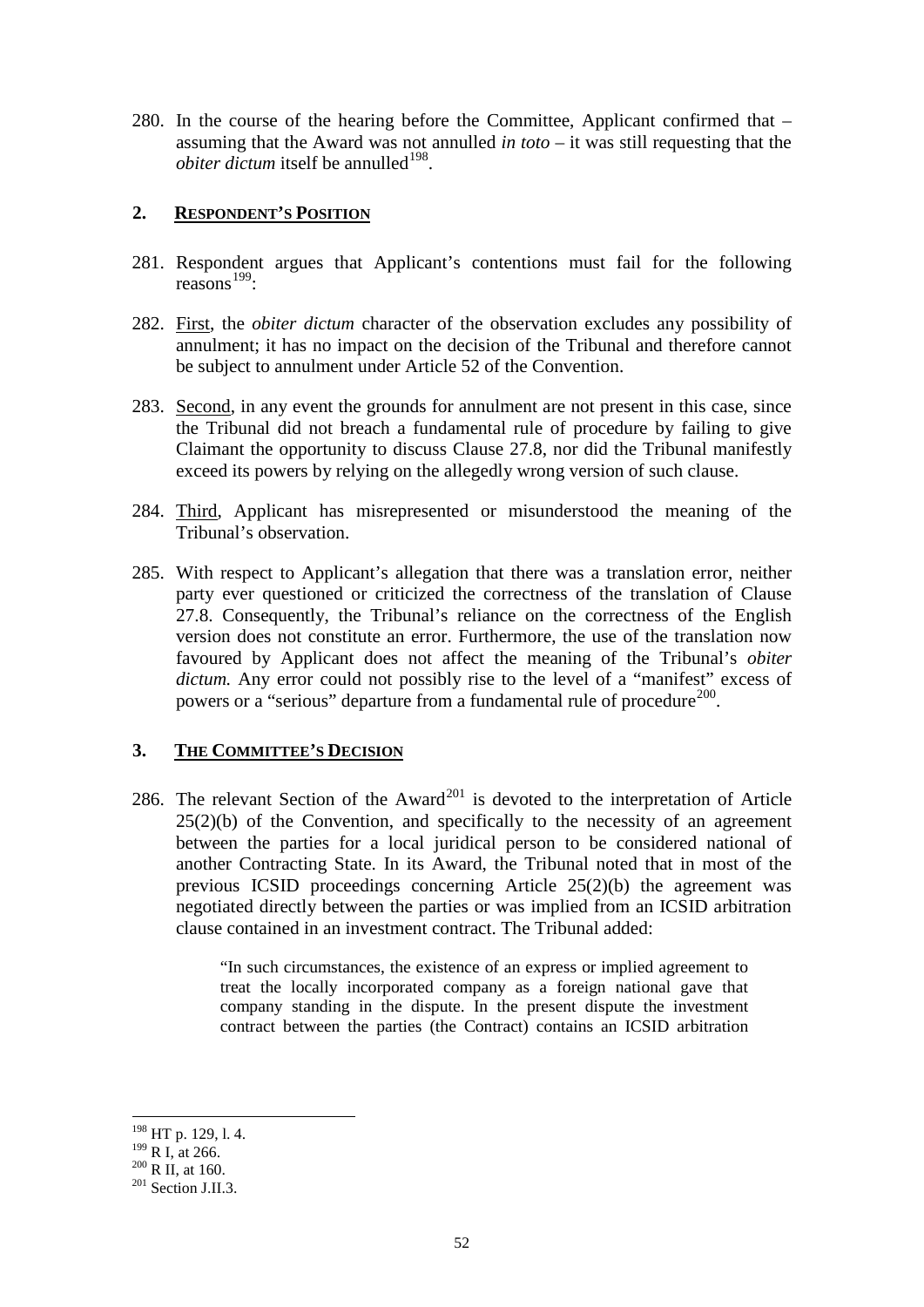280. In the course of the hearing before the Committee, Applicant confirmed that – assuming that the Award was not annulled *in toto* – it was still requesting that the *obiter dictum* itself be annulled[198].

## 2. RESPONDENT'S POSITION

281. Respondent argues that Applicant's contentions must fail for the following reasons[199]:

282. First, the *obiter dictum* character of the observation excludes any possibility of annulment; it has no impact on the decision of the Tribunal and therefore cannot be subject to annulment under Article 52 of the Convention.

283. Second, in any event the grounds for annulment are not present in this case, since the Tribunal did not breach a fundamental rule of procedure by failing to give Claimant the opportunity to discuss Clause 27.8, nor did the Tribunal manifestly exceed its powers by relying on the allegedly wrong version of such clause.

284. Third, Applicant has misrepresented or misunderstood the meaning of the Tribunal's observation.

285. With respect to Applicant's allegation that there was a translation error, neither party ever questioned or criticized the correctness of the translation of Clause 27.8. Consequently, the Tribunal's reliance on the correctness of the English version does not constitute an error. Furthermore, the use of the translation now favoured by Applicant does not affect the meaning of the Tribunal's *obiter dictum.* Any error could not possibly rise to the level of a "manifest" excess of powers or a "serious" departure from a fundamental rule of procedure[200].

## 3. THE COMMITTEE'S DECISION

286. The relevant Section of the Award[201] is devoted to the interpretation of Article 25(2)(b) of the Convention, and specifically to the necessity of an agreement between the parties for a local juridical person to be considered national of another Contracting State. In its Award, the Tribunal noted that in most of the previous ICSID proceedings concerning Article 25(2)(b) the agreement was negotiated directly between the parties or was implied from an ICSID arbitration clause contained in an investment contract. The Tribunal added:

> "In such circumstances, the existence of an express or implied agreement to treat the locally incorporated company as a foreign national gave that company standing in the dispute. In the present dispute the investment contract between the parties (the Contract) contains an ICSID arbitration

---

[198] HT p. 129, l. 4.

[199] R I, at 266.

[200] R II, at 160.

[201] Section J.II.3.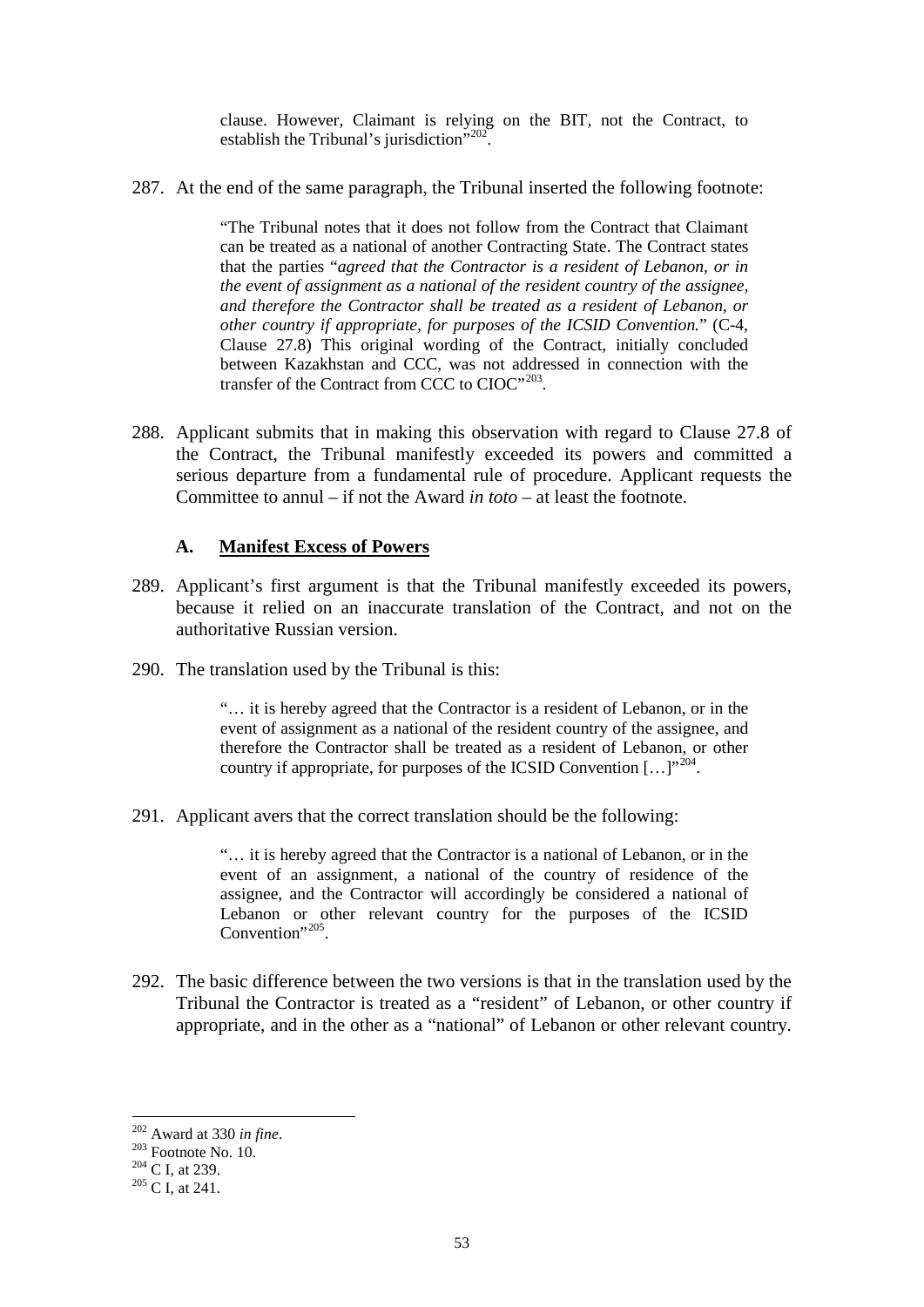> clause. However, Claimant is relying on the BIT, not the Contract, to establish the Tribunal's jurisdiction"[202].

287. At the end of the same paragraph, the Tribunal inserted the following footnote:

> "The Tribunal notes that it does not follow from the Contract that Claimant can be treated as a national of another Contracting State. The Contract states that the parties "*agreed that the Contractor is a resident of Lebanon, or in the event of assignment as a national of the resident country of the assignee, and therefore the Contractor shall be treated as a resident of Lebanon, or other country if appropriate, for purposes of the ICSID Convention.*" (C-4, Clause 27.8) This original wording of the Contract, initially concluded between Kazakhstan and CCC, was not addressed in connection with the transfer of the Contract from CCC to CIOC"[203].

288. Applicant submits that in making this observation with regard to Clause 27.8 of the Contract, the Tribunal manifestly exceeded its powers and committed a serious departure from a fundamental rule of procedure. Applicant requests the Committee to annul – if not the Award *in toto* – at least the footnote.

### A. Manifest Excess of Powers

289. Applicant's first argument is that the Tribunal manifestly exceeded its powers, because it relied on an inaccurate translation of the Contract, and not on the authoritative Russian version.

290. The translation used by the Tribunal is this:

> "… it is hereby agreed that the Contractor is a resident of Lebanon, or in the event of assignment as a national of the resident country of the assignee, and therefore the Contractor shall be treated as a resident of Lebanon, or other country if appropriate, for purposes of the ICSID Convention […]"[204].

291. Applicant avers that the correct translation should be the following:

> "… it is hereby agreed that the Contractor is a national of Lebanon, or in the event of an assignment, a national of the country of residence of the assignee, and the Contractor will accordingly be considered a national of Lebanon or other relevant country for the purposes of the ICSID Convention"[205].

292. The basic difference between the two versions is that in the translation used by the Tribunal the Contractor is treated as a "resident" of Lebanon, or other country if appropriate, and in the other as a "national" of Lebanon or other relevant country.

---

[202] Award at 330 *in fine*.

[203] Footnote No. 10.

[204] C I, at 239.

[205] C I, at 241.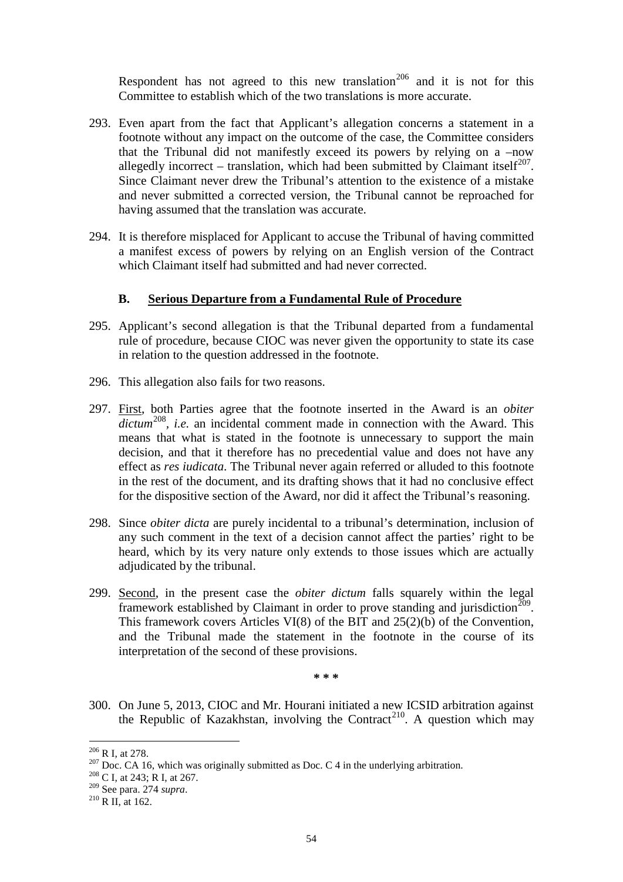Respondent has not agreed to this new translation[206] and it is not for this Committee to establish which of the two translations is more accurate.

293. Even apart from the fact that Applicant's allegation concerns a statement in a footnote without any impact on the outcome of the case, the Committee considers that the Tribunal did not manifestly exceed its powers by relying on a –now allegedly incorrect – translation, which had been submitted by Claimant itself[207]. Since Claimant never drew the Tribunal's attention to the existence of a mistake and never submitted a corrected version, the Tribunal cannot be reproached for having assumed that the translation was accurate.

294. It is therefore misplaced for Applicant to accuse the Tribunal of having committed a manifest excess of powers by relying on an English version of the Contract which Claimant itself had submitted and had never corrected.

### B. Serious Departure from a Fundamental Rule of Procedure

295. Applicant's second allegation is that the Tribunal departed from a fundamental rule of procedure, because CIOC was never given the opportunity to state its case in relation to the question addressed in the footnote.

296. This allegation also fails for two reasons.

297. First, both Parties agree that the footnote inserted in the Award is an *obiter dictum*[208], *i.e.* an incidental comment made in connection with the Award. This means that what is stated in the footnote is unnecessary to support the main decision, and that it therefore has no precedential value and does not have any effect as *res iudicata*. The Tribunal never again referred or alluded to this footnote in the rest of the document, and its drafting shows that it had no conclusive effect for the dispositive section of the Award, nor did it affect the Tribunal's reasoning.

298. Since *obiter dicta* are purely incidental to a tribunal's determination, inclusion of any such comment in the text of a decision cannot affect the parties' right to be heard, which by its very nature only extends to those issues which are actually adjudicated by the tribunal.

299. Second, in the present case the *obiter dictum* falls squarely within the legal framework established by Claimant in order to prove standing and jurisdiction[209]. This framework covers Articles VI(8) of the BIT and 25(2)(b) of the Convention, and the Tribunal made the statement in the footnote in the course of its interpretation of the second of these provisions.

\* \* \*

300. On June 5, 2013, CIOC and Mr. Hourani initiated a new ICSID arbitration against the Republic of Kazakhstan, involving the Contract[210]. A question which may

---

[206] R I, at 278.

[207] Doc. CA 16, which was originally submitted as Doc. C 4 in the underlying arbitration.

[208] C I, at 243; R I, at 267.

[209] See para. 274 *supra*.

[210] R II, at 162.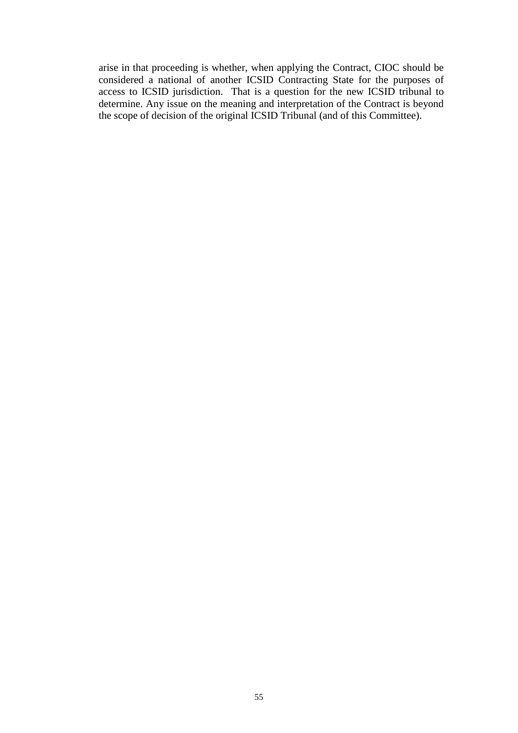arise in that proceeding is whether, when applying the Contract, CIOC should be considered a national of another ICSID Contracting State for the purposes of access to ICSID jurisdiction. That is a question for the new ICSID tribunal to determine. Any issue on the meaning and interpretation of the Contract is beyond the scope of decision of the original ICSID Tribunal (and of this Committee).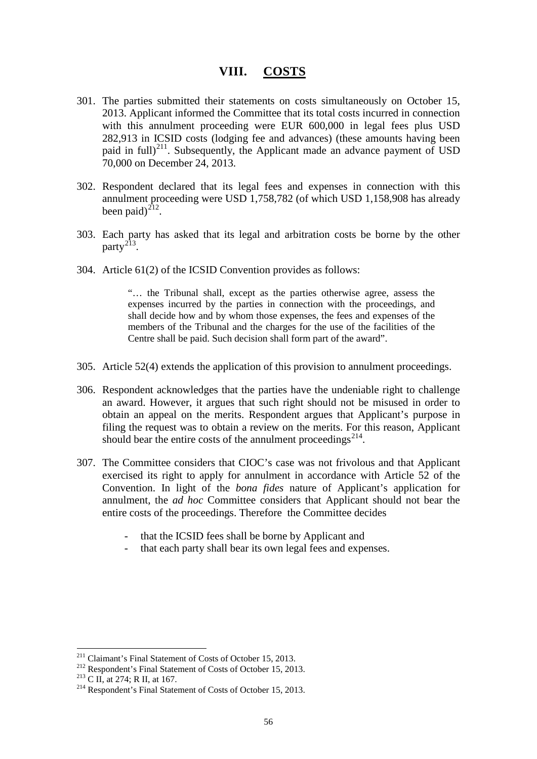# VIII. COSTS

301. The parties submitted their statements on costs simultaneously on October 15, 2013. Applicant informed the Committee that its total costs incurred in connection with this annulment proceeding were EUR 600,000 in legal fees plus USD 282,913 in ICSID costs (lodging fee and advances) (these amounts having been paid in full)[211]. Subsequently, the Applicant made an advance payment of USD 70,000 on December 24, 2013.

302. Respondent declared that its legal fees and expenses in connection with this annulment proceeding were USD 1,758,782 (of which USD 1,158,908 has already been paid)[212].

303. Each party has asked that its legal and arbitration costs be borne by the other party[213].

304. Article 61(2) of the ICSID Convention provides as follows:

> "… the Tribunal shall, except as the parties otherwise agree, assess the expenses incurred by the parties in connection with the proceedings, and shall decide how and by whom those expenses, the fees and expenses of the members of the Tribunal and the charges for the use of the facilities of the Centre shall be paid. Such decision shall form part of the award".

305. Article 52(4) extends the application of this provision to annulment proceedings.

306. Respondent acknowledges that the parties have the undeniable right to challenge an award. However, it argues that such right should not be misused in order to obtain an appeal on the merits. Respondent argues that Applicant's purpose in filing the request was to obtain a review on the merits. For this reason, Applicant should bear the entire costs of the annulment proceedings[214].

307. The Committee considers that CIOC's case was not frivolous and that Applicant exercised its right to apply for annulment in accordance with Article 52 of the Convention. In light of the *bona fides* nature of Applicant's application for annulment, the *ad hoc* Committee considers that Applicant should not bear the entire costs of the proceedings. Therefore the Committee decides

- that the ICSID fees shall be borne by Applicant and
- that each party shall bear its own legal fees and expenses.

---

[211] Claimant's Final Statement of Costs of October 15, 2013.

[212] Respondent's Final Statement of Costs of October 15, 2013.

[213] C II, at 274; R II, at 167.

[214] Respondent's Final Statement of Costs of October 15, 2013.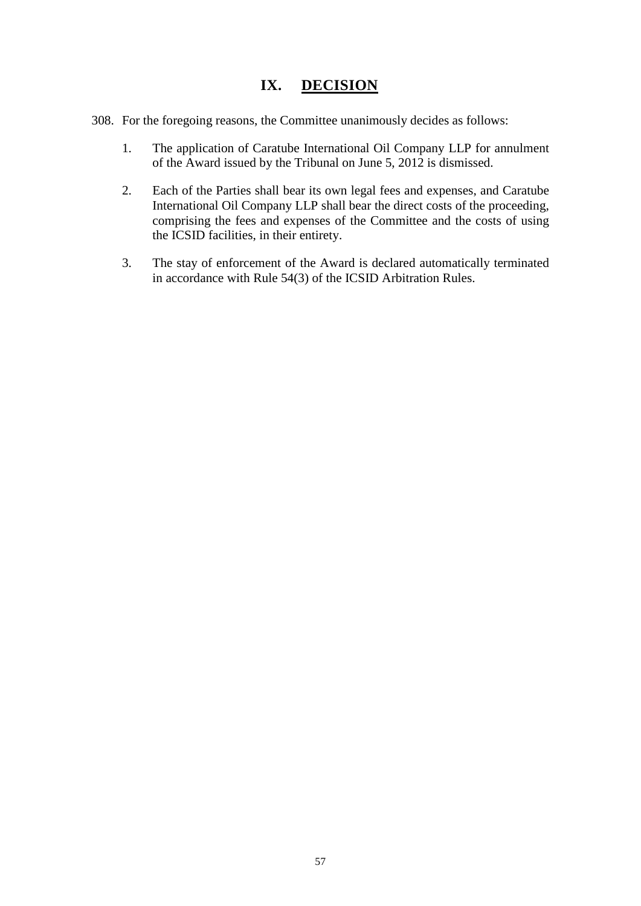# IX. DECISION

308. For the foregoing reasons, the Committee unanimously decides as follows:

1. The application of Caratube International Oil Company LLP for annulment of the Award issued by the Tribunal on June 5, 2012 is dismissed.

2. Each of the Parties shall bear its own legal fees and expenses, and Caratube International Oil Company LLP shall bear the direct costs of the proceeding, comprising the fees and expenses of the Committee and the costs of using the ICSID facilities, in their entirety.

3. The stay of enforcement of the Award is declared automatically terminated in accordance with Rule 54(3) of the ICSID Arbitration Rules.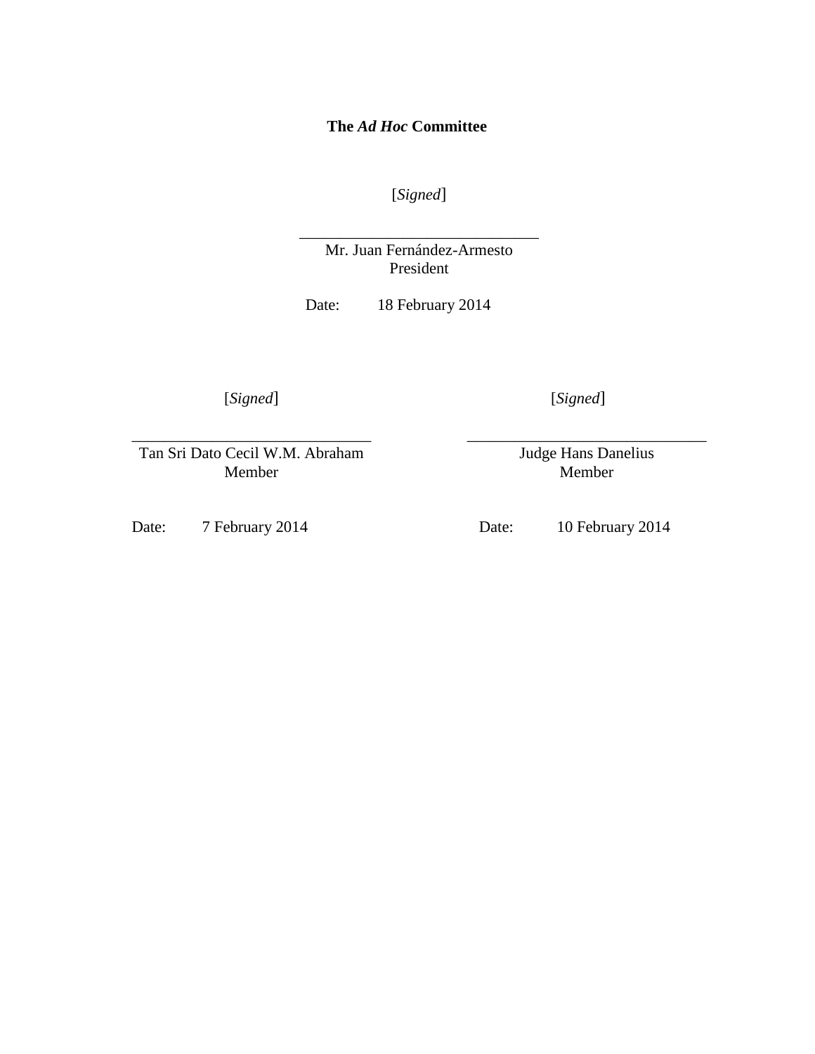**The *Ad Hoc* Committee**

[*Signed*]

\_\_\_\_\_\_\_\_\_\_\_\_\_\_\_\_\_\_\_\_\_\_\_\_\_\_\_\_\_\_

Mr. Juan Fernández-Armesto
President

Date: 18 February 2014

[*Signed*]

\_\_\_\_\_\_\_\_\_\_\_\_\_\_\_\_\_\_\_\_\_\_\_\_\_\_\_\_\_\_

Tan Sri Dato Cecil W.M. Abraham
Member

Date: 7 February 2014

[*Signed*]

\_\_\_\_\_\_\_\_\_\_\_\_\_\_\_\_\_\_\_\_\_\_\_\_\_\_\_\_\_\_

Judge Hans Danelius
Member

Date: 10 February 2014